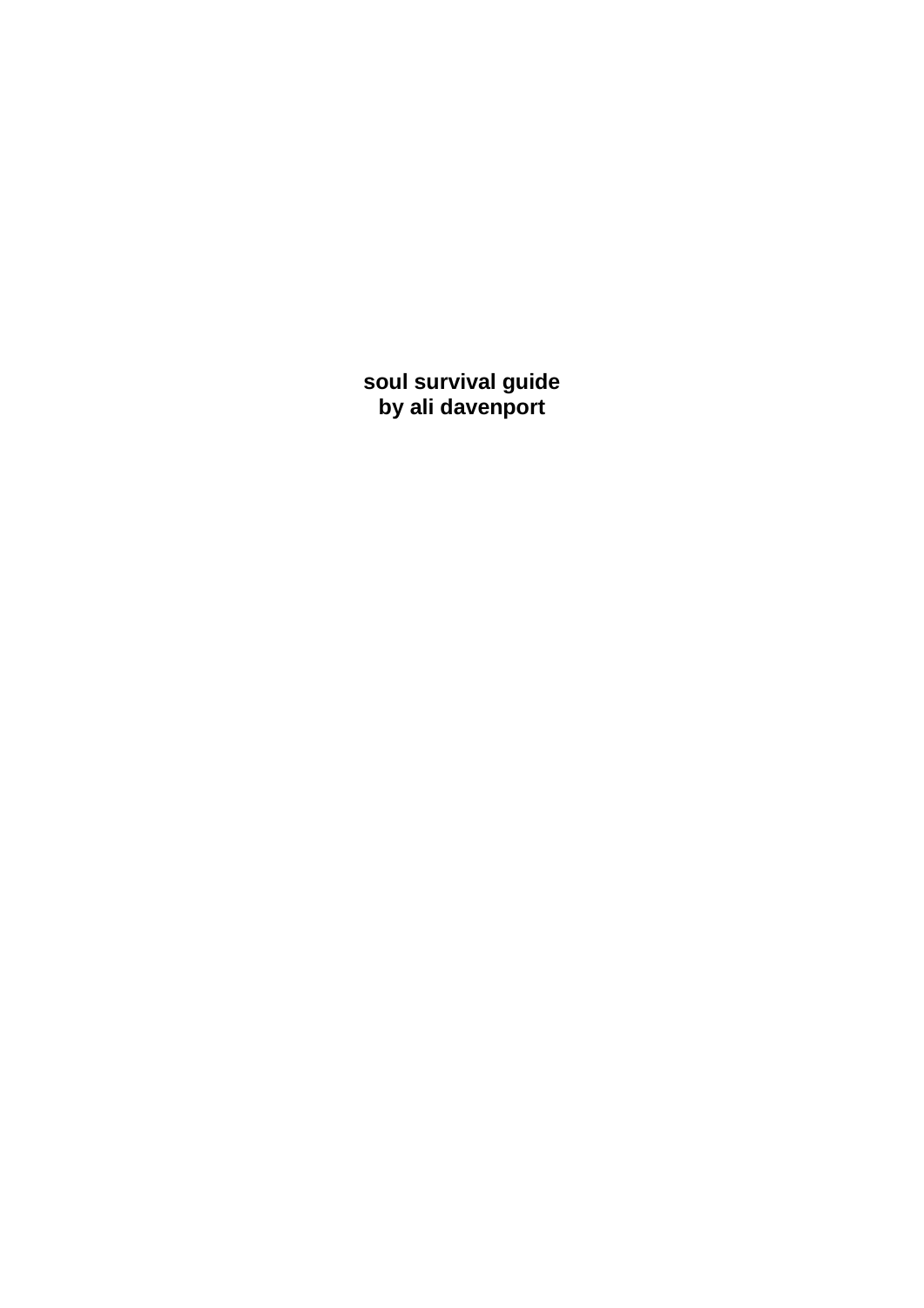**soul survival guide**
**by ali davenport**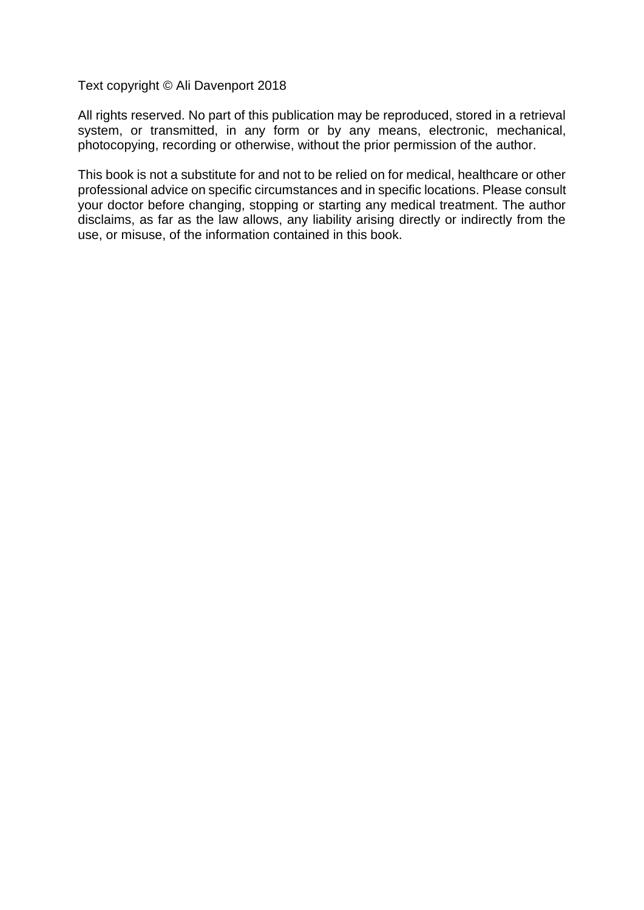Text copyright © Ali Davenport 2018

All rights reserved. No part of this publication may be reproduced, stored in a retrieval system, or transmitted, in any form or by any means, electronic, mechanical, photocopying, recording or otherwise, without the prior permission of the author.

This book is not a substitute for and not to be relied on for medical, healthcare or other professional advice on specific circumstances and in specific locations. Please consult your doctor before changing, stopping or starting any medical treatment. The author disclaims, as far as the law allows, any liability arising directly or indirectly from the use, or misuse, of the information contained in this book.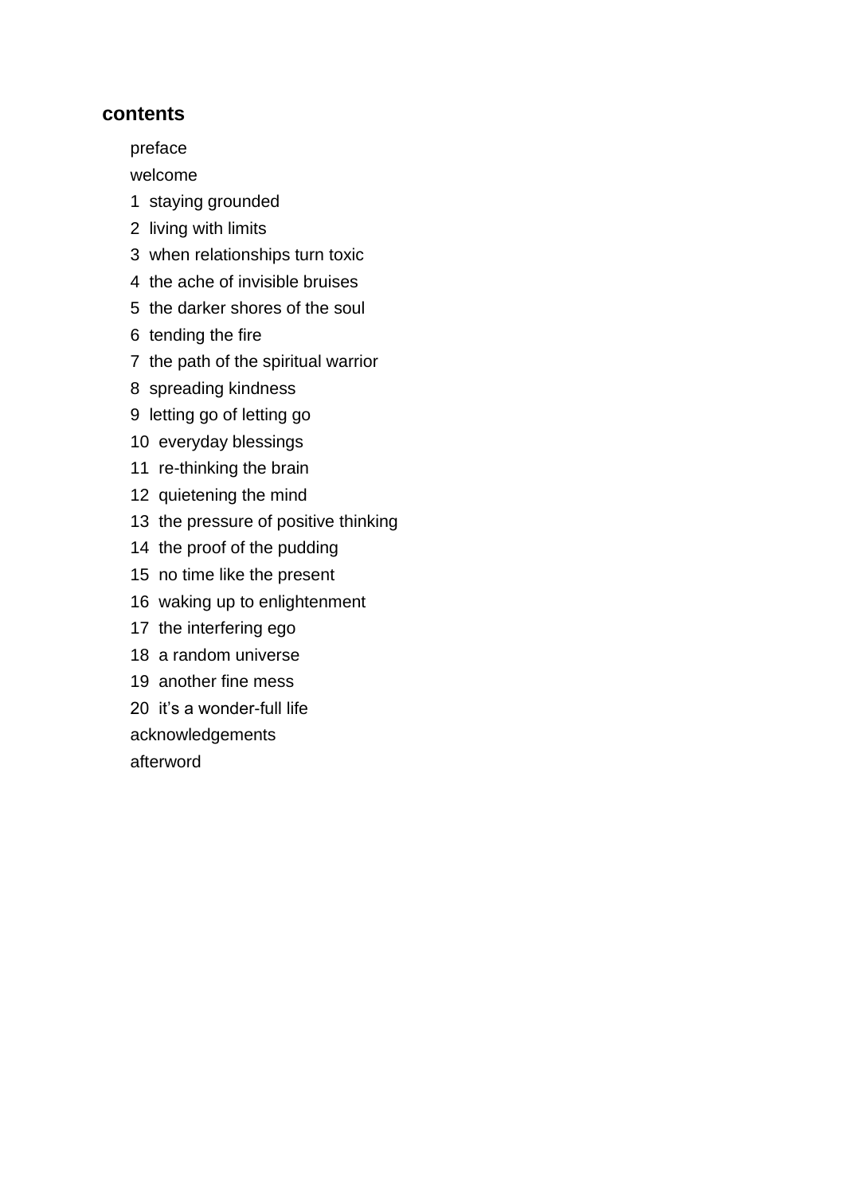## contents

preface

welcome

1 staying grounded

2 living with limits

3 when relationships turn toxic

4 the ache of invisible bruises

5 the darker shores of the soul

6 tending the fire

7 the path of the spiritual warrior

8 spreading kindness

9 letting go of letting go

10 everyday blessings

11 re-thinking the brain

12 quietening the mind

13 the pressure of positive thinking

14 the proof of the pudding

15 no time like the present

16 waking up to enlightenment

17 the interfering ego

18 a random universe

19 another fine mess

20 it's a wonder-full life

acknowledgements

afterword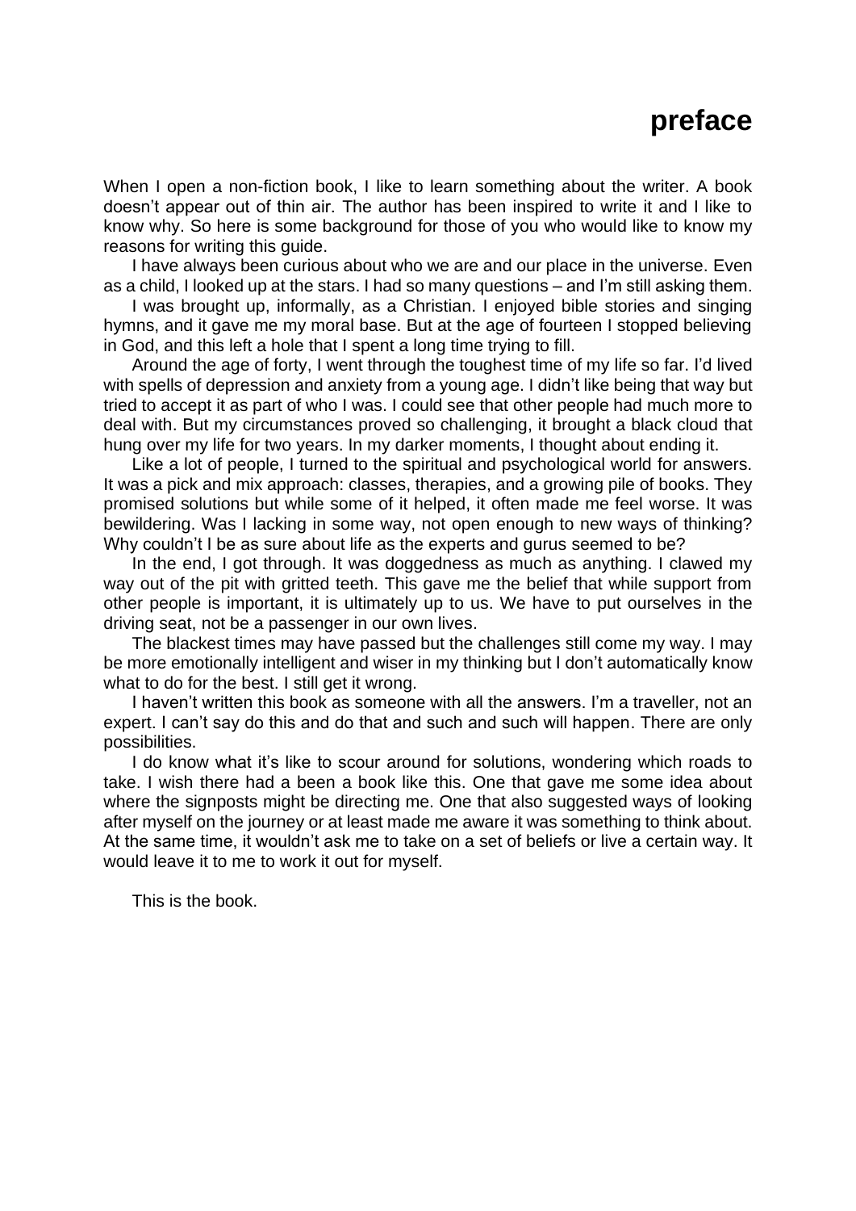# preface

When I open a non-fiction book, I like to learn something about the writer. A book doesn't appear out of thin air. The author has been inspired to write it and I like to know why. So here is some background for those of you who would like to know my reasons for writing this guide.

I have always been curious about who we are and our place in the universe. Even as a child, I looked up at the stars. I had so many questions – and I'm still asking them.

I was brought up, informally, as a Christian. I enjoyed bible stories and singing hymns, and it gave me my moral base. But at the age of fourteen I stopped believing in God, and this left a hole that I spent a long time trying to fill.

Around the age of forty, I went through the toughest time of my life so far. I'd lived with spells of depression and anxiety from a young age. I didn't like being that way but tried to accept it as part of who I was. I could see that other people had much more to deal with. But my circumstances proved so challenging, it brought a black cloud that hung over my life for two years. In my darker moments, I thought about ending it.

Like a lot of people, I turned to the spiritual and psychological world for answers. It was a pick and mix approach: classes, therapies, and a growing pile of books. They promised solutions but while some of it helped, it often made me feel worse. It was bewildering. Was I lacking in some way, not open enough to new ways of thinking? Why couldn't I be as sure about life as the experts and gurus seemed to be?

In the end, I got through. It was doggedness as much as anything. I clawed my way out of the pit with gritted teeth. This gave me the belief that while support from other people is important, it is ultimately up to us. We have to put ourselves in the driving seat, not be a passenger in our own lives.

The blackest times may have passed but the challenges still come my way. I may be more emotionally intelligent and wiser in my thinking but I don't automatically know what to do for the best. I still get it wrong.

I haven't written this book as someone with all the answers. I'm a traveller, not an expert. I can't say do this and do that and such and such will happen. There are only possibilities.

I do know what it's like to scour around for solutions, wondering which roads to take. I wish there had a been a book like this. One that gave me some idea about where the signposts might be directing me. One that also suggested ways of looking after myself on the journey or at least made me aware it was something to think about. At the same time, it wouldn't ask me to take on a set of beliefs or live a certain way. It would leave it to me to work it out for myself.

This is the book.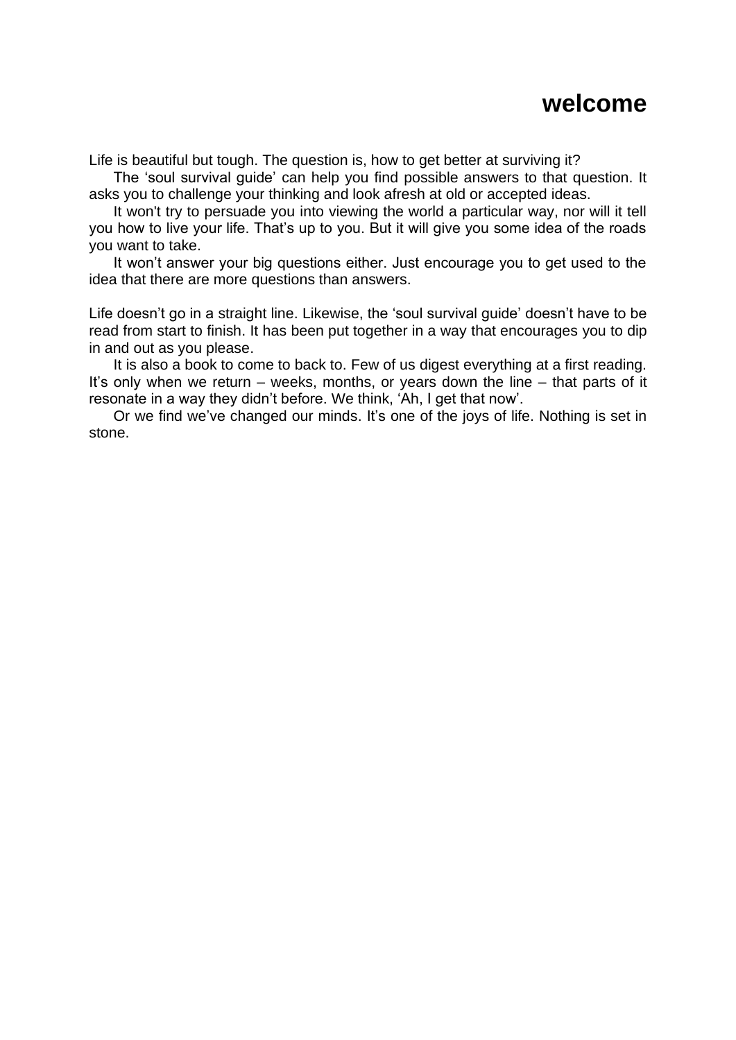# welcome

Life is beautiful but tough. The question is, how to get better at surviving it?

The 'soul survival guide' can help you find possible answers to that question. It asks you to challenge your thinking and look afresh at old or accepted ideas.

It won't try to persuade you into viewing the world a particular way, nor will it tell you how to live your life. That's up to you. But it will give you some idea of the roads you want to take.

It won't answer your big questions either. Just encourage you to get used to the idea that there are more questions than answers.

Life doesn't go in a straight line. Likewise, the 'soul survival guide' doesn't have to be read from start to finish. It has been put together in a way that encourages you to dip in and out as you please.

It is also a book to come to back to. Few of us digest everything at a first reading. It's only when we return – weeks, months, or years down the line – that parts of it resonate in a way they didn't before. We think, 'Ah, I get that now'.

Or we find we've changed our minds. It's one of the joys of life. Nothing is set in stone.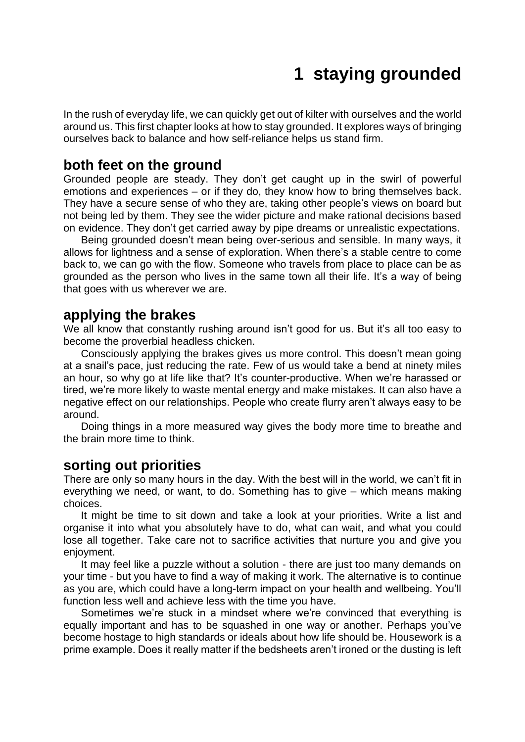# 1 staying grounded

In the rush of everyday life, we can quickly get out of kilter with ourselves and the world around us. This first chapter looks at how to stay grounded. It explores ways of bringing ourselves back to balance and how self-reliance helps us stand firm.

## both feet on the ground

Grounded people are steady. They don't get caught up in the swirl of powerful emotions and experiences – or if they do, they know how to bring themselves back. They have a secure sense of who they are, taking other people's views on board but not being led by them. They see the wider picture and make rational decisions based on evidence. They don't get carried away by pipe dreams or unrealistic expectations.

Being grounded doesn't mean being over-serious and sensible. In many ways, it allows for lightness and a sense of exploration. When there's a stable centre to come back to, we can go with the flow. Someone who travels from place to place can be as grounded as the person who lives in the same town all their life. It's a way of being that goes with us wherever we are.

## applying the brakes

We all know that constantly rushing around isn't good for us. But it's all too easy to become the proverbial headless chicken.

Consciously applying the brakes gives us more control. This doesn't mean going at a snail's pace, just reducing the rate. Few of us would take a bend at ninety miles an hour, so why go at life like that? It's counter-productive. When we're harassed or tired, we're more likely to waste mental energy and make mistakes. It can also have a negative effect on our relationships. People who create flurry aren't always easy to be around.

Doing things in a more measured way gives the body more time to breathe and the brain more time to think.

## sorting out priorities

There are only so many hours in the day. With the best will in the world, we can't fit in everything we need, or want, to do. Something has to give – which means making choices.

It might be time to sit down and take a look at your priorities. Write a list and organise it into what you absolutely have to do, what can wait, and what you could lose all together. Take care not to sacrifice activities that nurture you and give you enjoyment.

It may feel like a puzzle without a solution - there are just too many demands on your time - but you have to find a way of making it work. The alternative is to continue as you are, which could have a long-term impact on your health and wellbeing. You'll function less well and achieve less with the time you have.

Sometimes we're stuck in a mindset where we're convinced that everything is equally important and has to be squashed in one way or another. Perhaps you've become hostage to high standards or ideals about how life should be. Housework is a prime example. Does it really matter if the bedsheets aren't ironed or the dusting is left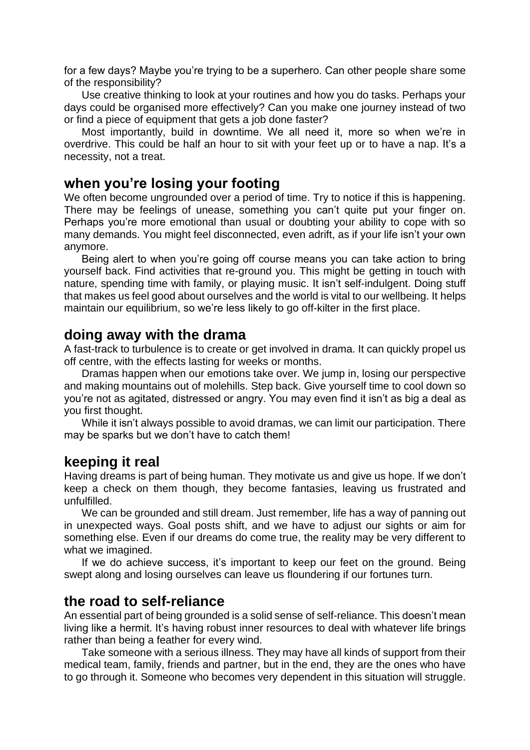for a few days? Maybe you're trying to be a superhero. Can other people share some of the responsibility?

Use creative thinking to look at your routines and how you do tasks. Perhaps your days could be organised more effectively? Can you make one journey instead of two or find a piece of equipment that gets a job done faster?

Most importantly, build in downtime. We all need it, more so when we're in overdrive. This could be half an hour to sit with your feet up or to have a nap. It's a necessity, not a treat.

## when you're losing your footing

We often become ungrounded over a period of time. Try to notice if this is happening. There may be feelings of unease, something you can't quite put your finger on. Perhaps you're more emotional than usual or doubting your ability to cope with so many demands. You might feel disconnected, even adrift, as if your life isn't your own anymore.

Being alert to when you're going off course means you can take action to bring yourself back. Find activities that re-ground you. This might be getting in touch with nature, spending time with family, or playing music. It isn't self-indulgent. Doing stuff that makes us feel good about ourselves and the world is vital to our wellbeing. It helps maintain our equilibrium, so we're less likely to go off-kilter in the first place.

## doing away with the drama

A fast-track to turbulence is to create or get involved in drama. It can quickly propel us off centre, with the effects lasting for weeks or months.

Dramas happen when our emotions take over. We jump in, losing our perspective and making mountains out of molehills. Step back. Give yourself time to cool down so you're not as agitated, distressed or angry. You may even find it isn't as big a deal as you first thought.

While it isn't always possible to avoid dramas, we can limit our participation. There may be sparks but we don't have to catch them!

## keeping it real

Having dreams is part of being human. They motivate us and give us hope. If we don't keep a check on them though, they become fantasies, leaving us frustrated and unfulfilled.

We can be grounded and still dream. Just remember, life has a way of panning out in unexpected ways. Goal posts shift, and we have to adjust our sights or aim for something else. Even if our dreams do come true, the reality may be very different to what we imagined.

If we do achieve success, it's important to keep our feet on the ground. Being swept along and losing ourselves can leave us floundering if our fortunes turn.

## the road to self-reliance

An essential part of being grounded is a solid sense of self-reliance. This doesn't mean living like a hermit. It's having robust inner resources to deal with whatever life brings rather than being a feather for every wind.

Take someone with a serious illness. They may have all kinds of support from their medical team, family, friends and partner, but in the end, they are the ones who have to go through it. Someone who becomes very dependent in this situation will struggle.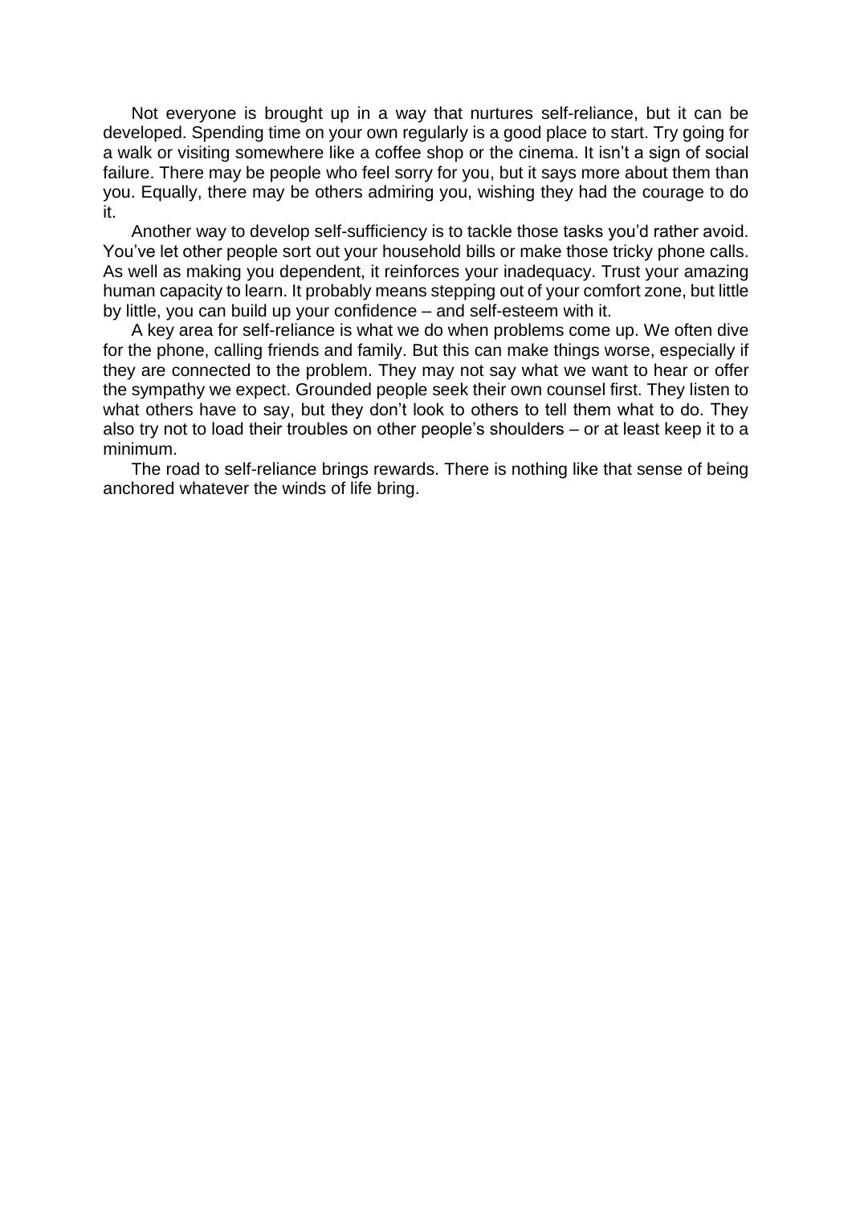Not everyone is brought up in a way that nurtures self-reliance, but it can be developed. Spending time on your own regularly is a good place to start. Try going for a walk or visiting somewhere like a coffee shop or the cinema. It isn't a sign of social failure. There may be people who feel sorry for you, but it says more about them than you. Equally, there may be others admiring you, wishing they had the courage to do it.

Another way to develop self-sufficiency is to tackle those tasks you'd rather avoid. You've let other people sort out your household bills or make those tricky phone calls. As well as making you dependent, it reinforces your inadequacy. Trust your amazing human capacity to learn. It probably means stepping out of your comfort zone, but little by little, you can build up your confidence – and self-esteem with it.

A key area for self-reliance is what we do when problems come up. We often dive for the phone, calling friends and family. But this can make things worse, especially if they are connected to the problem. They may not say what we want to hear or offer the sympathy we expect. Grounded people seek their own counsel first. They listen to what others have to say, but they don't look to others to tell them what to do. They also try not to load their troubles on other people's shoulders – or at least keep it to a minimum.

The road to self-reliance brings rewards. There is nothing like that sense of being anchored whatever the winds of life bring.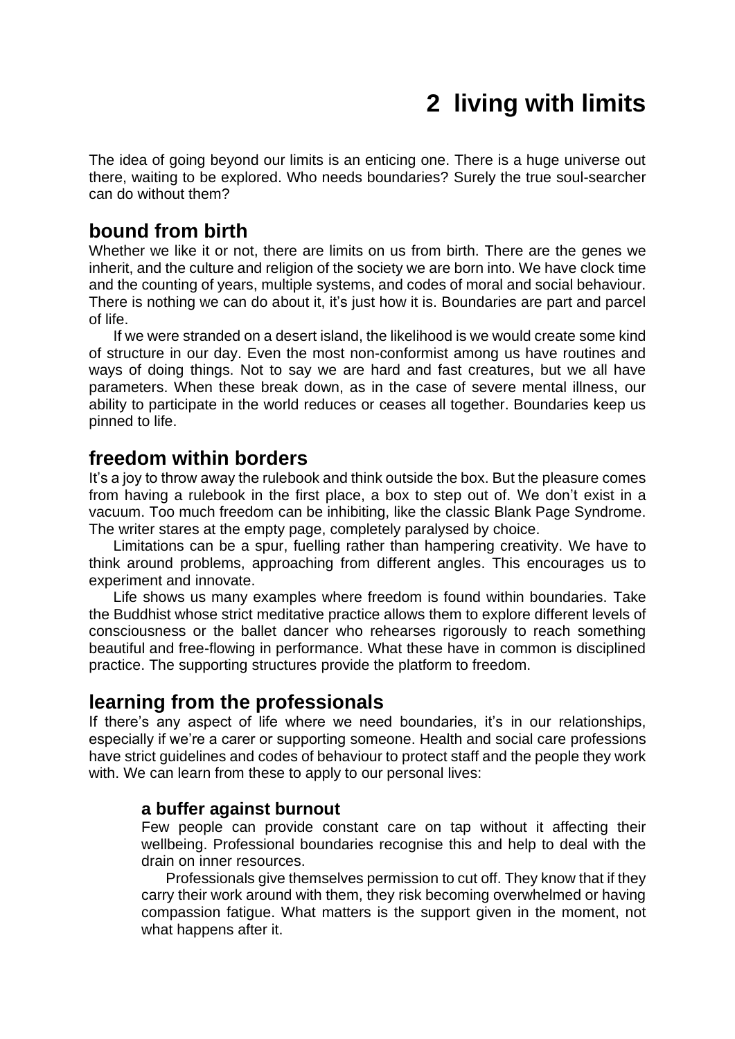# 2 living with limits

The idea of going beyond our limits is an enticing one. There is a huge universe out there, waiting to be explored. Who needs boundaries? Surely the true soul-searcher can do without them?

## bound from birth

Whether we like it or not, there are limits on us from birth. There are the genes we inherit, and the culture and religion of the society we are born into. We have clock time and the counting of years, multiple systems, and codes of moral and social behaviour. There is nothing we can do about it, it's just how it is. Boundaries are part and parcel of life.

If we were stranded on a desert island, the likelihood is we would create some kind of structure in our day. Even the most non-conformist among us have routines and ways of doing things. Not to say we are hard and fast creatures, but we all have parameters. When these break down, as in the case of severe mental illness, our ability to participate in the world reduces or ceases all together. Boundaries keep us pinned to life.

## freedom within borders

It's a joy to throw away the rulebook and think outside the box. But the pleasure comes from having a rulebook in the first place, a box to step out of. We don't exist in a vacuum. Too much freedom can be inhibiting, like the classic Blank Page Syndrome. The writer stares at the empty page, completely paralysed by choice.

Limitations can be a spur, fuelling rather than hampering creativity. We have to think around problems, approaching from different angles. This encourages us to experiment and innovate.

Life shows us many examples where freedom is found within boundaries. Take the Buddhist whose strict meditative practice allows them to explore different levels of consciousness or the ballet dancer who rehearses rigorously to reach something beautiful and free-flowing in performance. What these have in common is disciplined practice. The supporting structures provide the platform to freedom.

## learning from the professionals

If there's any aspect of life where we need boundaries, it's in our relationships, especially if we're a carer or supporting someone. Health and social care professions have strict guidelines and codes of behaviour to protect staff and the people they work with. We can learn from these to apply to our personal lives:

### a buffer against burnout

Few people can provide constant care on tap without it affecting their wellbeing. Professional boundaries recognise this and help to deal with the drain on inner resources.

Professionals give themselves permission to cut off. They know that if they carry their work around with them, they risk becoming overwhelmed or having compassion fatigue. What matters is the support given in the moment, not what happens after it.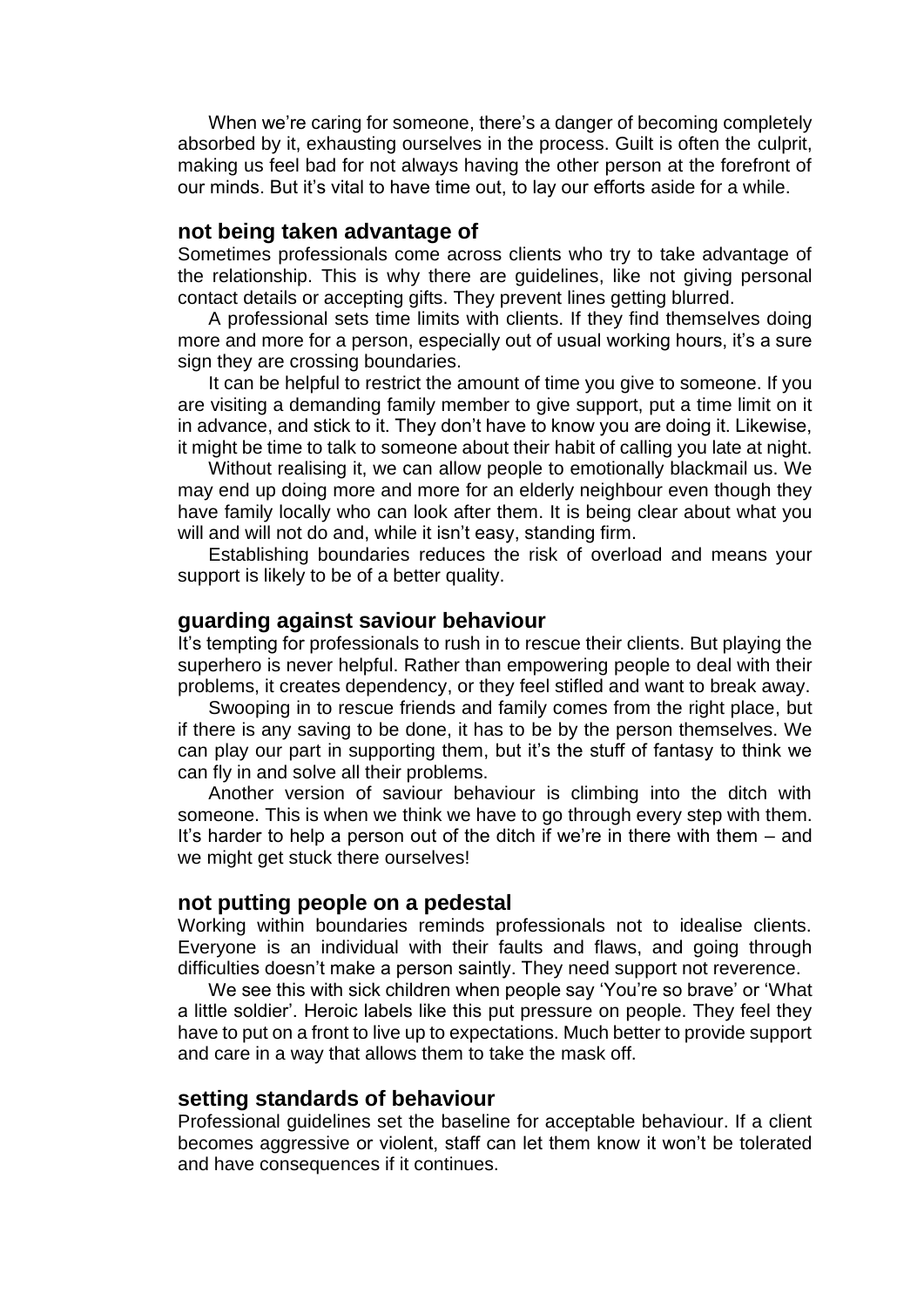When we're caring for someone, there's a danger of becoming completely absorbed by it, exhausting ourselves in the process. Guilt is often the culprit, making us feel bad for not always having the other person at the forefront of our minds. But it's vital to have time out, to lay our efforts aside for a while.

### not being taken advantage of

Sometimes professionals come across clients who try to take advantage of the relationship. This is why there are guidelines, like not giving personal contact details or accepting gifts. They prevent lines getting blurred.

A professional sets time limits with clients. If they find themselves doing more and more for a person, especially out of usual working hours, it's a sure sign they are crossing boundaries.

It can be helpful to restrict the amount of time you give to someone. If you are visiting a demanding family member to give support, put a time limit on it in advance, and stick to it. They don't have to know you are doing it. Likewise, it might be time to talk to someone about their habit of calling you late at night.

Without realising it, we can allow people to emotionally blackmail us. We may end up doing more and more for an elderly neighbour even though they have family locally who can look after them. It is being clear about what you will and will not do and, while it isn't easy, standing firm.

Establishing boundaries reduces the risk of overload and means your support is likely to be of a better quality.

### guarding against saviour behaviour

It's tempting for professionals to rush in to rescue their clients. But playing the superhero is never helpful. Rather than empowering people to deal with their problems, it creates dependency, or they feel stifled and want to break away.

Swooping in to rescue friends and family comes from the right place, but if there is any saving to be done, it has to be by the person themselves. We can play our part in supporting them, but it's the stuff of fantasy to think we can fly in and solve all their problems.

Another version of saviour behaviour is climbing into the ditch with someone. This is when we think we have to go through every step with them. It's harder to help a person out of the ditch if we're in there with them – and we might get stuck there ourselves!

### not putting people on a pedestal

Working within boundaries reminds professionals not to idealise clients. Everyone is an individual with their faults and flaws, and going through difficulties doesn't make a person saintly. They need support not reverence.

We see this with sick children when people say 'You're so brave' or 'What a little soldier'. Heroic labels like this put pressure on people. They feel they have to put on a front to live up to expectations. Much better to provide support and care in a way that allows them to take the mask off.

### setting standards of behaviour

Professional guidelines set the baseline for acceptable behaviour. If a client becomes aggressive or violent, staff can let them know it won't be tolerated and have consequences if it continues.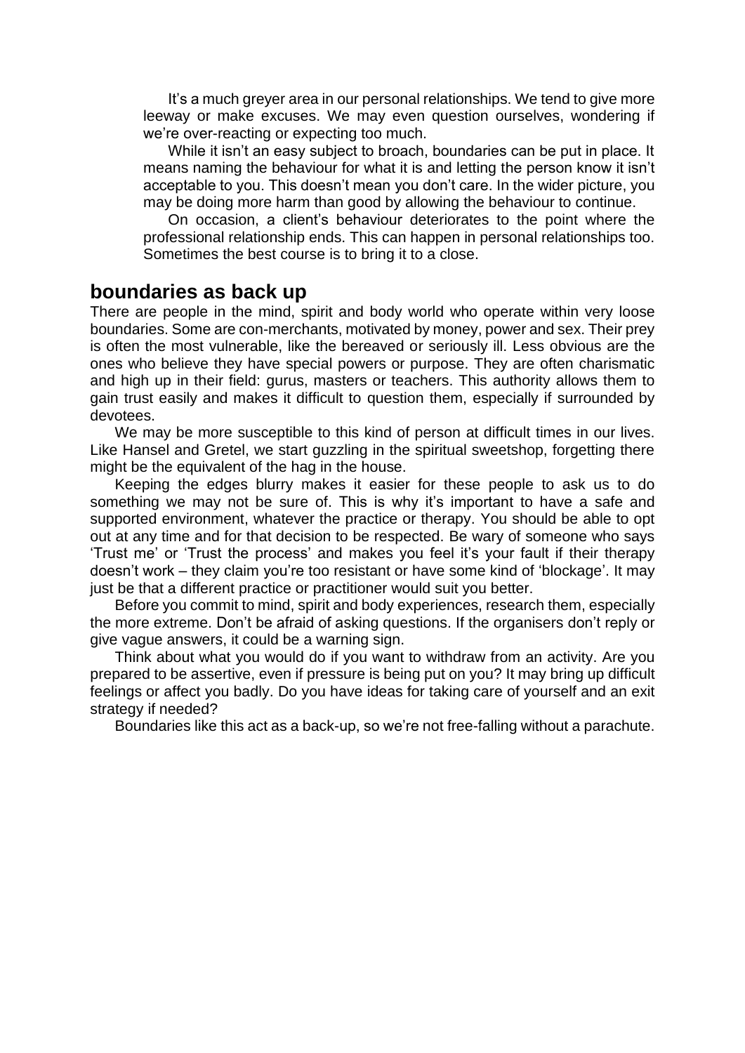It's a much greyer area in our personal relationships. We tend to give more leeway or make excuses. We may even question ourselves, wondering if we're over-reacting or expecting too much.

While it isn't an easy subject to broach, boundaries can be put in place. It means naming the behaviour for what it is and letting the person know it isn't acceptable to you. This doesn't mean you don't care. In the wider picture, you may be doing more harm than good by allowing the behaviour to continue.

On occasion, a client's behaviour deteriorates to the point where the professional relationship ends. This can happen in personal relationships too. Sometimes the best course is to bring it to a close.

## boundaries as back up

There are people in the mind, spirit and body world who operate within very loose boundaries. Some are con-merchants, motivated by money, power and sex. Their prey is often the most vulnerable, like the bereaved or seriously ill. Less obvious are the ones who believe they have special powers or purpose. They are often charismatic and high up in their field: gurus, masters or teachers. This authority allows them to gain trust easily and makes it difficult to question them, especially if surrounded by devotees.

We may be more susceptible to this kind of person at difficult times in our lives. Like Hansel and Gretel, we start guzzling in the spiritual sweetshop, forgetting there might be the equivalent of the hag in the house.

Keeping the edges blurry makes it easier for these people to ask us to do something we may not be sure of. This is why it's important to have a safe and supported environment, whatever the practice or therapy. You should be able to opt out at any time and for that decision to be respected. Be wary of someone who says 'Trust me' or 'Trust the process' and makes you feel it's your fault if their therapy doesn't work – they claim you're too resistant or have some kind of 'blockage'. It may just be that a different practice or practitioner would suit you better.

Before you commit to mind, spirit and body experiences, research them, especially the more extreme. Don't be afraid of asking questions. If the organisers don't reply or give vague answers, it could be a warning sign.

Think about what you would do if you want to withdraw from an activity. Are you prepared to be assertive, even if pressure is being put on you? It may bring up difficult feelings or affect you badly. Do you have ideas for taking care of yourself and an exit strategy if needed?

Boundaries like this act as a back-up, so we're not free-falling without a parachute.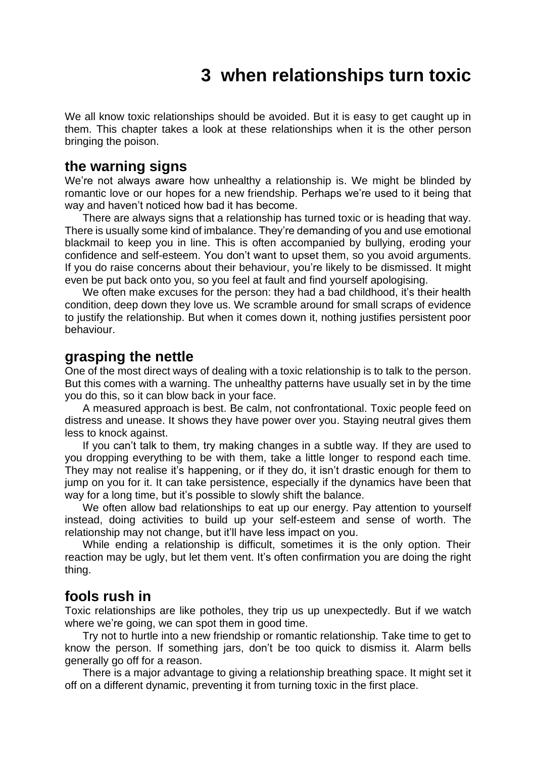# 3 when relationships turn toxic

We all know toxic relationships should be avoided. But it is easy to get caught up in them. This chapter takes a look at these relationships when it is the other person bringing the poison.

## the warning signs

We're not always aware how unhealthy a relationship is. We might be blinded by romantic love or our hopes for a new friendship. Perhaps we're used to it being that way and haven't noticed how bad it has become.

There are always signs that a relationship has turned toxic or is heading that way. There is usually some kind of imbalance. They're demanding of you and use emotional blackmail to keep you in line. This is often accompanied by bullying, eroding your confidence and self-esteem. You don't want to upset them, so you avoid arguments. If you do raise concerns about their behaviour, you're likely to be dismissed. It might even be put back onto you, so you feel at fault and find yourself apologising.

We often make excuses for the person: they had a bad childhood, it's their health condition, deep down they love us. We scramble around for small scraps of evidence to justify the relationship. But when it comes down it, nothing justifies persistent poor behaviour.

## grasping the nettle

One of the most direct ways of dealing with a toxic relationship is to talk to the person. But this comes with a warning. The unhealthy patterns have usually set in by the time you do this, so it can blow back in your face.

A measured approach is best. Be calm, not confrontational. Toxic people feed on distress and unease. It shows they have power over you. Staying neutral gives them less to knock against.

If you can't talk to them, try making changes in a subtle way. If they are used to you dropping everything to be with them, take a little longer to respond each time. They may not realise it's happening, or if they do, it isn't drastic enough for them to jump on you for it. It can take persistence, especially if the dynamics have been that way for a long time, but it's possible to slowly shift the balance.

We often allow bad relationships to eat up our energy. Pay attention to yourself instead, doing activities to build up your self-esteem and sense of worth. The relationship may not change, but it'll have less impact on you.

While ending a relationship is difficult, sometimes it is the only option. Their reaction may be ugly, but let them vent. It's often confirmation you are doing the right thing.

## fools rush in

Toxic relationships are like potholes, they trip us up unexpectedly. But if we watch where we're going, we can spot them in good time.

Try not to hurtle into a new friendship or romantic relationship. Take time to get to know the person. If something jars, don't be too quick to dismiss it. Alarm bells generally go off for a reason.

There is a major advantage to giving a relationship breathing space. It might set it off on a different dynamic, preventing it from turning toxic in the first place.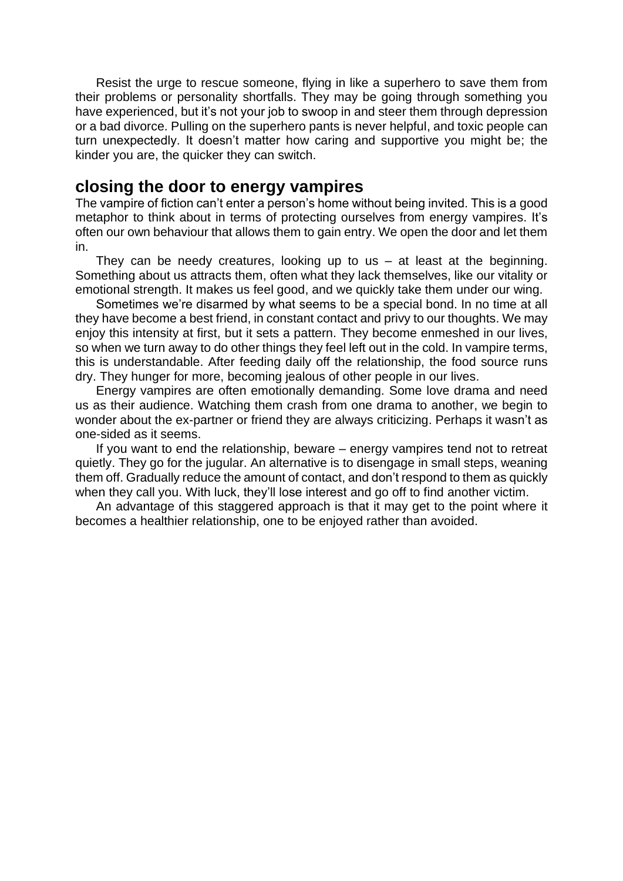Resist the urge to rescue someone, flying in like a superhero to save them from their problems or personality shortfalls. They may be going through something you have experienced, but it's not your job to swoop in and steer them through depression or a bad divorce. Pulling on the superhero pants is never helpful, and toxic people can turn unexpectedly. It doesn't matter how caring and supportive you might be; the kinder you are, the quicker they can switch.

## closing the door to energy vampires

The vampire of fiction can't enter a person's home without being invited. This is a good metaphor to think about in terms of protecting ourselves from energy vampires. It's often our own behaviour that allows them to gain entry. We open the door and let them in.

They can be needy creatures, looking up to us – at least at the beginning. Something about us attracts them, often what they lack themselves, like our vitality or emotional strength. It makes us feel good, and we quickly take them under our wing.

Sometimes we're disarmed by what seems to be a special bond. In no time at all they have become a best friend, in constant contact and privy to our thoughts. We may enjoy this intensity at first, but it sets a pattern. They become enmeshed in our lives, so when we turn away to do other things they feel left out in the cold. In vampire terms, this is understandable. After feeding daily off the relationship, the food source runs dry. They hunger for more, becoming jealous of other people in our lives.

Energy vampires are often emotionally demanding. Some love drama and need us as their audience. Watching them crash from one drama to another, we begin to wonder about the ex-partner or friend they are always criticizing. Perhaps it wasn't as one-sided as it seems.

If you want to end the relationship, beware – energy vampires tend not to retreat quietly. They go for the jugular. An alternative is to disengage in small steps, weaning them off. Gradually reduce the amount of contact, and don't respond to them as quickly when they call you. With luck, they'll lose interest and go off to find another victim.

An advantage of this staggered approach is that it may get to the point where it becomes a healthier relationship, one to be enjoyed rather than avoided.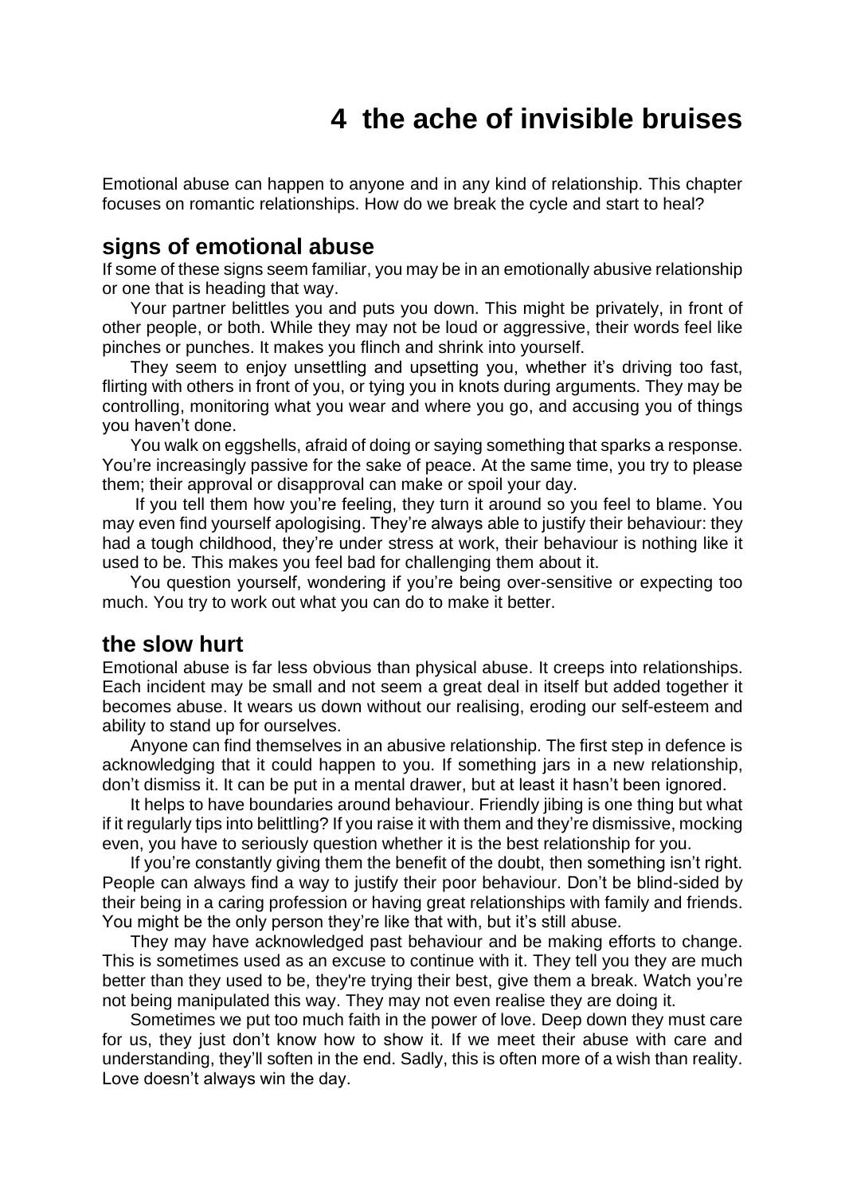# 4 the ache of invisible bruises

Emotional abuse can happen to anyone and in any kind of relationship. This chapter focuses on romantic relationships. How do we break the cycle and start to heal?

## signs of emotional abuse

If some of these signs seem familiar, you may be in an emotionally abusive relationship or one that is heading that way.

Your partner belittles you and puts you down. This might be privately, in front of other people, or both. While they may not be loud or aggressive, their words feel like pinches or punches. It makes you flinch and shrink into yourself.

They seem to enjoy unsettling and upsetting you, whether it's driving too fast, flirting with others in front of you, or tying you in knots during arguments. They may be controlling, monitoring what you wear and where you go, and accusing you of things you haven't done.

You walk on eggshells, afraid of doing or saying something that sparks a response. You're increasingly passive for the sake of peace. At the same time, you try to please them; their approval or disapproval can make or spoil your day.

If you tell them how you're feeling, they turn it around so you feel to blame. You may even find yourself apologising. They're always able to justify their behaviour: they had a tough childhood, they're under stress at work, their behaviour is nothing like it used to be. This makes you feel bad for challenging them about it.

You question yourself, wondering if you're being over-sensitive or expecting too much. You try to work out what you can do to make it better.

## the slow hurt

Emotional abuse is far less obvious than physical abuse. It creeps into relationships. Each incident may be small and not seem a great deal in itself but added together it becomes abuse. It wears us down without our realising, eroding our self-esteem and ability to stand up for ourselves.

Anyone can find themselves in an abusive relationship. The first step in defence is acknowledging that it could happen to you. If something jars in a new relationship, don't dismiss it. It can be put in a mental drawer, but at least it hasn't been ignored.

It helps to have boundaries around behaviour. Friendly jibing is one thing but what if it regularly tips into belittling? If you raise it with them and they're dismissive, mocking even, you have to seriously question whether it is the best relationship for you.

If you're constantly giving them the benefit of the doubt, then something isn't right. People can always find a way to justify their poor behaviour. Don't be blind-sided by their being in a caring profession or having great relationships with family and friends. You might be the only person they're like that with, but it's still abuse.

They may have acknowledged past behaviour and be making efforts to change. This is sometimes used as an excuse to continue with it. They tell you they are much better than they used to be, they're trying their best, give them a break. Watch you're not being manipulated this way. They may not even realise they are doing it.

Sometimes we put too much faith in the power of love. Deep down they must care for us, they just don't know how to show it. If we meet their abuse with care and understanding, they'll soften in the end. Sadly, this is often more of a wish than reality. Love doesn't always win the day.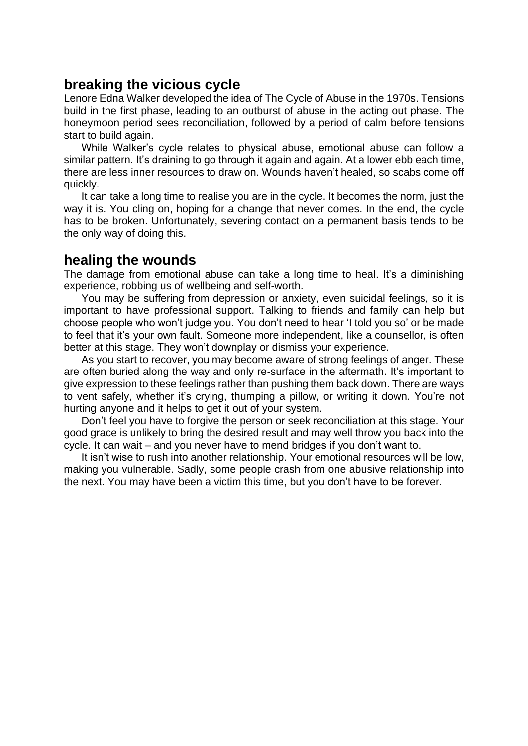## breaking the vicious cycle

Lenore Edna Walker developed the idea of The Cycle of Abuse in the 1970s. Tensions build in the first phase, leading to an outburst of abuse in the acting out phase. The honeymoon period sees reconciliation, followed by a period of calm before tensions start to build again.

While Walker's cycle relates to physical abuse, emotional abuse can follow a similar pattern. It's draining to go through it again and again. At a lower ebb each time, there are less inner resources to draw on. Wounds haven't healed, so scabs come off quickly.

It can take a long time to realise you are in the cycle. It becomes the norm, just the way it is. You cling on, hoping for a change that never comes. In the end, the cycle has to be broken. Unfortunately, severing contact on a permanent basis tends to be the only way of doing this.

## healing the wounds

The damage from emotional abuse can take a long time to heal. It's a diminishing experience, robbing us of wellbeing and self-worth.

You may be suffering from depression or anxiety, even suicidal feelings, so it is important to have professional support. Talking to friends and family can help but choose people who won't judge you. You don't need to hear 'I told you so' or be made to feel that it's your own fault. Someone more independent, like a counsellor, is often better at this stage. They won't downplay or dismiss your experience.

As you start to recover, you may become aware of strong feelings of anger. These are often buried along the way and only re-surface in the aftermath. It's important to give expression to these feelings rather than pushing them back down. There are ways to vent safely, whether it's crying, thumping a pillow, or writing it down. You're not hurting anyone and it helps to get it out of your system.

Don't feel you have to forgive the person or seek reconciliation at this stage. Your good grace is unlikely to bring the desired result and may well throw you back into the cycle. It can wait – and you never have to mend bridges if you don't want to.

It isn't wise to rush into another relationship. Your emotional resources will be low, making you vulnerable. Sadly, some people crash from one abusive relationship into the next. You may have been a victim this time, but you don't have to be forever.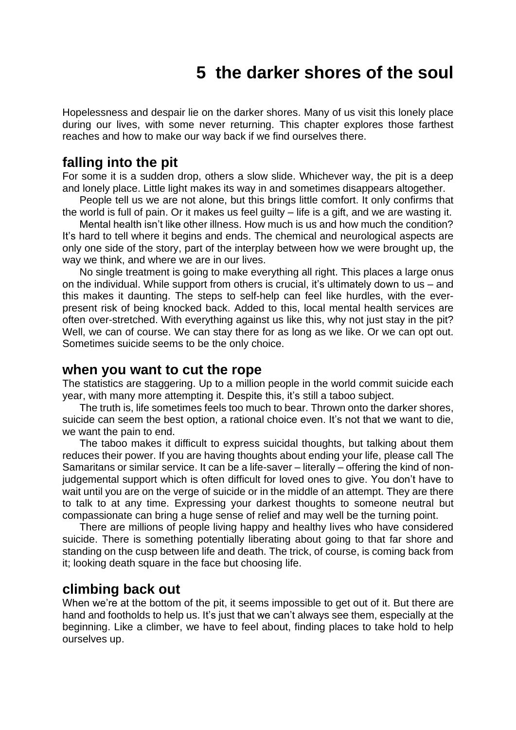# 5 the darker shores of the soul

Hopelessness and despair lie on the darker shores. Many of us visit this lonely place during our lives, with some never returning. This chapter explores those farthest reaches and how to make our way back if we find ourselves there.

## falling into the pit

For some it is a sudden drop, others a slow slide. Whichever way, the pit is a deep and lonely place. Little light makes its way in and sometimes disappears altogether.

People tell us we are not alone, but this brings little comfort. It only confirms that the world is full of pain. Or it makes us feel guilty – life is a gift, and we are wasting it.

Mental health isn't like other illness. How much is us and how much the condition? It's hard to tell where it begins and ends. The chemical and neurological aspects are only one side of the story, part of the interplay between how we were brought up, the way we think, and where we are in our lives.

No single treatment is going to make everything all right. This places a large onus on the individual. While support from others is crucial, it's ultimately down to us – and this makes it daunting. The steps to self-help can feel like hurdles, with the ever-present risk of being knocked back. Added to this, local mental health services are often over-stretched. With everything against us like this, why not just stay in the pit? Well, we can of course. We can stay there for as long as we like. Or we can opt out. Sometimes suicide seems to be the only choice.

## when you want to cut the rope

The statistics are staggering. Up to a million people in the world commit suicide each year, with many more attempting it. Despite this, it's still a taboo subject.

The truth is, life sometimes feels too much to bear. Thrown onto the darker shores, suicide can seem the best option, a rational choice even. It's not that we want to die, we want the pain to end.

The taboo makes it difficult to express suicidal thoughts, but talking about them reduces their power. If you are having thoughts about ending your life, please call The Samaritans or similar service. It can be a life-saver – literally – offering the kind of non-judgemental support which is often difficult for loved ones to give. You don't have to wait until you are on the verge of suicide or in the middle of an attempt. They are there to talk to at any time. Expressing your darkest thoughts to someone neutral but compassionate can bring a huge sense of relief and may well be the turning point.

There are millions of people living happy and healthy lives who have considered suicide. There is something potentially liberating about going to that far shore and standing on the cusp between life and death. The trick, of course, is coming back from it; looking death square in the face but choosing life.

## climbing back out

When we're at the bottom of the pit, it seems impossible to get out of it. But there are hand and footholds to help us. It's just that we can't always see them, especially at the beginning. Like a climber, we have to feel about, finding places to take hold to help ourselves up.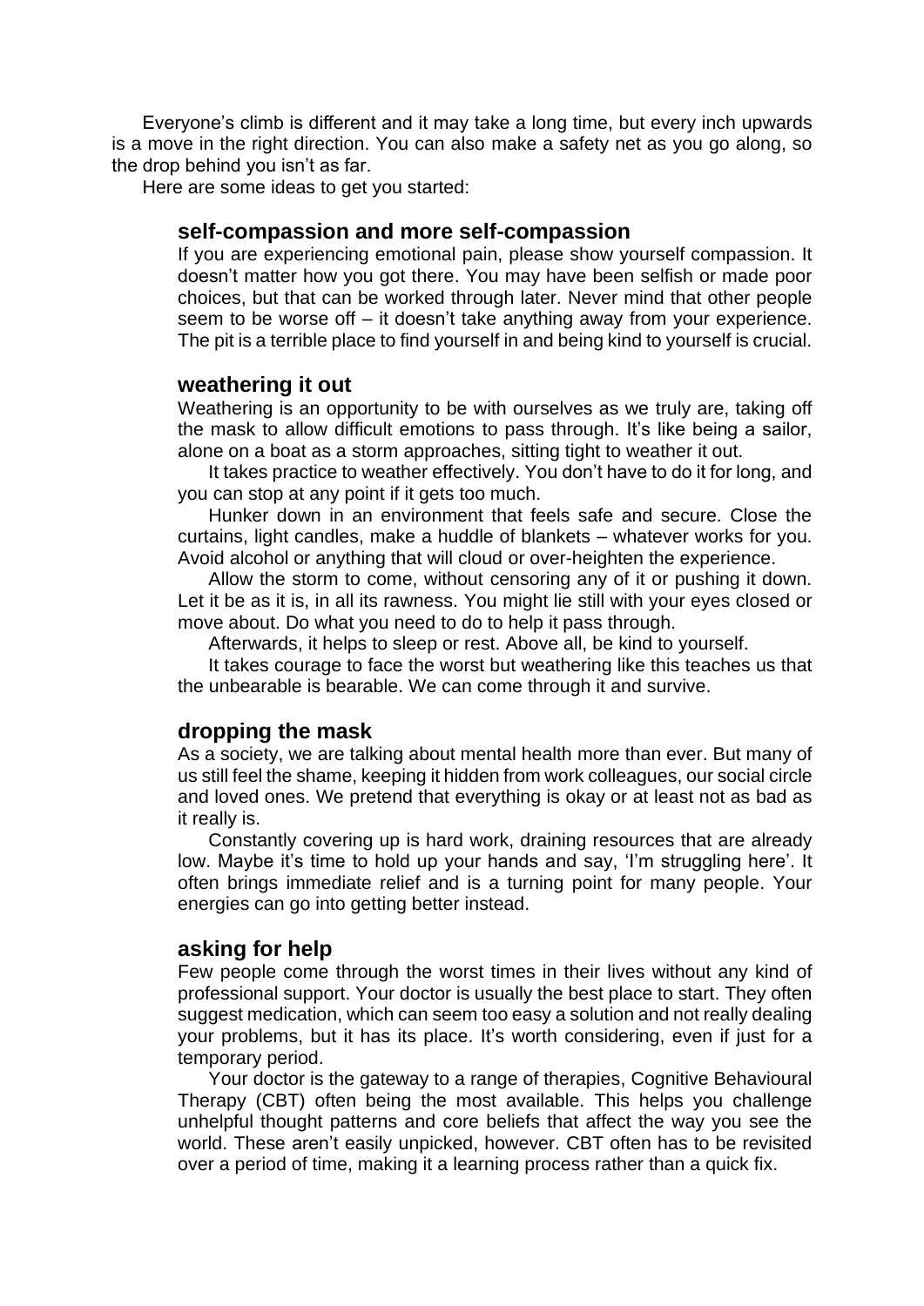Everyone's climb is different and it may take a long time, but every inch upwards is a move in the right direction. You can also make a safety net as you go along, so the drop behind you isn't as far.

Here are some ideas to get you started:

### self-compassion and more self-compassion

If you are experiencing emotional pain, please show yourself compassion. It doesn't matter how you got there. You may have been selfish or made poor choices, but that can be worked through later. Never mind that other people seem to be worse off – it doesn't take anything away from your experience. The pit is a terrible place to find yourself in and being kind to yourself is crucial.

### weathering it out

Weathering is an opportunity to be with ourselves as we truly are, taking off the mask to allow difficult emotions to pass through. It's like being a sailor, alone on a boat as a storm approaches, sitting tight to weather it out.

It takes practice to weather effectively. You don't have to do it for long, and you can stop at any point if it gets too much.

Hunker down in an environment that feels safe and secure. Close the curtains, light candles, make a huddle of blankets – whatever works for you. Avoid alcohol or anything that will cloud or over-heighten the experience.

Allow the storm to come, without censoring any of it or pushing it down. Let it be as it is, in all its rawness. You might lie still with your eyes closed or move about. Do what you need to do to help it pass through.

Afterwards, it helps to sleep or rest. Above all, be kind to yourself.

It takes courage to face the worst but weathering like this teaches us that the unbearable is bearable. We can come through it and survive.

### dropping the mask

As a society, we are talking about mental health more than ever. But many of us still feel the shame, keeping it hidden from work colleagues, our social circle and loved ones. We pretend that everything is okay or at least not as bad as it really is.

Constantly covering up is hard work, draining resources that are already low. Maybe it's time to hold up your hands and say, 'I'm struggling here'. It often brings immediate relief and is a turning point for many people. Your energies can go into getting better instead.

### asking for help

Few people come through the worst times in their lives without any kind of professional support. Your doctor is usually the best place to start. They often suggest medication, which can seem too easy a solution and not really dealing your problems, but it has its place. It's worth considering, even if just for a temporary period.

Your doctor is the gateway to a range of therapies, Cognitive Behavioural Therapy (CBT) often being the most available. This helps you challenge unhelpful thought patterns and core beliefs that affect the way you see the world. These aren't easily unpicked, however. CBT often has to be revisited over a period of time, making it a learning process rather than a quick fix.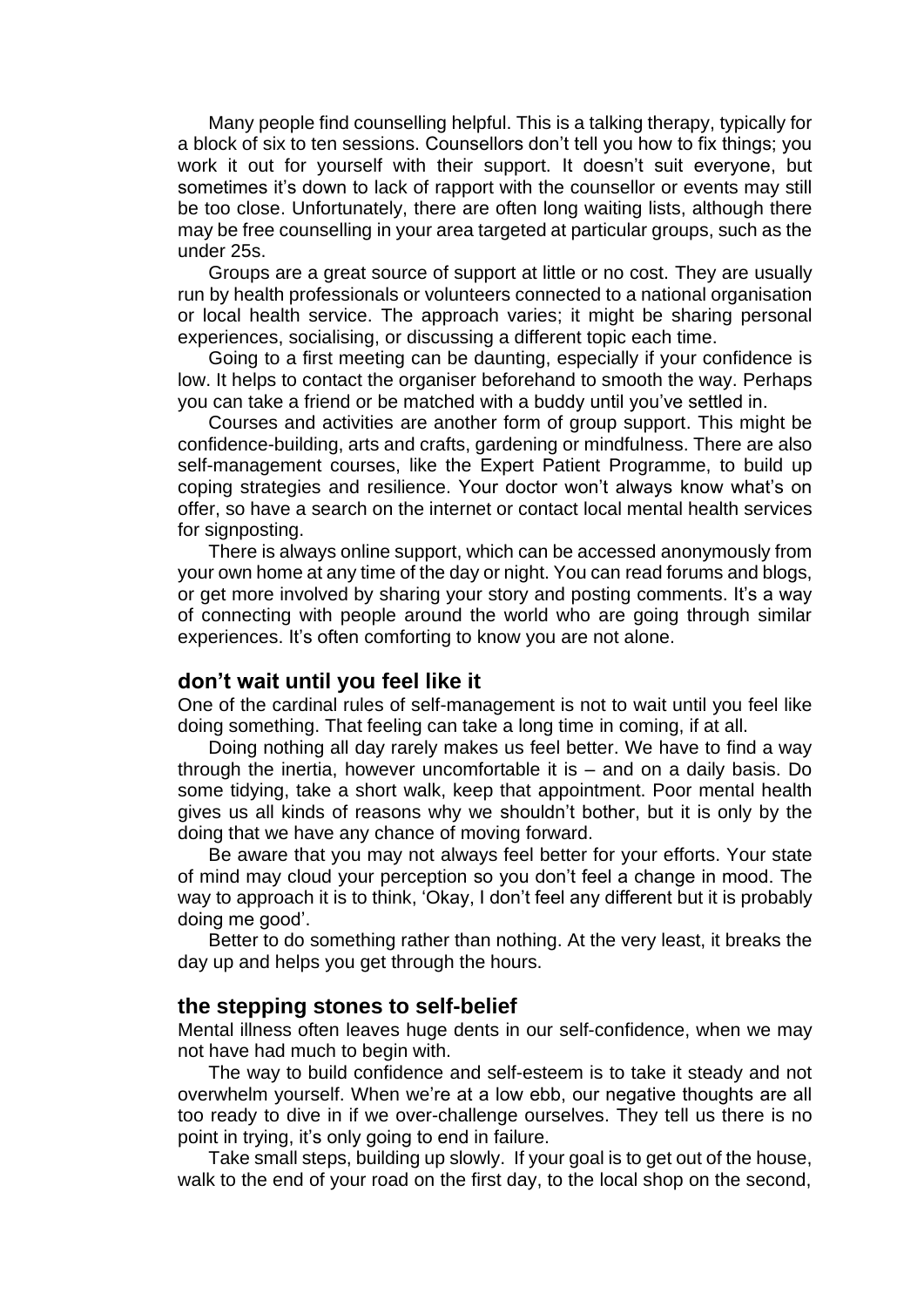Many people find counselling helpful. This is a talking therapy, typically for a block of six to ten sessions. Counsellors don't tell you how to fix things; you work it out for yourself with their support. It doesn't suit everyone, but sometimes it's down to lack of rapport with the counsellor or events may still be too close. Unfortunately, there are often long waiting lists, although there may be free counselling in your area targeted at particular groups, such as the under 25s.

Groups are a great source of support at little or no cost. They are usually run by health professionals or volunteers connected to a national organisation or local health service. The approach varies; it might be sharing personal experiences, socialising, or discussing a different topic each time.

Going to a first meeting can be daunting, especially if your confidence is low. It helps to contact the organiser beforehand to smooth the way. Perhaps you can take a friend or be matched with a buddy until you've settled in.

Courses and activities are another form of group support. This might be confidence-building, arts and crafts, gardening or mindfulness. There are also self-management courses, like the Expert Patient Programme, to build up coping strategies and resilience. Your doctor won't always know what's on offer, so have a search on the internet or contact local mental health services for signposting.

There is always online support, which can be accessed anonymously from your own home at any time of the day or night. You can read forums and blogs, or get more involved by sharing your story and posting comments. It's a way of connecting with people around the world who are going through similar experiences. It's often comforting to know you are not alone.

## don't wait until you feel like it

One of the cardinal rules of self-management is not to wait until you feel like doing something. That feeling can take a long time in coming, if at all.

Doing nothing all day rarely makes us feel better. We have to find a way through the inertia, however uncomfortable it is – and on a daily basis. Do some tidying, take a short walk, keep that appointment. Poor mental health gives us all kinds of reasons why we shouldn't bother, but it is only by the doing that we have any chance of moving forward.

Be aware that you may not always feel better for your efforts. Your state of mind may cloud your perception so you don't feel a change in mood. The way to approach it is to think, 'Okay, I don't feel any different but it is probably doing me good'.

Better to do something rather than nothing. At the very least, it breaks the day up and helps you get through the hours.

## the stepping stones to self-belief

Mental illness often leaves huge dents in our self-confidence, when we may not have had much to begin with.

The way to build confidence and self-esteem is to take it steady and not overwhelm yourself. When we're at a low ebb, our negative thoughts are all too ready to dive in if we over-challenge ourselves. They tell us there is no point in trying, it's only going to end in failure.

Take small steps, building up slowly. If your goal is to get out of the house, walk to the end of your road on the first day, to the local shop on the second,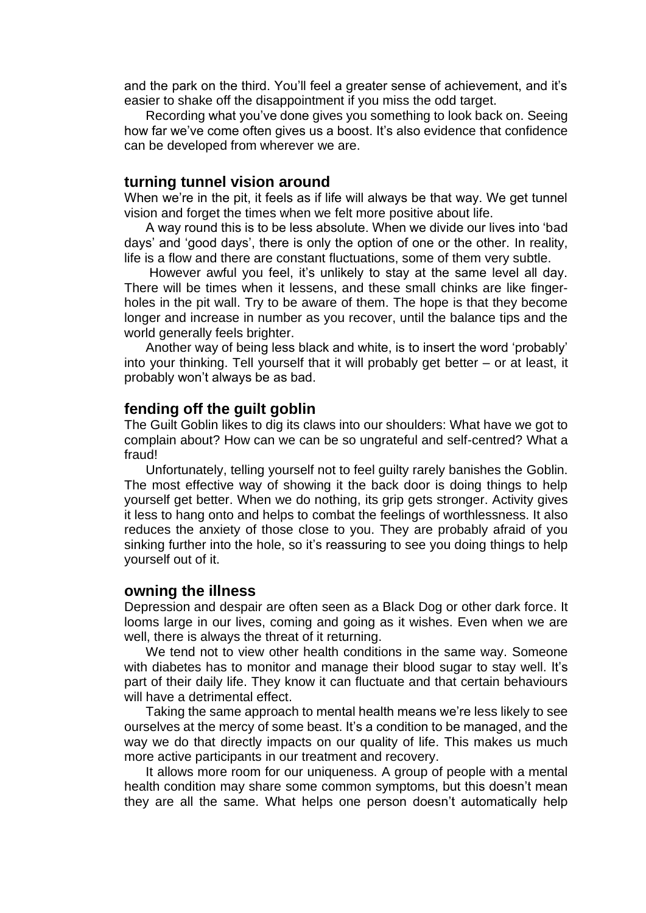and the park on the third. You'll feel a greater sense of achievement, and it's easier to shake off the disappointment if you miss the odd target.

Recording what you've done gives you something to look back on. Seeing how far we've come often gives us a boost. It's also evidence that confidence can be developed from wherever we are.

## turning tunnel vision around

When we're in the pit, it feels as if life will always be that way. We get tunnel vision and forget the times when we felt more positive about life.

A way round this is to be less absolute. When we divide our lives into 'bad days' and 'good days', there is only the option of one or the other. In reality, life is a flow and there are constant fluctuations, some of them very subtle.

However awful you feel, it's unlikely to stay at the same level all day. There will be times when it lessens, and these small chinks are like finger-holes in the pit wall. Try to be aware of them. The hope is that they become longer and increase in number as you recover, until the balance tips and the world generally feels brighter.

Another way of being less black and white, is to insert the word 'probably' into your thinking. Tell yourself that it will probably get better – or at least, it probably won't always be as bad.

## fending off the guilt goblin

The Guilt Goblin likes to dig its claws into our shoulders: What have we got to complain about? How can we can be so ungrateful and self-centred? What a fraud!

Unfortunately, telling yourself not to feel guilty rarely banishes the Goblin. The most effective way of showing it the back door is doing things to help yourself get better. When we do nothing, its grip gets stronger. Activity gives it less to hang onto and helps to combat the feelings of worthlessness. It also reduces the anxiety of those close to you. They are probably afraid of you sinking further into the hole, so it's reassuring to see you doing things to help yourself out of it.

## owning the illness

Depression and despair are often seen as a Black Dog or other dark force. It looms large in our lives, coming and going as it wishes. Even when we are well, there is always the threat of it returning.

We tend not to view other health conditions in the same way. Someone with diabetes has to monitor and manage their blood sugar to stay well. It's part of their daily life. They know it can fluctuate and that certain behaviours will have a detrimental effect.

Taking the same approach to mental health means we're less likely to see ourselves at the mercy of some beast. It's a condition to be managed, and the way we do that directly impacts on our quality of life. This makes us much more active participants in our treatment and recovery.

It allows more room for our uniqueness. A group of people with a mental health condition may share some common symptoms, but this doesn't mean they are all the same. What helps one person doesn't automatically help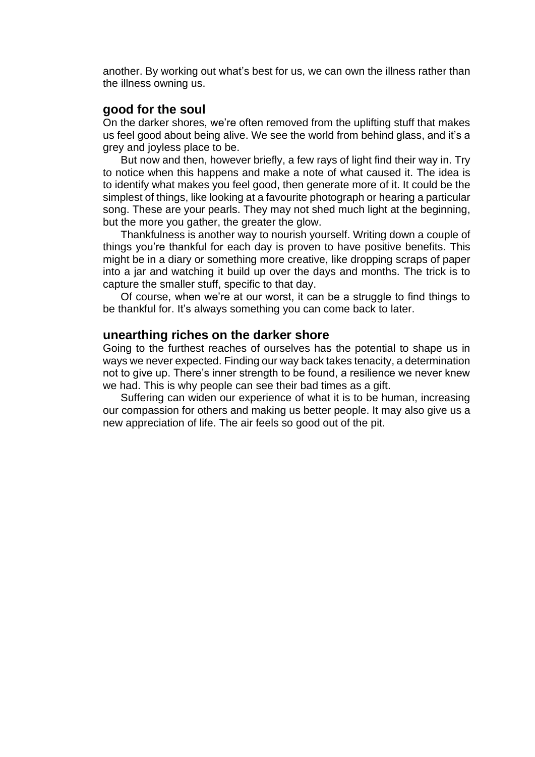another. By working out what's best for us, we can own the illness rather than the illness owning us.

## good for the soul

On the darker shores, we're often removed from the uplifting stuff that makes us feel good about being alive. We see the world from behind glass, and it's a grey and joyless place to be.

But now and then, however briefly, a few rays of light find their way in. Try to notice when this happens and make a note of what caused it. The idea is to identify what makes you feel good, then generate more of it. It could be the simplest of things, like looking at a favourite photograph or hearing a particular song. These are your pearls. They may not shed much light at the beginning, but the more you gather, the greater the glow.

Thankfulness is another way to nourish yourself. Writing down a couple of things you're thankful for each day is proven to have positive benefits. This might be in a diary or something more creative, like dropping scraps of paper into a jar and watching it build up over the days and months. The trick is to capture the smaller stuff, specific to that day.

Of course, when we're at our worst, it can be a struggle to find things to be thankful for. It's always something you can come back to later.

## unearthing riches on the darker shore

Going to the furthest reaches of ourselves has the potential to shape us in ways we never expected. Finding our way back takes tenacity, a determination not to give up. There's inner strength to be found, a resilience we never knew we had. This is why people can see their bad times as a gift.

Suffering can widen our experience of what it is to be human, increasing our compassion for others and making us better people. It may also give us a new appreciation of life. The air feels so good out of the pit.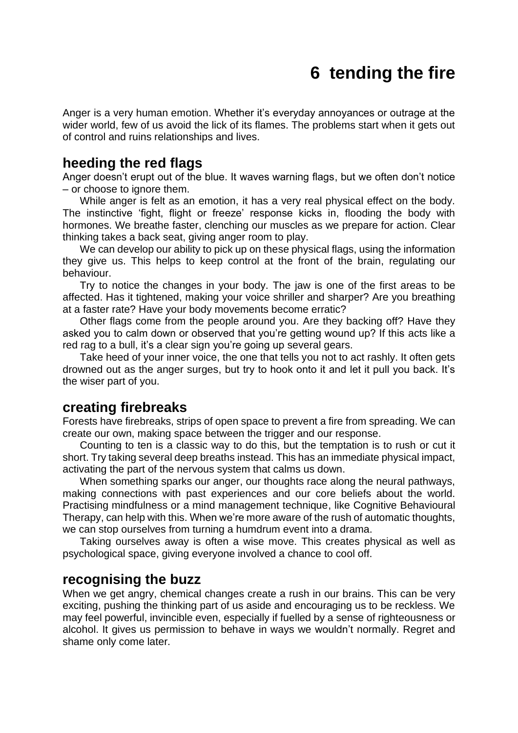# 6 tending the fire

Anger is a very human emotion. Whether it's everyday annoyances or outrage at the wider world, few of us avoid the lick of its flames. The problems start when it gets out of control and ruins relationships and lives.

## heeding the red flags

Anger doesn't erupt out of the blue. It waves warning flags, but we often don't notice – or choose to ignore them.

While anger is felt as an emotion, it has a very real physical effect on the body. The instinctive 'fight, flight or freeze' response kicks in, flooding the body with hormones. We breathe faster, clenching our muscles as we prepare for action. Clear thinking takes a back seat, giving anger room to play.

We can develop our ability to pick up on these physical flags, using the information they give us. This helps to keep control at the front of the brain, regulating our behaviour.

Try to notice the changes in your body. The jaw is one of the first areas to be affected. Has it tightened, making your voice shriller and sharper? Are you breathing at a faster rate? Have your body movements become erratic?

Other flags come from the people around you. Are they backing off? Have they asked you to calm down or observed that you're getting wound up? If this acts like a red rag to a bull, it's a clear sign you're going up several gears.

Take heed of your inner voice, the one that tells you not to act rashly. It often gets drowned out as the anger surges, but try to hook onto it and let it pull you back. It's the wiser part of you.

## creating firebreaks

Forests have firebreaks, strips of open space to prevent a fire from spreading. We can create our own, making space between the trigger and our response.

Counting to ten is a classic way to do this, but the temptation is to rush or cut it short. Try taking several deep breaths instead. This has an immediate physical impact, activating the part of the nervous system that calms us down.

When something sparks our anger, our thoughts race along the neural pathways, making connections with past experiences and our core beliefs about the world. Practising mindfulness or a mind management technique, like Cognitive Behavioural Therapy, can help with this. When we're more aware of the rush of automatic thoughts, we can stop ourselves from turning a humdrum event into a drama.

Taking ourselves away is often a wise move. This creates physical as well as psychological space, giving everyone involved a chance to cool off.

## recognising the buzz

When we get angry, chemical changes create a rush in our brains. This can be very exciting, pushing the thinking part of us aside and encouraging us to be reckless. We may feel powerful, invincible even, especially if fuelled by a sense of righteousness or alcohol. It gives us permission to behave in ways we wouldn't normally. Regret and shame only come later.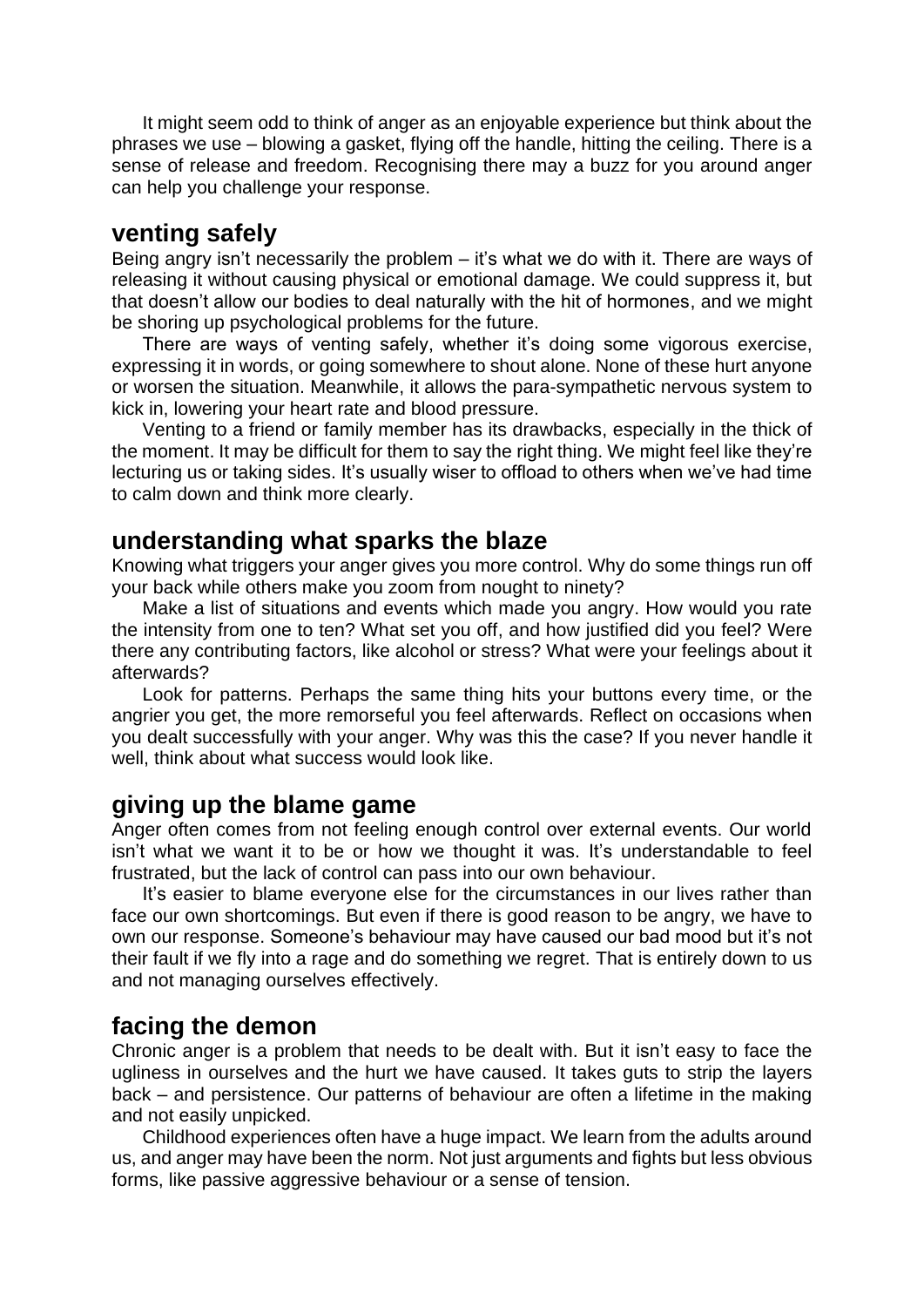It might seem odd to think of anger as an enjoyable experience but think about the phrases we use – blowing a gasket, flying off the handle, hitting the ceiling. There is a sense of release and freedom. Recognising there may a buzz for you around anger can help you challenge your response.

## venting safely

Being angry isn't necessarily the problem – it's what we do with it. There are ways of releasing it without causing physical or emotional damage. We could suppress it, but that doesn't allow our bodies to deal naturally with the hit of hormones, and we might be shoring up psychological problems for the future.

There are ways of venting safely, whether it's doing some vigorous exercise, expressing it in words, or going somewhere to shout alone. None of these hurt anyone or worsen the situation. Meanwhile, it allows the para-sympathetic nervous system to kick in, lowering your heart rate and blood pressure.

Venting to a friend or family member has its drawbacks, especially in the thick of the moment. It may be difficult for them to say the right thing. We might feel like they're lecturing us or taking sides. It's usually wiser to offload to others when we've had time to calm down and think more clearly.

## understanding what sparks the blaze

Knowing what triggers your anger gives you more control. Why do some things run off your back while others make you zoom from nought to ninety?

Make a list of situations and events which made you angry. How would you rate the intensity from one to ten? What set you off, and how justified did you feel? Were there any contributing factors, like alcohol or stress? What were your feelings about it afterwards?

Look for patterns. Perhaps the same thing hits your buttons every time, or the angrier you get, the more remorseful you feel afterwards. Reflect on occasions when you dealt successfully with your anger. Why was this the case? If you never handle it well, think about what success would look like.

## giving up the blame game

Anger often comes from not feeling enough control over external events. Our world isn't what we want it to be or how we thought it was. It's understandable to feel frustrated, but the lack of control can pass into our own behaviour.

It's easier to blame everyone else for the circumstances in our lives rather than face our own shortcomings. But even if there is good reason to be angry, we have to own our response. Someone's behaviour may have caused our bad mood but it's not their fault if we fly into a rage and do something we regret. That is entirely down to us and not managing ourselves effectively.

## facing the demon

Chronic anger is a problem that needs to be dealt with. But it isn't easy to face the ugliness in ourselves and the hurt we have caused. It takes guts to strip the layers back – and persistence. Our patterns of behaviour are often a lifetime in the making and not easily unpicked.

Childhood experiences often have a huge impact. We learn from the adults around us, and anger may have been the norm. Not just arguments and fights but less obvious forms, like passive aggressive behaviour or a sense of tension.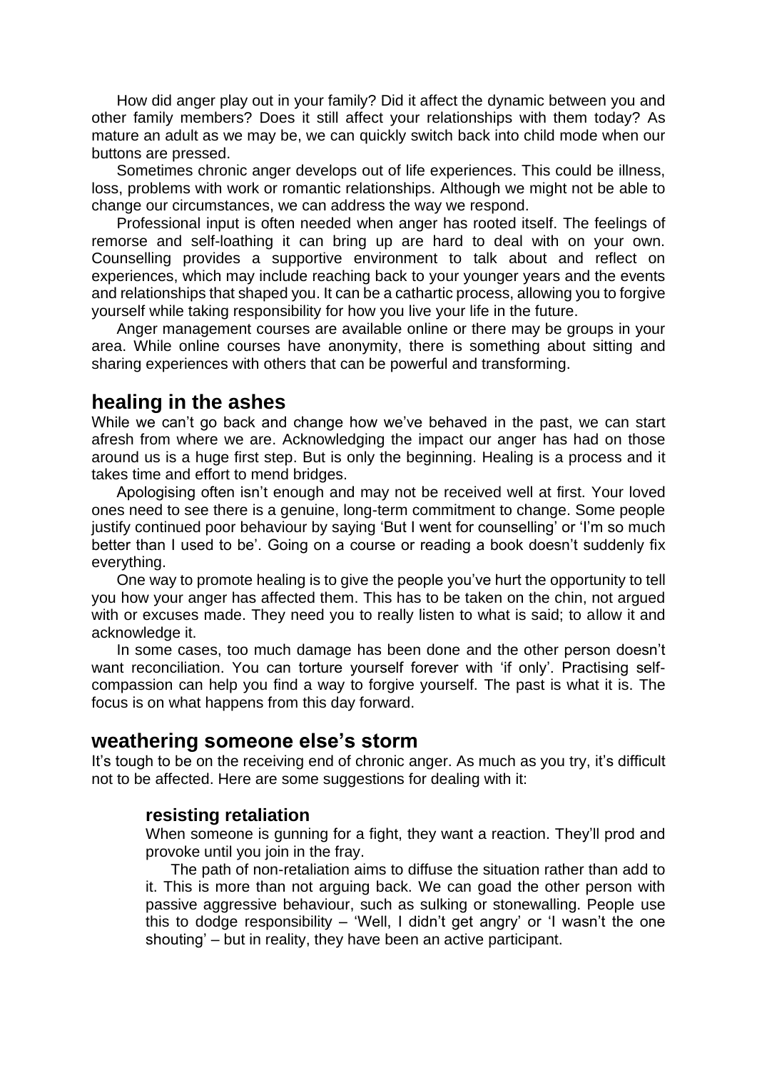How did anger play out in your family? Did it affect the dynamic between you and other family members? Does it still affect your relationships with them today? As mature an adult as we may be, we can quickly switch back into child mode when our buttons are pressed.

Sometimes chronic anger develops out of life experiences. This could be illness, loss, problems with work or romantic relationships. Although we might not be able to change our circumstances, we can address the way we respond.

Professional input is often needed when anger has rooted itself. The feelings of remorse and self-loathing it can bring up are hard to deal with on your own. Counselling provides a supportive environment to talk about and reflect on experiences, which may include reaching back to your younger years and the events and relationships that shaped you. It can be a cathartic process, allowing you to forgive yourself while taking responsibility for how you live your life in the future.

Anger management courses are available online or there may be groups in your area. While online courses have anonymity, there is something about sitting and sharing experiences with others that can be powerful and transforming.

## healing in the ashes

While we can't go back and change how we've behaved in the past, we can start afresh from where we are. Acknowledging the impact our anger has had on those around us is a huge first step. But is only the beginning. Healing is a process and it takes time and effort to mend bridges.

Apologising often isn't enough and may not be received well at first. Your loved ones need to see there is a genuine, long-term commitment to change. Some people justify continued poor behaviour by saying 'But I went for counselling' or 'I'm so much better than I used to be'. Going on a course or reading a book doesn't suddenly fix everything.

One way to promote healing is to give the people you've hurt the opportunity to tell you how your anger has affected them. This has to be taken on the chin, not argued with or excuses made. They need you to really listen to what is said; to allow it and acknowledge it.

In some cases, too much damage has been done and the other person doesn't want reconciliation. You can torture yourself forever with 'if only'. Practising self-compassion can help you find a way to forgive yourself. The past is what it is. The focus is on what happens from this day forward.

## weathering someone else's storm

It's tough to be on the receiving end of chronic anger. As much as you try, it's difficult not to be affected. Here are some suggestions for dealing with it:

### resisting retaliation

When someone is gunning for a fight, they want a reaction. They'll prod and provoke until you join in the fray.

The path of non-retaliation aims to diffuse the situation rather than add to it. This is more than not arguing back. We can goad the other person with passive aggressive behaviour, such as sulking or stonewalling. People use this to dodge responsibility – 'Well, I didn't get angry' or 'I wasn't the one shouting' – but in reality, they have been an active participant.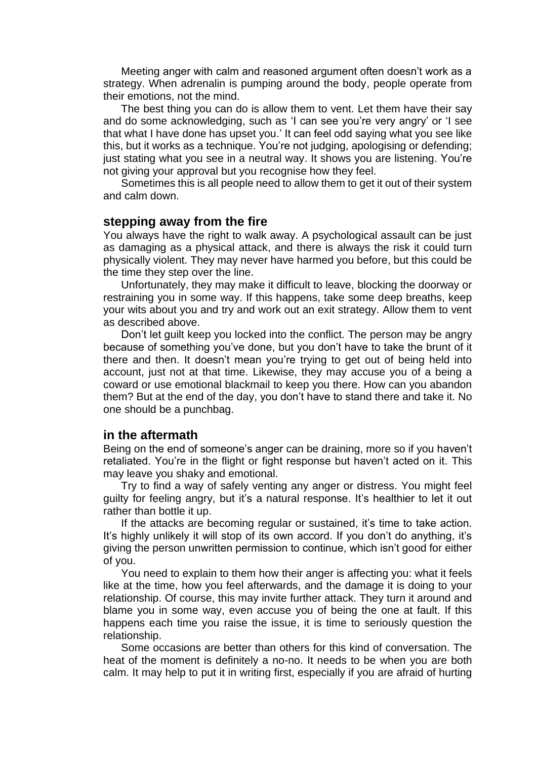Meeting anger with calm and reasoned argument often doesn't work as a strategy. When adrenalin is pumping around the body, people operate from their emotions, not the mind.

The best thing you can do is allow them to vent. Let them have their say and do some acknowledging, such as 'I can see you're very angry' or 'I see that what I have done has upset you.' It can feel odd saying what you see like this, but it works as a technique. You're not judging, apologising or defending; just stating what you see in a neutral way. It shows you are listening. You're not giving your approval but you recognise how they feel.

Sometimes this is all people need to allow them to get it out of their system and calm down.

## stepping away from the fire

You always have the right to walk away. A psychological assault can be just as damaging as a physical attack, and there is always the risk it could turn physically violent. They may never have harmed you before, but this could be the time they step over the line.

Unfortunately, they may make it difficult to leave, blocking the doorway or restraining you in some way. If this happens, take some deep breaths, keep your wits about you and try and work out an exit strategy. Allow them to vent as described above.

Don't let guilt keep you locked into the conflict. The person may be angry because of something you've done, but you don't have to take the brunt of it there and then. It doesn't mean you're trying to get out of being held into account, just not at that time. Likewise, they may accuse you of a being a coward or use emotional blackmail to keep you there. How can you abandon them? But at the end of the day, you don't have to stand there and take it. No one should be a punchbag.

## in the aftermath

Being on the end of someone's anger can be draining, more so if you haven't retaliated. You're in the flight or fight response but haven't acted on it. This may leave you shaky and emotional.

Try to find a way of safely venting any anger or distress. You might feel guilty for feeling angry, but it's a natural response. It's healthier to let it out rather than bottle it up.

If the attacks are becoming regular or sustained, it's time to take action. It's highly unlikely it will stop of its own accord. If you don't do anything, it's giving the person unwritten permission to continue, which isn't good for either of you.

You need to explain to them how their anger is affecting you: what it feels like at the time, how you feel afterwards, and the damage it is doing to your relationship. Of course, this may invite further attack. They turn it around and blame you in some way, even accuse you of being the one at fault. If this happens each time you raise the issue, it is time to seriously question the relationship.

Some occasions are better than others for this kind of conversation. The heat of the moment is definitely a no-no. It needs to be when you are both calm. It may help to put it in writing first, especially if you are afraid of hurting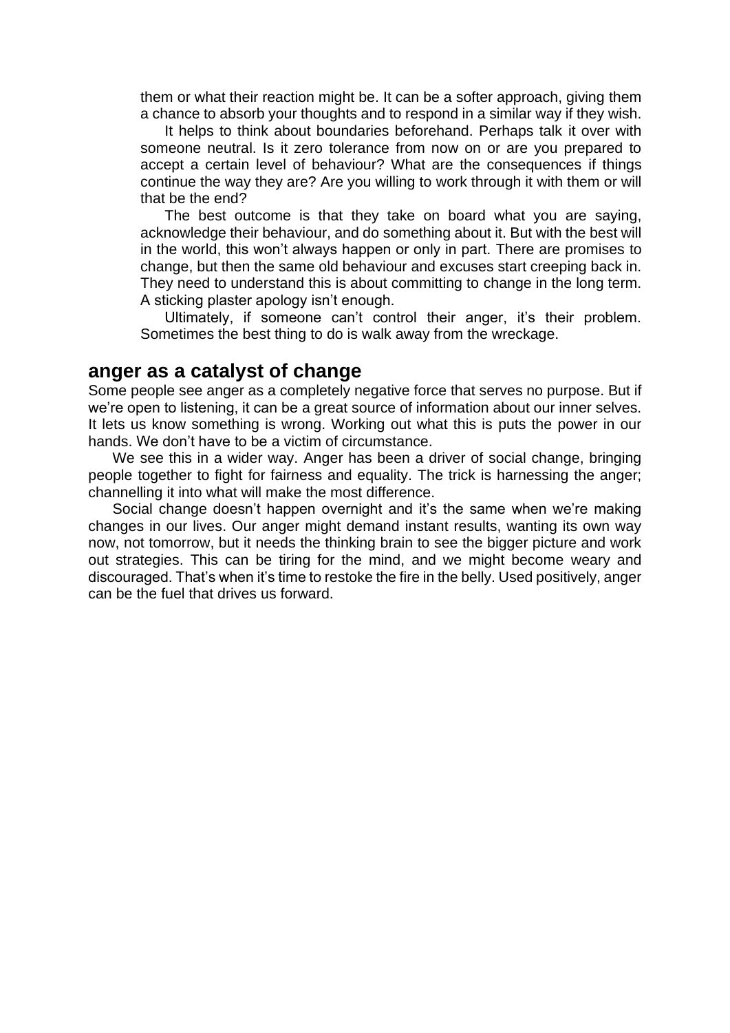them or what their reaction might be. It can be a softer approach, giving them a chance to absorb your thoughts and to respond in a similar way if they wish.

It helps to think about boundaries beforehand. Perhaps talk it over with someone neutral. Is it zero tolerance from now on or are you prepared to accept a certain level of behaviour? What are the consequences if things continue the way they are? Are you willing to work through it with them or will that be the end?

The best outcome is that they take on board what you are saying, acknowledge their behaviour, and do something about it. But with the best will in the world, this won't always happen or only in part. There are promises to change, but then the same old behaviour and excuses start creeping back in. They need to understand this is about committing to change in the long term. A sticking plaster apology isn't enough.

Ultimately, if someone can't control their anger, it's their problem. Sometimes the best thing to do is walk away from the wreckage.

## anger as a catalyst of change

Some people see anger as a completely negative force that serves no purpose. But if we're open to listening, it can be a great source of information about our inner selves. It lets us know something is wrong. Working out what this is puts the power in our hands. We don't have to be a victim of circumstance.

We see this in a wider way. Anger has been a driver of social change, bringing people together to fight for fairness and equality. The trick is harnessing the anger; channelling it into what will make the most difference.

Social change doesn't happen overnight and it's the same when we're making changes in our lives. Our anger might demand instant results, wanting its own way now, not tomorrow, but it needs the thinking brain to see the bigger picture and work out strategies. This can be tiring for the mind, and we might become weary and discouraged. That's when it's time to restoke the fire in the belly. Used positively, anger can be the fuel that drives us forward.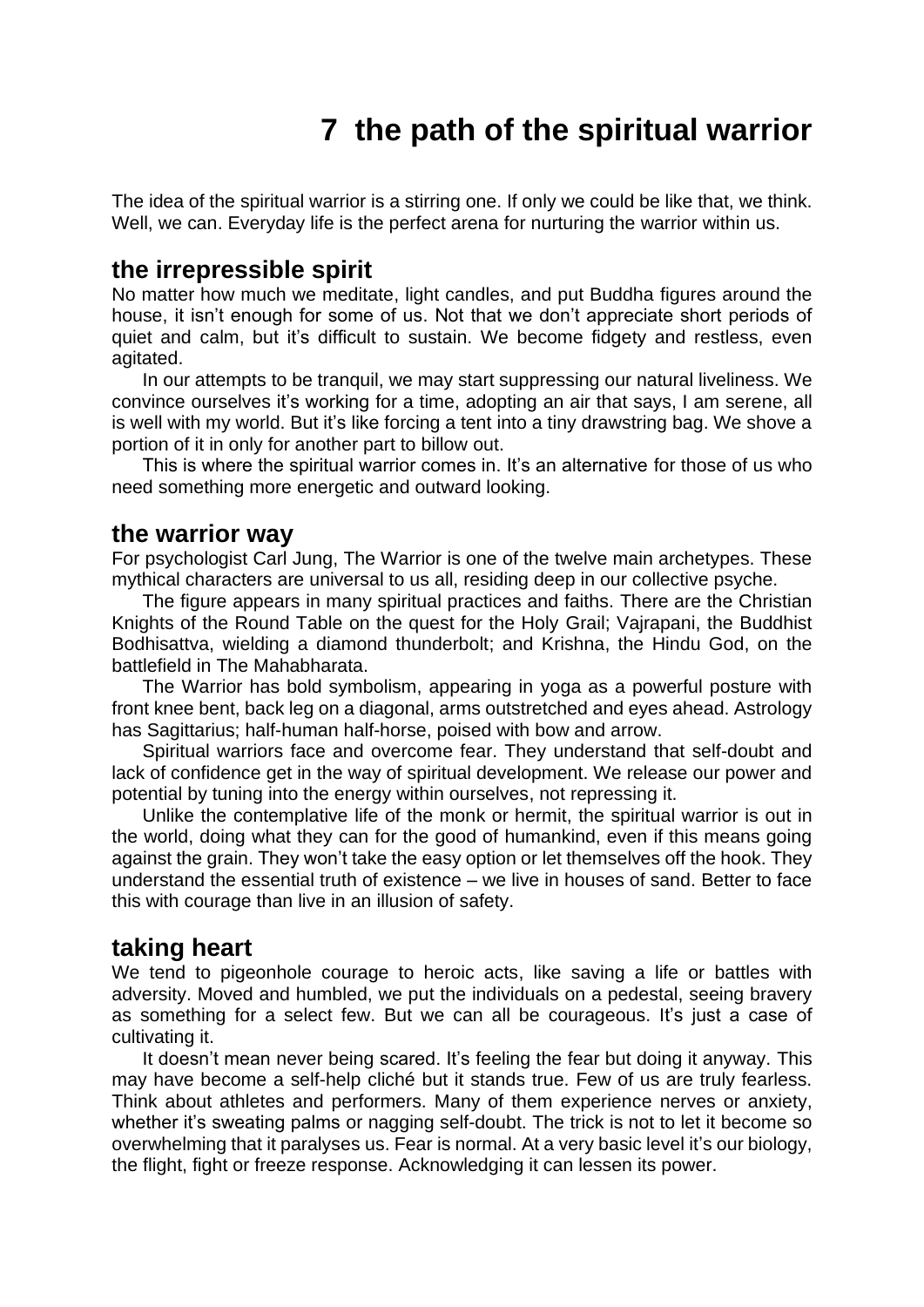# 7 the path of the spiritual warrior

The idea of the spiritual warrior is a stirring one. If only we could be like that, we think. Well, we can. Everyday life is the perfect arena for nurturing the warrior within us.

## the irrepressible spirit

No matter how much we meditate, light candles, and put Buddha figures around the house, it isn't enough for some of us. Not that we don't appreciate short periods of quiet and calm, but it's difficult to sustain. We become fidgety and restless, even agitated.

In our attempts to be tranquil, we may start suppressing our natural liveliness. We convince ourselves it's working for a time, adopting an air that says, I am serene, all is well with my world. But it's like forcing a tent into a tiny drawstring bag. We shove a portion of it in only for another part to billow out.

This is where the spiritual warrior comes in. It's an alternative for those of us who need something more energetic and outward looking.

## the warrior way

For psychologist Carl Jung, The Warrior is one of the twelve main archetypes. These mythical characters are universal to us all, residing deep in our collective psyche.

The figure appears in many spiritual practices and faiths. There are the Christian Knights of the Round Table on the quest for the Holy Grail; Vajrapani, the Buddhist Bodhisattva, wielding a diamond thunderbolt; and Krishna, the Hindu God, on the battlefield in The Mahabharata.

The Warrior has bold symbolism, appearing in yoga as a powerful posture with front knee bent, back leg on a diagonal, arms outstretched and eyes ahead. Astrology has Sagittarius; half-human half-horse, poised with bow and arrow.

Spiritual warriors face and overcome fear. They understand that self-doubt and lack of confidence get in the way of spiritual development. We release our power and potential by tuning into the energy within ourselves, not repressing it.

Unlike the contemplative life of the monk or hermit, the spiritual warrior is out in the world, doing what they can for the good of humankind, even if this means going against the grain. They won't take the easy option or let themselves off the hook. They understand the essential truth of existence – we live in houses of sand. Better to face this with courage than live in an illusion of safety.

## taking heart

We tend to pigeonhole courage to heroic acts, like saving a life or battles with adversity. Moved and humbled, we put the individuals on a pedestal, seeing bravery as something for a select few. But we can all be courageous. It's just a case of cultivating it.

It doesn't mean never being scared. It's feeling the fear but doing it anyway. This may have become a self-help cliché but it stands true. Few of us are truly fearless. Think about athletes and performers. Many of them experience nerves or anxiety, whether it's sweating palms or nagging self-doubt. The trick is not to let it become so overwhelming that it paralyses us. Fear is normal. At a very basic level it's our biology, the flight, fight or freeze response. Acknowledging it can lessen its power.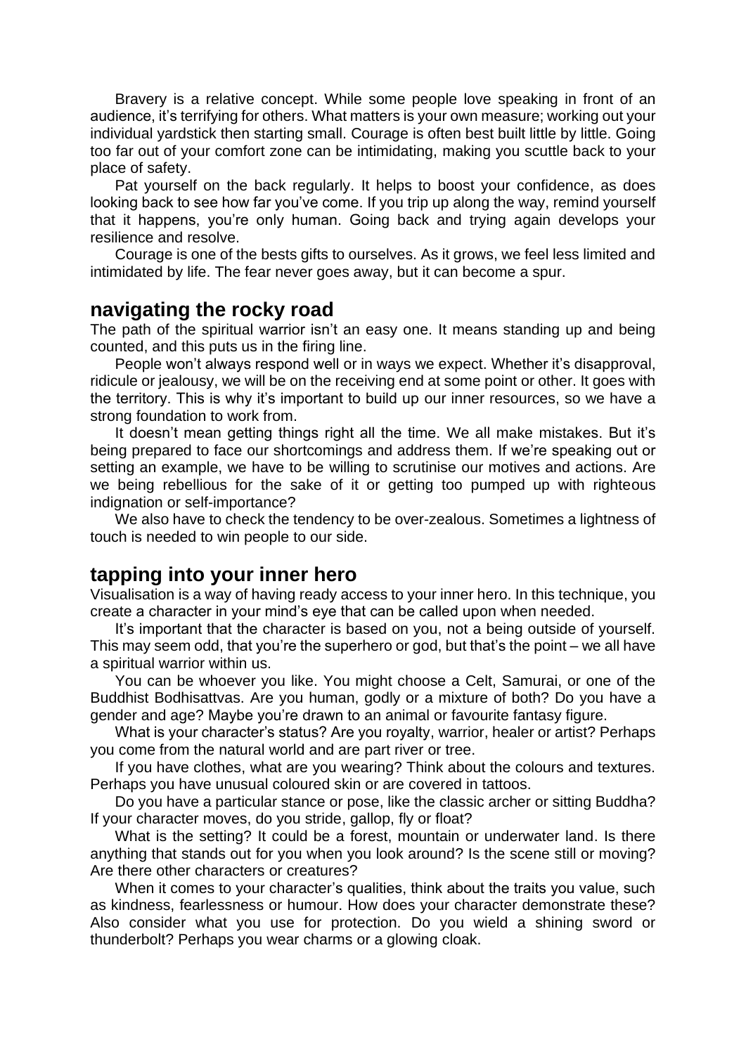Bravery is a relative concept. While some people love speaking in front of an audience, it's terrifying for others. What matters is your own measure; working out your individual yardstick then starting small. Courage is often best built little by little. Going too far out of your comfort zone can be intimidating, making you scuttle back to your place of safety.

Pat yourself on the back regularly. It helps to boost your confidence, as does looking back to see how far you've come. If you trip up along the way, remind yourself that it happens, you're only human. Going back and trying again develops your resilience and resolve.

Courage is one of the bests gifts to ourselves. As it grows, we feel less limited and intimidated by life. The fear never goes away, but it can become a spur.

## navigating the rocky road

The path of the spiritual warrior isn't an easy one. It means standing up and being counted, and this puts us in the firing line.

People won't always respond well or in ways we expect. Whether it's disapproval, ridicule or jealousy, we will be on the receiving end at some point or other. It goes with the territory. This is why it's important to build up our inner resources, so we have a strong foundation to work from.

It doesn't mean getting things right all the time. We all make mistakes. But it's being prepared to face our shortcomings and address them. If we're speaking out or setting an example, we have to be willing to scrutinise our motives and actions. Are we being rebellious for the sake of it or getting too pumped up with righteous indignation or self-importance?

We also have to check the tendency to be over-zealous. Sometimes a lightness of touch is needed to win people to our side.

## tapping into your inner hero

Visualisation is a way of having ready access to your inner hero. In this technique, you create a character in your mind's eye that can be called upon when needed.

It's important that the character is based on you, not a being outside of yourself. This may seem odd, that you're the superhero or god, but that's the point – we all have a spiritual warrior within us.

You can be whoever you like. You might choose a Celt, Samurai, or one of the Buddhist Bodhisattvas. Are you human, godly or a mixture of both? Do you have a gender and age? Maybe you're drawn to an animal or favourite fantasy figure.

What is your character's status? Are you royalty, warrior, healer or artist? Perhaps you come from the natural world and are part river or tree.

If you have clothes, what are you wearing? Think about the colours and textures. Perhaps you have unusual coloured skin or are covered in tattoos.

Do you have a particular stance or pose, like the classic archer or sitting Buddha? If your character moves, do you stride, gallop, fly or float?

What is the setting? It could be a forest, mountain or underwater land. Is there anything that stands out for you when you look around? Is the scene still or moving? Are there other characters or creatures?

When it comes to your character's qualities, think about the traits you value, such as kindness, fearlessness or humour. How does your character demonstrate these? Also consider what you use for protection. Do you wield a shining sword or thunderbolt? Perhaps you wear charms or a glowing cloak.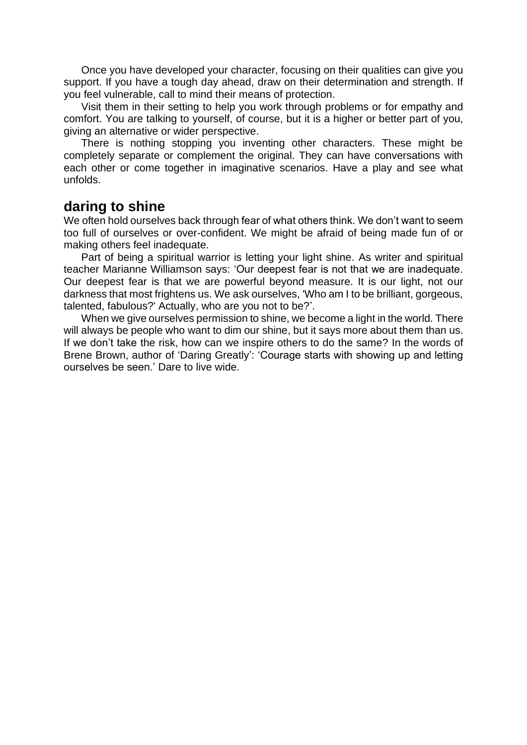Once you have developed your character, focusing on their qualities can give you support. If you have a tough day ahead, draw on their determination and strength. If you feel vulnerable, call to mind their means of protection.

Visit them in their setting to help you work through problems or for empathy and comfort. You are talking to yourself, of course, but it is a higher or better part of you, giving an alternative or wider perspective.

There is nothing stopping you inventing other characters. These might be completely separate or complement the original. They can have conversations with each other or come together in imaginative scenarios. Have a play and see what unfolds.

## daring to shine

We often hold ourselves back through fear of what others think. We don't want to seem too full of ourselves or over-confident. We might be afraid of being made fun of or making others feel inadequate.

Part of being a spiritual warrior is letting your light shine. As writer and spiritual teacher Marianne Williamson says: 'Our deepest fear is not that we are inadequate. Our deepest fear is that we are powerful beyond measure. It is our light, not our darkness that most frightens us. We ask ourselves, 'Who am I to be brilliant, gorgeous, talented, fabulous?' Actually, who are you not to be?'.

When we give ourselves permission to shine, we become a light in the world. There will always be people who want to dim our shine, but it says more about them than us. If we don't take the risk, how can we inspire others to do the same? In the words of Brene Brown, author of 'Daring Greatly': 'Courage starts with showing up and letting ourselves be seen.' Dare to live wide.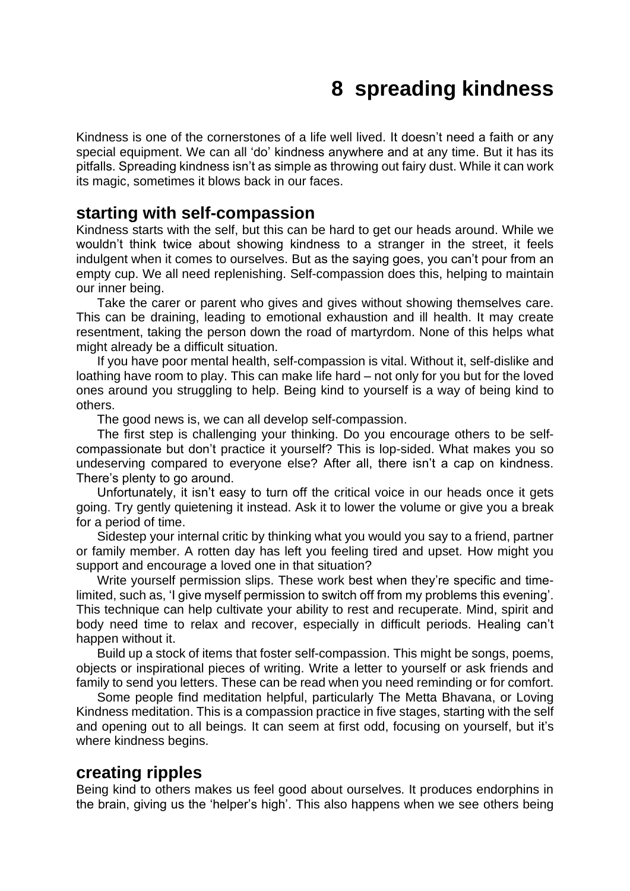# 8 spreading kindness

Kindness is one of the cornerstones of a life well lived. It doesn't need a faith or any special equipment. We can all 'do' kindness anywhere and at any time. But it has its pitfalls. Spreading kindness isn't as simple as throwing out fairy dust. While it can work its magic, sometimes it blows back in our faces.

## starting with self-compassion

Kindness starts with the self, but this can be hard to get our heads around. While we wouldn't think twice about showing kindness to a stranger in the street, it feels indulgent when it comes to ourselves. But as the saying goes, you can't pour from an empty cup. We all need replenishing. Self-compassion does this, helping to maintain our inner being.

Take the carer or parent who gives and gives without showing themselves care. This can be draining, leading to emotional exhaustion and ill health. It may create resentment, taking the person down the road of martyrdom. None of this helps what might already be a difficult situation.

If you have poor mental health, self-compassion is vital. Without it, self-dislike and loathing have room to play. This can make life hard – not only for you but for the loved ones around you struggling to help. Being kind to yourself is a way of being kind to others.

The good news is, we can all develop self-compassion.

The first step is challenging your thinking. Do you encourage others to be self-compassionate but don't practice it yourself? This is lop-sided. What makes you so undeserving compared to everyone else? After all, there isn't a cap on kindness. There's plenty to go around.

Unfortunately, it isn't easy to turn off the critical voice in our heads once it gets going. Try gently quietening it instead. Ask it to lower the volume or give you a break for a period of time.

Sidestep your internal critic by thinking what you would you say to a friend, partner or family member. A rotten day has left you feeling tired and upset. How might you support and encourage a loved one in that situation?

Write yourself permission slips. These work best when they're specific and time-limited, such as, 'I give myself permission to switch off from my problems this evening'. This technique can help cultivate your ability to rest and recuperate. Mind, spirit and body need time to relax and recover, especially in difficult periods. Healing can't happen without it.

Build up a stock of items that foster self-compassion. This might be songs, poems, objects or inspirational pieces of writing. Write a letter to yourself or ask friends and family to send you letters. These can be read when you need reminding or for comfort.

Some people find meditation helpful, particularly The Metta Bhavana, or Loving Kindness meditation. This is a compassion practice in five stages, starting with the self and opening out to all beings. It can seem at first odd, focusing on yourself, but it's where kindness begins.

## creating ripples

Being kind to others makes us feel good about ourselves. It produces endorphins in the brain, giving us the 'helper's high'. This also happens when we see others being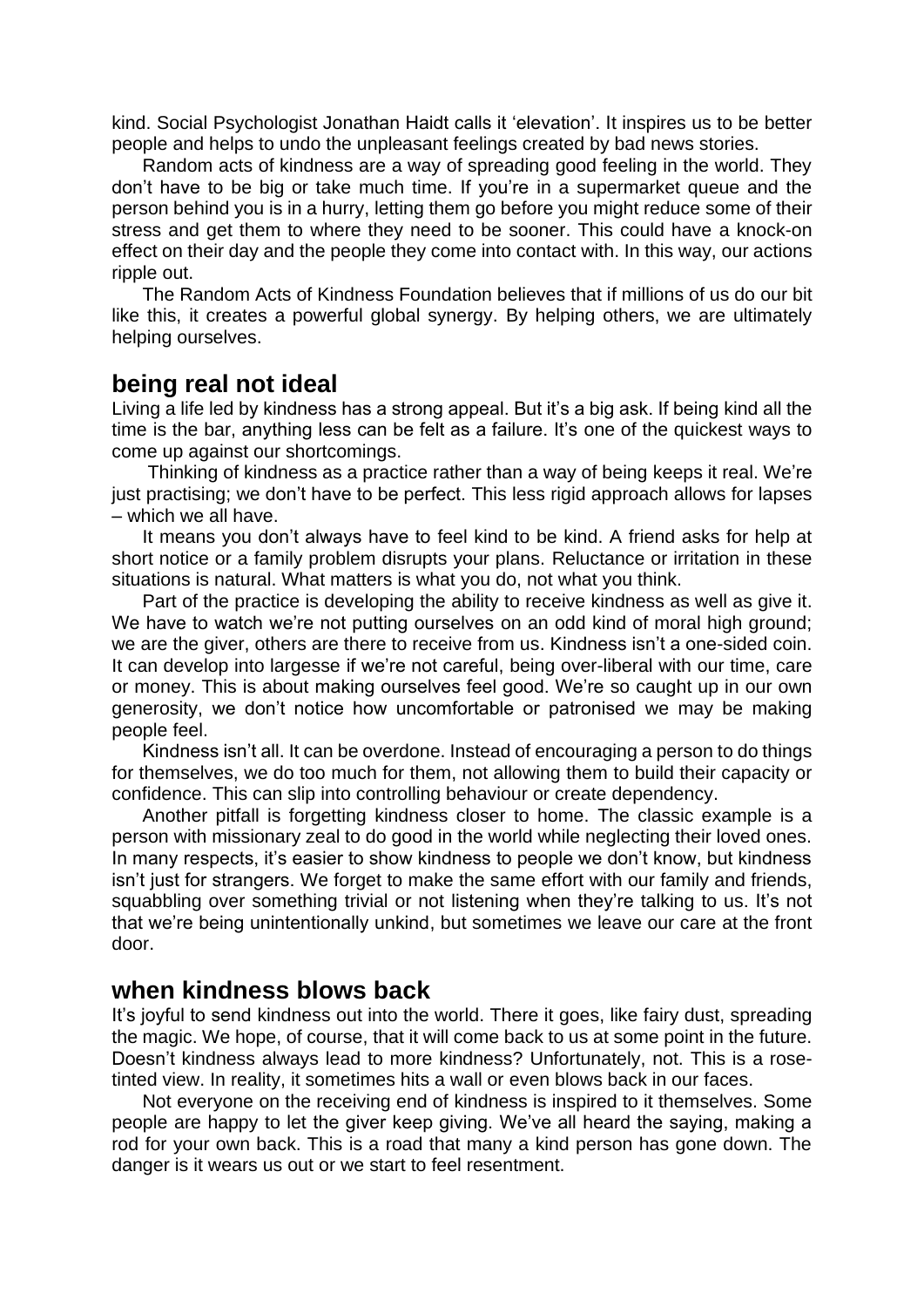kind. Social Psychologist Jonathan Haidt calls it 'elevation'. It inspires us to be better people and helps to undo the unpleasant feelings created by bad news stories.

Random acts of kindness are a way of spreading good feeling in the world. They don't have to be big or take much time. If you're in a supermarket queue and the person behind you is in a hurry, letting them go before you might reduce some of their stress and get them to where they need to be sooner. This could have a knock-on effect on their day and the people they come into contact with. In this way, our actions ripple out.

The Random Acts of Kindness Foundation believes that if millions of us do our bit like this, it creates a powerful global synergy. By helping others, we are ultimately helping ourselves.

## being real not ideal

Living a life led by kindness has a strong appeal. But it's a big ask. If being kind all the time is the bar, anything less can be felt as a failure. It's one of the quickest ways to come up against our shortcomings.

Thinking of kindness as a practice rather than a way of being keeps it real. We're just practising; we don't have to be perfect. This less rigid approach allows for lapses – which we all have.

It means you don't always have to feel kind to be kind. A friend asks for help at short notice or a family problem disrupts your plans. Reluctance or irritation in these situations is natural. What matters is what you do, not what you think.

Part of the practice is developing the ability to receive kindness as well as give it. We have to watch we're not putting ourselves on an odd kind of moral high ground; we are the giver, others are there to receive from us. Kindness isn't a one-sided coin. It can develop into largesse if we're not careful, being over-liberal with our time, care or money. This is about making ourselves feel good. We're so caught up in our own generosity, we don't notice how uncomfortable or patronised we may be making people feel.

Kindness isn't all. It can be overdone. Instead of encouraging a person to do things for themselves, we do too much for them, not allowing them to build their capacity or confidence. This can slip into controlling behaviour or create dependency.

Another pitfall is forgetting kindness closer to home. The classic example is a person with missionary zeal to do good in the world while neglecting their loved ones. In many respects, it's easier to show kindness to people we don't know, but kindness isn't just for strangers. We forget to make the same effort with our family and friends, squabbling over something trivial or not listening when they're talking to us. It's not that we're being unintentionally unkind, but sometimes we leave our care at the front door.

## when kindness blows back

It's joyful to send kindness out into the world. There it goes, like fairy dust, spreading the magic. We hope, of course, that it will come back to us at some point in the future. Doesn't kindness always lead to more kindness? Unfortunately, not. This is a rose-tinted view. In reality, it sometimes hits a wall or even blows back in our faces.

Not everyone on the receiving end of kindness is inspired to it themselves. Some people are happy to let the giver keep giving. We've all heard the saying, making a rod for your own back. This is a road that many a kind person has gone down. The danger is it wears us out or we start to feel resentment.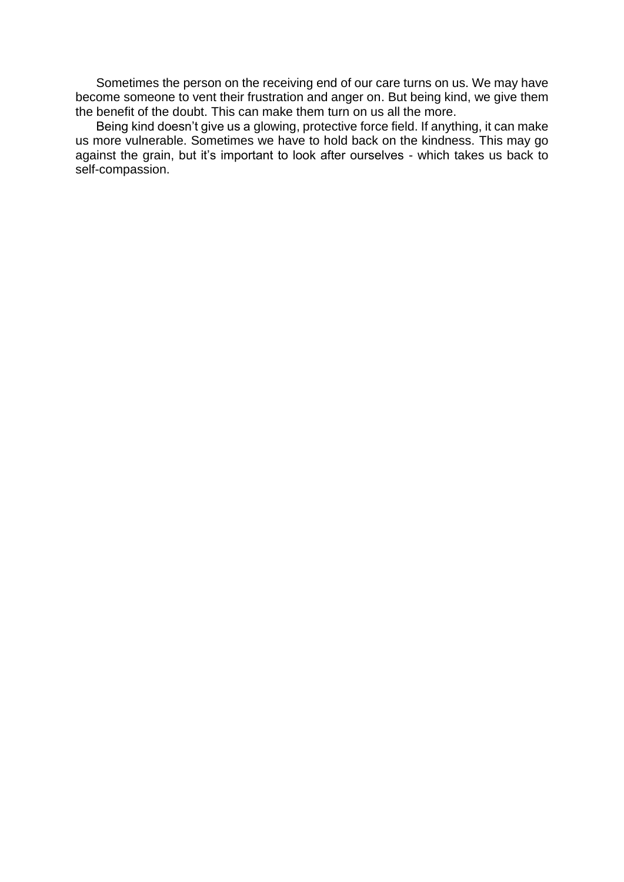Sometimes the person on the receiving end of our care turns on us. We may have become someone to vent their frustration and anger on. But being kind, we give them the benefit of the doubt. This can make them turn on us all the more.

Being kind doesn’t give us a glowing, protective force field. If anything, it can make us more vulnerable. Sometimes we have to hold back on the kindness. This may go against the grain, but it’s important to look after ourselves - which takes us back to self-compassion.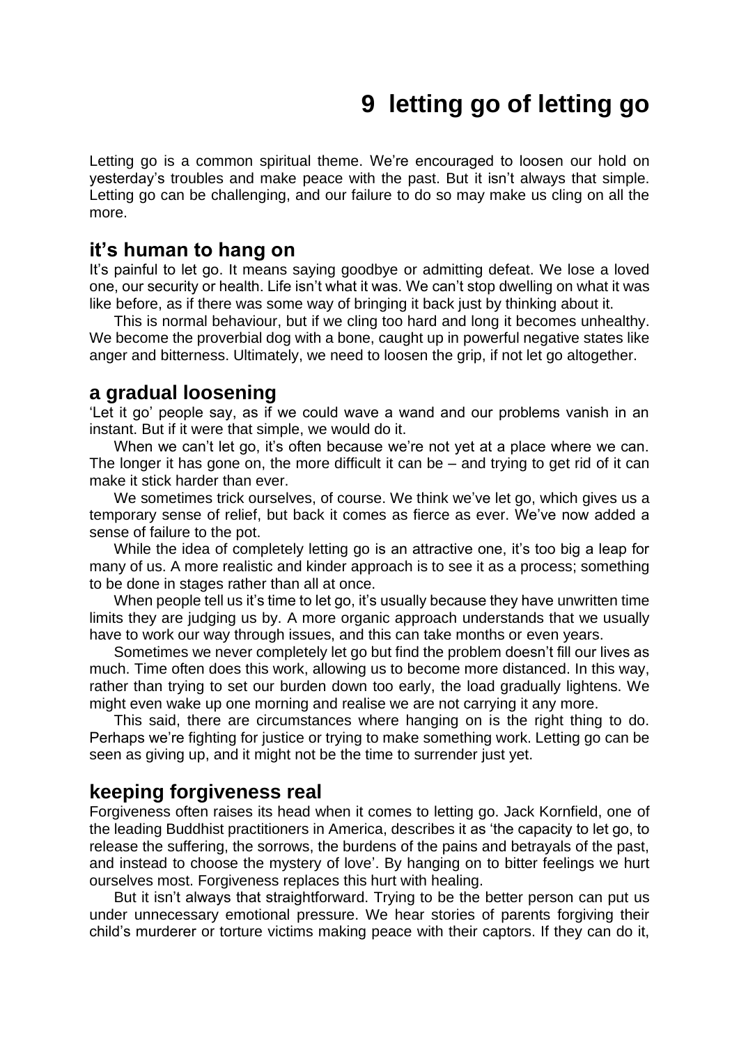# 9 letting go of letting go

Letting go is a common spiritual theme. We're encouraged to loosen our hold on yesterday's troubles and make peace with the past. But it isn't always that simple. Letting go can be challenging, and our failure to do so may make us cling on all the more.

## it's human to hang on

It's painful to let go. It means saying goodbye or admitting defeat. We lose a loved one, our security or health. Life isn't what it was. We can't stop dwelling on what it was like before, as if there was some way of bringing it back just by thinking about it.

This is normal behaviour, but if we cling too hard and long it becomes unhealthy. We become the proverbial dog with a bone, caught up in powerful negative states like anger and bitterness. Ultimately, we need to loosen the grip, if not let go altogether.

## a gradual loosening

'Let it go' people say, as if we could wave a wand and our problems vanish in an instant. But if it were that simple, we would do it.

When we can't let go, it's often because we're not yet at a place where we can. The longer it has gone on, the more difficult it can be – and trying to get rid of it can make it stick harder than ever.

We sometimes trick ourselves, of course. We think we've let go, which gives us a temporary sense of relief, but back it comes as fierce as ever. We've now added a sense of failure to the pot.

While the idea of completely letting go is an attractive one, it's too big a leap for many of us. A more realistic and kinder approach is to see it as a process; something to be done in stages rather than all at once.

When people tell us it's time to let go, it's usually because they have unwritten time limits they are judging us by. A more organic approach understands that we usually have to work our way through issues, and this can take months or even years.

Sometimes we never completely let go but find the problem doesn't fill our lives as much. Time often does this work, allowing us to become more distanced. In this way, rather than trying to set our burden down too early, the load gradually lightens. We might even wake up one morning and realise we are not carrying it any more.

This said, there are circumstances where hanging on is the right thing to do. Perhaps we're fighting for justice or trying to make something work. Letting go can be seen as giving up, and it might not be the time to surrender just yet.

## keeping forgiveness real

Forgiveness often raises its head when it comes to letting go. Jack Kornfield, one of the leading Buddhist practitioners in America, describes it as 'the capacity to let go, to release the suffering, the sorrows, the burdens of the pains and betrayals of the past, and instead to choose the mystery of love'. By hanging on to bitter feelings we hurt ourselves most. Forgiveness replaces this hurt with healing.

But it isn't always that straightforward. Trying to be the better person can put us under unnecessary emotional pressure. We hear stories of parents forgiving their child's murderer or torture victims making peace with their captors. If they can do it,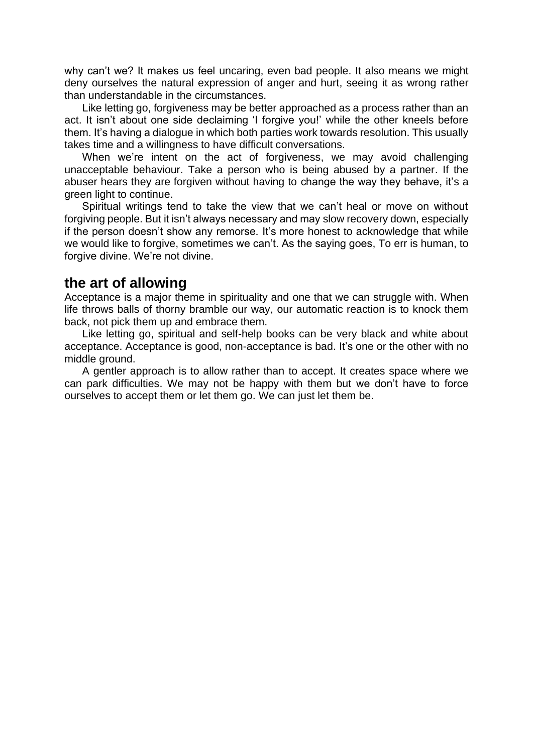why can't we? It makes us feel uncaring, even bad people. It also means we might deny ourselves the natural expression of anger and hurt, seeing it as wrong rather than understandable in the circumstances.

Like letting go, forgiveness may be better approached as a process rather than an act. It isn't about one side declaiming 'I forgive you!' while the other kneels before them. It's having a dialogue in which both parties work towards resolution. This usually takes time and a willingness to have difficult conversations.

When we're intent on the act of forgiveness, we may avoid challenging unacceptable behaviour. Take a person who is being abused by a partner. If the abuser hears they are forgiven without having to change the way they behave, it's a green light to continue.

Spiritual writings tend to take the view that we can't heal or move on without forgiving people. But it isn't always necessary and may slow recovery down, especially if the person doesn't show any remorse. It's more honest to acknowledge that while we would like to forgive, sometimes we can't. As the saying goes, To err is human, to forgive divine. We're not divine.

## the art of allowing

Acceptance is a major theme in spirituality and one that we can struggle with. When life throws balls of thorny bramble our way, our automatic reaction is to knock them back, not pick them up and embrace them.

Like letting go, spiritual and self-help books can be very black and white about acceptance. Acceptance is good, non-acceptance is bad. It's one or the other with no middle ground.

A gentler approach is to allow rather than to accept. It creates space where we can park difficulties. We may not be happy with them but we don't have to force ourselves to accept them or let them go. We can just let them be.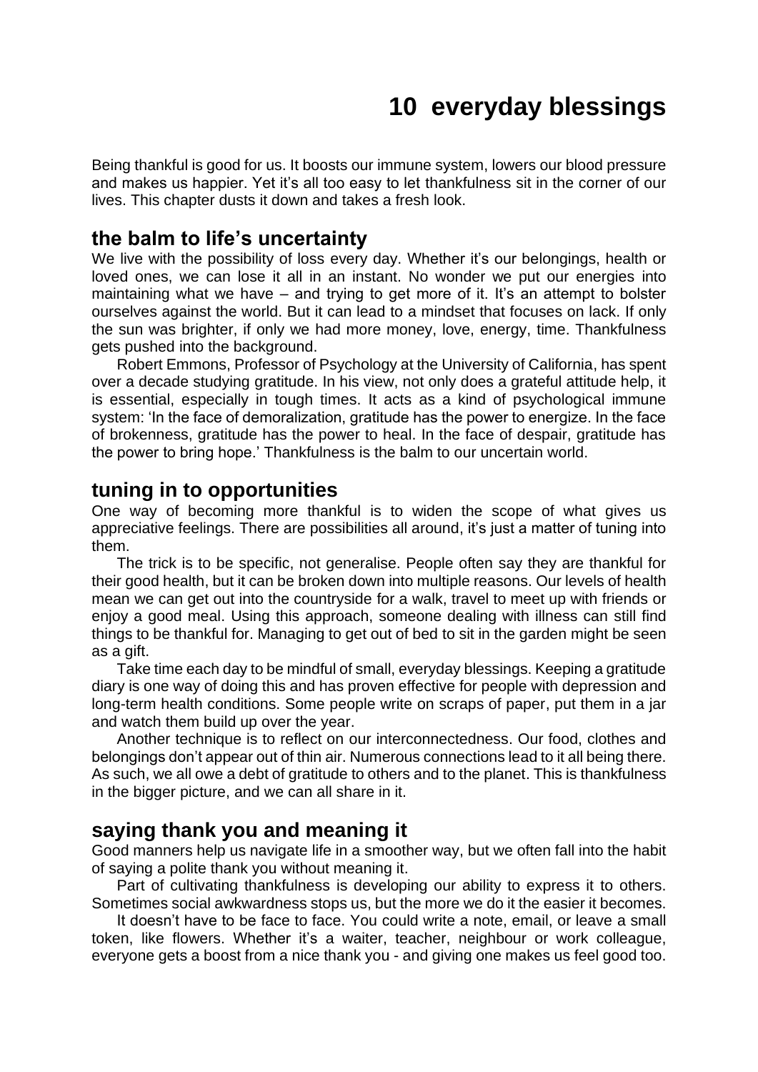# 10 everyday blessings

Being thankful is good for us. It boosts our immune system, lowers our blood pressure and makes us happier. Yet it's all too easy to let thankfulness sit in the corner of our lives. This chapter dusts it down and takes a fresh look.

## the balm to life's uncertainty

We live with the possibility of loss every day. Whether it's our belongings, health or loved ones, we can lose it all in an instant. No wonder we put our energies into maintaining what we have – and trying to get more of it. It's an attempt to bolster ourselves against the world. But it can lead to a mindset that focuses on lack. If only the sun was brighter, if only we had more money, love, energy, time. Thankfulness gets pushed into the background.

Robert Emmons, Professor of Psychology at the University of California, has spent over a decade studying gratitude. In his view, not only does a grateful attitude help, it is essential, especially in tough times. It acts as a kind of psychological immune system: 'In the face of demoralization, gratitude has the power to energize. In the face of brokenness, gratitude has the power to heal. In the face of despair, gratitude has the power to bring hope.' Thankfulness is the balm to our uncertain world.

## tuning in to opportunities

One way of becoming more thankful is to widen the scope of what gives us appreciative feelings. There are possibilities all around, it's just a matter of tuning into them.

The trick is to be specific, not generalise. People often say they are thankful for their good health, but it can be broken down into multiple reasons. Our levels of health mean we can get out into the countryside for a walk, travel to meet up with friends or enjoy a good meal. Using this approach, someone dealing with illness can still find things to be thankful for. Managing to get out of bed to sit in the garden might be seen as a gift.

Take time each day to be mindful of small, everyday blessings. Keeping a gratitude diary is one way of doing this and has proven effective for people with depression and long-term health conditions. Some people write on scraps of paper, put them in a jar and watch them build up over the year.

Another technique is to reflect on our interconnectedness. Our food, clothes and belongings don't appear out of thin air. Numerous connections lead to it all being there. As such, we all owe a debt of gratitude to others and to the planet. This is thankfulness in the bigger picture, and we can all share in it.

## saying thank you and meaning it

Good manners help us navigate life in a smoother way, but we often fall into the habit of saying a polite thank you without meaning it.

Part of cultivating thankfulness is developing our ability to express it to others. Sometimes social awkwardness stops us, but the more we do it the easier it becomes.

It doesn't have to be face to face. You could write a note, email, or leave a small token, like flowers. Whether it's a waiter, teacher, neighbour or work colleague, everyone gets a boost from a nice thank you - and giving one makes us feel good too.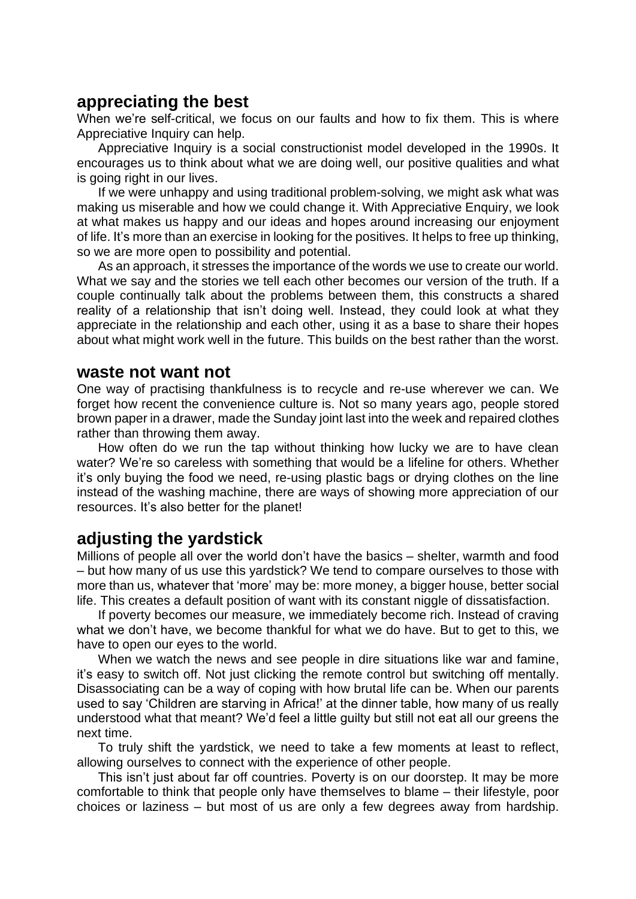## appreciating the best

When we're self-critical, we focus on our faults and how to fix them. This is where Appreciative Inquiry can help.

Appreciative Inquiry is a social constructionist model developed in the 1990s. It encourages us to think about what we are doing well, our positive qualities and what is going right in our lives.

If we were unhappy and using traditional problem-solving, we might ask what was making us miserable and how we could change it. With Appreciative Enquiry, we look at what makes us happy and our ideas and hopes around increasing our enjoyment of life. It's more than an exercise in looking for the positives. It helps to free up thinking, so we are more open to possibility and potential.

As an approach, it stresses the importance of the words we use to create our world. What we say and the stories we tell each other becomes our version of the truth. If a couple continually talk about the problems between them, this constructs a shared reality of a relationship that isn't doing well. Instead, they could look at what they appreciate in the relationship and each other, using it as a base to share their hopes about what might work well in the future. This builds on the best rather than the worst.

## waste not want not

One way of practising thankfulness is to recycle and re-use wherever we can. We forget how recent the convenience culture is. Not so many years ago, people stored brown paper in a drawer, made the Sunday joint last into the week and repaired clothes rather than throwing them away.

How often do we run the tap without thinking how lucky we are to have clean water? We're so careless with something that would be a lifeline for others. Whether it's only buying the food we need, re-using plastic bags or drying clothes on the line instead of the washing machine, there are ways of showing more appreciation of our resources. It's also better for the planet!

## adjusting the yardstick

Millions of people all over the world don't have the basics – shelter, warmth and food – but how many of us use this yardstick? We tend to compare ourselves to those with more than us, whatever that 'more' may be: more money, a bigger house, better social life. This creates a default position of want with its constant niggle of dissatisfaction.

If poverty becomes our measure, we immediately become rich. Instead of craving what we don't have, we become thankful for what we do have. But to get to this, we have to open our eyes to the world.

When we watch the news and see people in dire situations like war and famine, it's easy to switch off. Not just clicking the remote control but switching off mentally. Disassociating can be a way of coping with how brutal life can be. When our parents used to say 'Children are starving in Africa!' at the dinner table, how many of us really understood what that meant? We'd feel a little guilty but still not eat all our greens the next time.

To truly shift the yardstick, we need to take a few moments at least to reflect, allowing ourselves to connect with the experience of other people.

This isn't just about far off countries. Poverty is on our doorstep. It may be more comfortable to think that people only have themselves to blame – their lifestyle, poor choices or laziness – but most of us are only a few degrees away from hardship.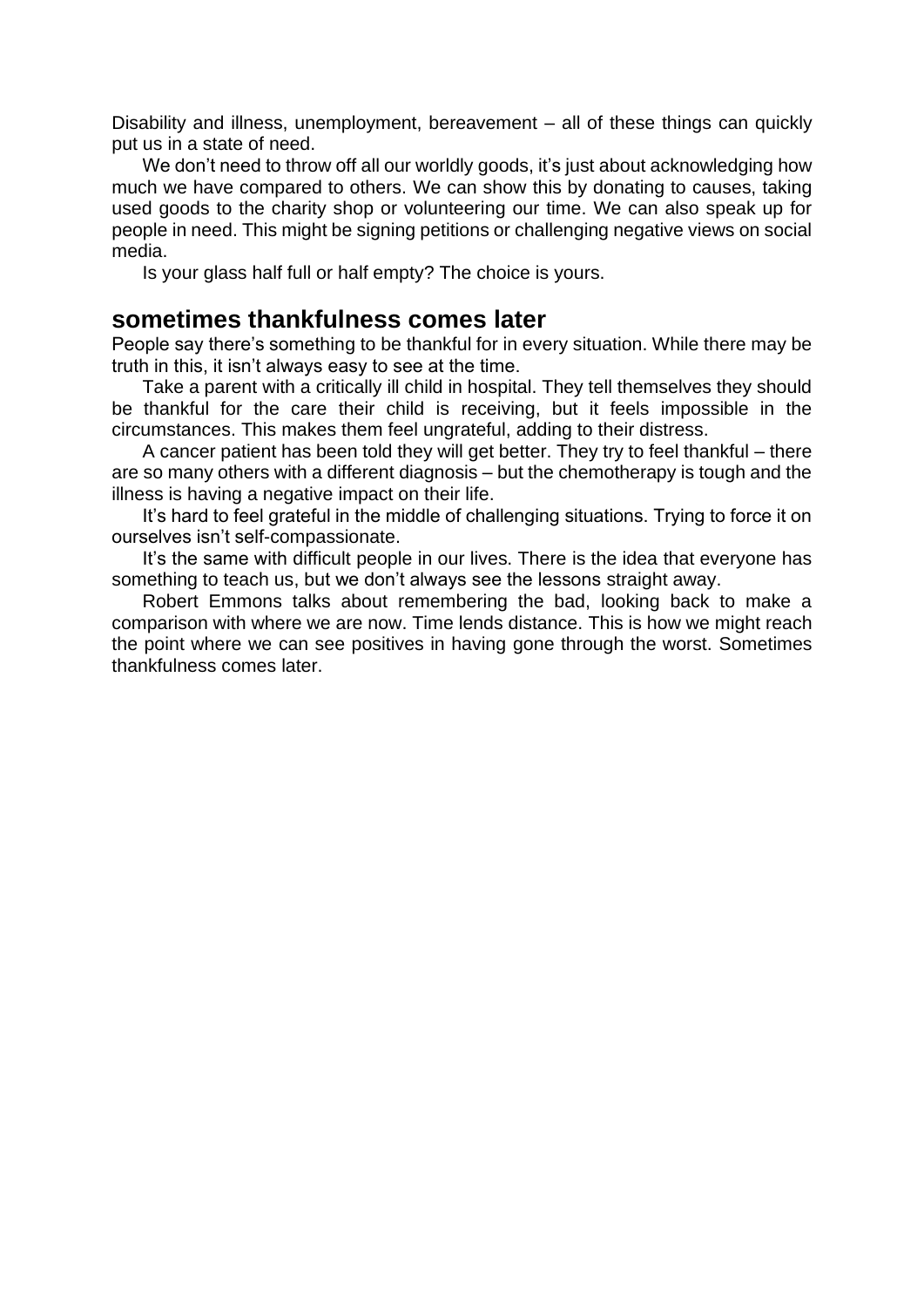Disability and illness, unemployment, bereavement – all of these things can quickly put us in a state of need.

We don't need to throw off all our worldly goods, it's just about acknowledging how much we have compared to others. We can show this by donating to causes, taking used goods to the charity shop or volunteering our time. We can also speak up for people in need. This might be signing petitions or challenging negative views on social media.

Is your glass half full or half empty? The choice is yours.

## sometimes thankfulness comes later

People say there's something to be thankful for in every situation. While there may be truth in this, it isn't always easy to see at the time.

Take a parent with a critically ill child in hospital. They tell themselves they should be thankful for the care their child is receiving, but it feels impossible in the circumstances. This makes them feel ungrateful, adding to their distress.

A cancer patient has been told they will get better. They try to feel thankful – there are so many others with a different diagnosis – but the chemotherapy is tough and the illness is having a negative impact on their life.

It's hard to feel grateful in the middle of challenging situations. Trying to force it on ourselves isn't self-compassionate.

It's the same with difficult people in our lives. There is the idea that everyone has something to teach us, but we don't always see the lessons straight away.

Robert Emmons talks about remembering the bad, looking back to make a comparison with where we are now. Time lends distance. This is how we might reach the point where we can see positives in having gone through the worst. Sometimes thankfulness comes later.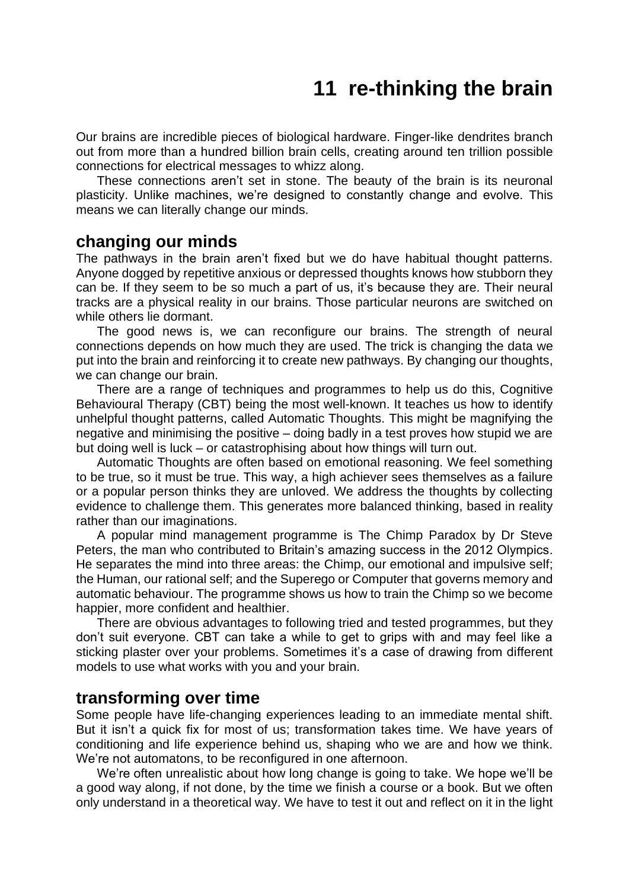# 11 re-thinking the brain

Our brains are incredible pieces of biological hardware. Finger-like dendrites branch out from more than a hundred billion brain cells, creating around ten trillion possible connections for electrical messages to whizz along.

These connections aren't set in stone. The beauty of the brain is its neuronal plasticity. Unlike machines, we're designed to constantly change and evolve. This means we can literally change our minds.

## changing our minds

The pathways in the brain aren't fixed but we do have habitual thought patterns. Anyone dogged by repetitive anxious or depressed thoughts knows how stubborn they can be. If they seem to be so much a part of us, it's because they are. Their neural tracks are a physical reality in our brains. Those particular neurons are switched on while others lie dormant.

The good news is, we can reconfigure our brains. The strength of neural connections depends on how much they are used. The trick is changing the data we put into the brain and reinforcing it to create new pathways. By changing our thoughts, we can change our brain.

There are a range of techniques and programmes to help us do this, Cognitive Behavioural Therapy (CBT) being the most well-known. It teaches us how to identify unhelpful thought patterns, called Automatic Thoughts. This might be magnifying the negative and minimising the positive – doing badly in a test proves how stupid we are but doing well is luck – or catastrophising about how things will turn out.

Automatic Thoughts are often based on emotional reasoning. We feel something to be true, so it must be true. This way, a high achiever sees themselves as a failure or a popular person thinks they are unloved. We address the thoughts by collecting evidence to challenge them. This generates more balanced thinking, based in reality rather than our imaginations.

A popular mind management programme is The Chimp Paradox by Dr Steve Peters, the man who contributed to Britain's amazing success in the 2012 Olympics. He separates the mind into three areas: the Chimp, our emotional and impulsive self; the Human, our rational self; and the Superego or Computer that governs memory and automatic behaviour. The programme shows us how to train the Chimp so we become happier, more confident and healthier.

There are obvious advantages to following tried and tested programmes, but they don't suit everyone. CBT can take a while to get to grips with and may feel like a sticking plaster over your problems. Sometimes it's a case of drawing from different models to use what works with you and your brain.

## transforming over time

Some people have life-changing experiences leading to an immediate mental shift. But it isn't a quick fix for most of us; transformation takes time. We have years of conditioning and life experience behind us, shaping who we are and how we think. We're not automatons, to be reconfigured in one afternoon.

We're often unrealistic about how long change is going to take. We hope we'll be a good way along, if not done, by the time we finish a course or a book. But we often only understand in a theoretical way. We have to test it out and reflect on it in the light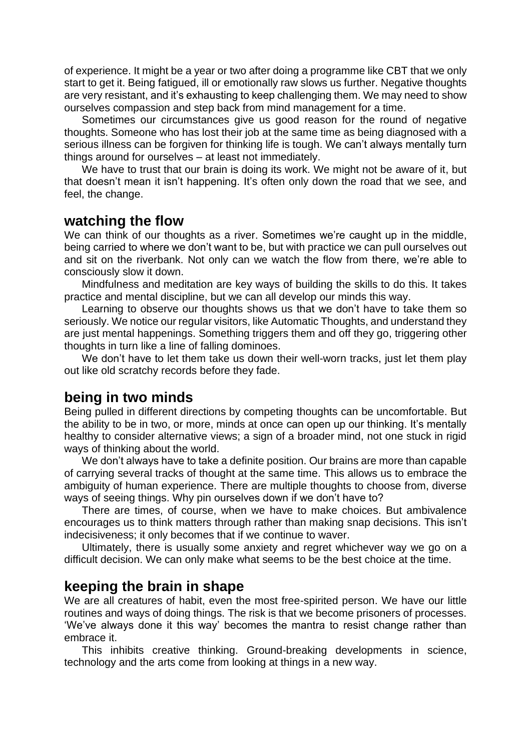of experience. It might be a year or two after doing a programme like CBT that we only start to get it. Being fatigued, ill or emotionally raw slows us further. Negative thoughts are very resistant, and it's exhausting to keep challenging them. We may need to show ourselves compassion and step back from mind management for a time.

Sometimes our circumstances give us good reason for the round of negative thoughts. Someone who has lost their job at the same time as being diagnosed with a serious illness can be forgiven for thinking life is tough. We can't always mentally turn things around for ourselves – at least not immediately.

We have to trust that our brain is doing its work. We might not be aware of it, but that doesn't mean it isn't happening. It's often only down the road that we see, and feel, the change.

## watching the flow

We can think of our thoughts as a river. Sometimes we're caught up in the middle, being carried to where we don't want to be, but with practice we can pull ourselves out and sit on the riverbank. Not only can we watch the flow from there, we're able to consciously slow it down.

Mindfulness and meditation are key ways of building the skills to do this. It takes practice and mental discipline, but we can all develop our minds this way.

Learning to observe our thoughts shows us that we don't have to take them so seriously. We notice our regular visitors, like Automatic Thoughts, and understand they are just mental happenings. Something triggers them and off they go, triggering other thoughts in turn like a line of falling dominoes.

We don't have to let them take us down their well-worn tracks, just let them play out like old scratchy records before they fade.

## being in two minds

Being pulled in different directions by competing thoughts can be uncomfortable. But the ability to be in two, or more, minds at once can open up our thinking. It's mentally healthy to consider alternative views; a sign of a broader mind, not one stuck in rigid ways of thinking about the world.

We don't always have to take a definite position. Our brains are more than capable of carrying several tracks of thought at the same time. This allows us to embrace the ambiguity of human experience. There are multiple thoughts to choose from, diverse ways of seeing things. Why pin ourselves down if we don't have to?

There are times, of course, when we have to make choices. But ambivalence encourages us to think matters through rather than making snap decisions. This isn't indecisiveness; it only becomes that if we continue to waver.

Ultimately, there is usually some anxiety and regret whichever way we go on a difficult decision. We can only make what seems to be the best choice at the time.

## keeping the brain in shape

We are all creatures of habit, even the most free-spirited person. We have our little routines and ways of doing things. The risk is that we become prisoners of processes. 'We've always done it this way' becomes the mantra to resist change rather than embrace it.

This inhibits creative thinking. Ground-breaking developments in science, technology and the arts come from looking at things in a new way.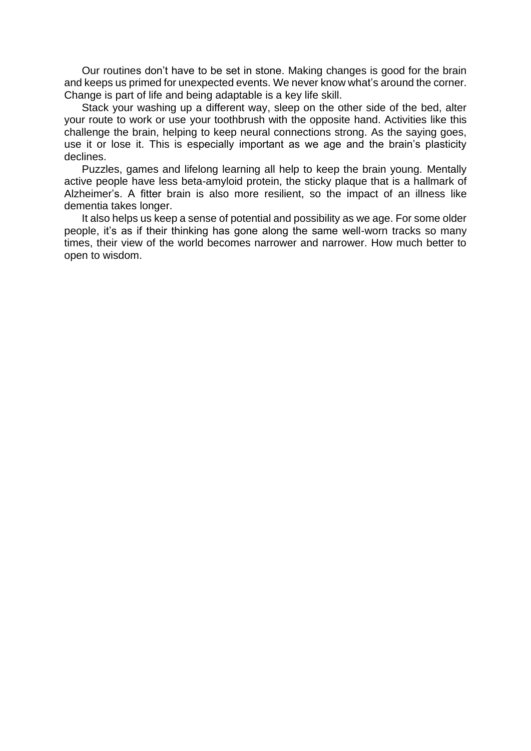Our routines don't have to be set in stone. Making changes is good for the brain and keeps us primed for unexpected events. We never know what's around the corner. Change is part of life and being adaptable is a key life skill.

Stack your washing up a different way, sleep on the other side of the bed, alter your route to work or use your toothbrush with the opposite hand. Activities like this challenge the brain, helping to keep neural connections strong. As the saying goes, use it or lose it. This is especially important as we age and the brain's plasticity declines.

Puzzles, games and lifelong learning all help to keep the brain young. Mentally active people have less beta-amyloid protein, the sticky plaque that is a hallmark of Alzheimer's. A fitter brain is also more resilient, so the impact of an illness like dementia takes longer.

It also helps us keep a sense of potential and possibility as we age. For some older people, it's as if their thinking has gone along the same well-worn tracks so many times, their view of the world becomes narrower and narrower. How much better to open to wisdom.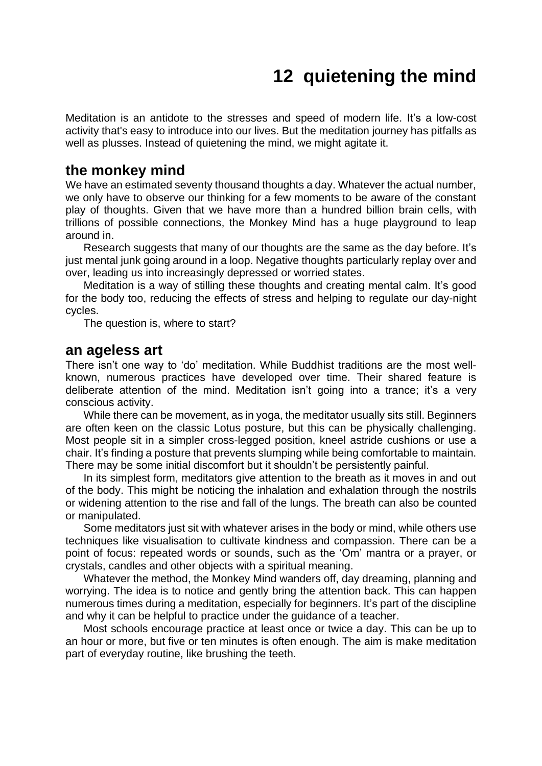# 12 quietening the mind

Meditation is an antidote to the stresses and speed of modern life. It's a low-cost activity that's easy to introduce into our lives. But the meditation journey has pitfalls as well as plusses. Instead of quietening the mind, we might agitate it.

## the monkey mind

We have an estimated seventy thousand thoughts a day. Whatever the actual number, we only have to observe our thinking for a few moments to be aware of the constant play of thoughts. Given that we have more than a hundred billion brain cells, with trillions of possible connections, the Monkey Mind has a huge playground to leap around in.

Research suggests that many of our thoughts are the same as the day before. It's just mental junk going around in a loop. Negative thoughts particularly replay over and over, leading us into increasingly depressed or worried states.

Meditation is a way of stilling these thoughts and creating mental calm. It's good for the body too, reducing the effects of stress and helping to regulate our day-night cycles.

The question is, where to start?

## an ageless art

There isn't one way to 'do' meditation. While Buddhist traditions are the most well-known, numerous practices have developed over time. Their shared feature is deliberate attention of the mind. Meditation isn't going into a trance; it's a very conscious activity.

While there can be movement, as in yoga, the meditator usually sits still. Beginners are often keen on the classic Lotus posture, but this can be physically challenging. Most people sit in a simpler cross-legged position, kneel astride cushions or use a chair. It's finding a posture that prevents slumping while being comfortable to maintain. There may be some initial discomfort but it shouldn't be persistently painful.

In its simplest form, meditators give attention to the breath as it moves in and out of the body. This might be noticing the inhalation and exhalation through the nostrils or widening attention to the rise and fall of the lungs. The breath can also be counted or manipulated.

Some meditators just sit with whatever arises in the body or mind, while others use techniques like visualisation to cultivate kindness and compassion. There can be a point of focus: repeated words or sounds, such as the 'Om' mantra or a prayer, or crystals, candles and other objects with a spiritual meaning.

Whatever the method, the Monkey Mind wanders off, day dreaming, planning and worrying. The idea is to notice and gently bring the attention back. This can happen numerous times during a meditation, especially for beginners. It's part of the discipline and why it can be helpful to practice under the guidance of a teacher.

Most schools encourage practice at least once or twice a day. This can be up to an hour or more, but five or ten minutes is often enough. The aim is make meditation part of everyday routine, like brushing the teeth.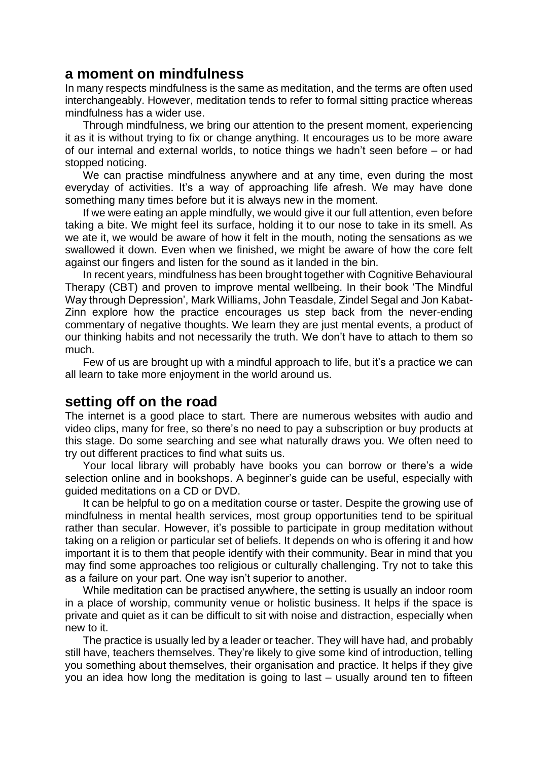## a moment on mindfulness

In many respects mindfulness is the same as meditation, and the terms are often used interchangeably. However, meditation tends to refer to formal sitting practice whereas mindfulness has a wider use.

Through mindfulness, we bring our attention to the present moment, experiencing it as it is without trying to fix or change anything. It encourages us to be more aware of our internal and external worlds, to notice things we hadn't seen before – or had stopped noticing.

We can practise mindfulness anywhere and at any time, even during the most everyday of activities. It's a way of approaching life afresh. We may have done something many times before but it is always new in the moment.

If we were eating an apple mindfully, we would give it our full attention, even before taking a bite. We might feel its surface, holding it to our nose to take in its smell. As we ate it, we would be aware of how it felt in the mouth, noting the sensations as we swallowed it down. Even when we finished, we might be aware of how the core felt against our fingers and listen for the sound as it landed in the bin.

In recent years, mindfulness has been brought together with Cognitive Behavioural Therapy (CBT) and proven to improve mental wellbeing. In their book 'The Mindful Way through Depression', Mark Williams, John Teasdale, Zindel Segal and Jon Kabat-Zinn explore how the practice encourages us step back from the never-ending commentary of negative thoughts. We learn they are just mental events, a product of our thinking habits and not necessarily the truth. We don't have to attach to them so much.

Few of us are brought up with a mindful approach to life, but it's a practice we can all learn to take more enjoyment in the world around us.

## setting off on the road

The internet is a good place to start. There are numerous websites with audio and video clips, many for free, so there's no need to pay a subscription or buy products at this stage. Do some searching and see what naturally draws you. We often need to try out different practices to find what suits us.

Your local library will probably have books you can borrow or there's a wide selection online and in bookshops. A beginner's guide can be useful, especially with guided meditations on a CD or DVD.

It can be helpful to go on a meditation course or taster. Despite the growing use of mindfulness in mental health services, most group opportunities tend to be spiritual rather than secular. However, it's possible to participate in group meditation without taking on a religion or particular set of beliefs. It depends on who is offering it and how important it is to them that people identify with their community. Bear in mind that you may find some approaches too religious or culturally challenging. Try not to take this as a failure on your part. One way isn't superior to another.

While meditation can be practised anywhere, the setting is usually an indoor room in a place of worship, community venue or holistic business. It helps if the space is private and quiet as it can be difficult to sit with noise and distraction, especially when new to it.

The practice is usually led by a leader or teacher. They will have had, and probably still have, teachers themselves. They're likely to give some kind of introduction, telling you something about themselves, their organisation and practice. It helps if they give you an idea how long the meditation is going to last – usually around ten to fifteen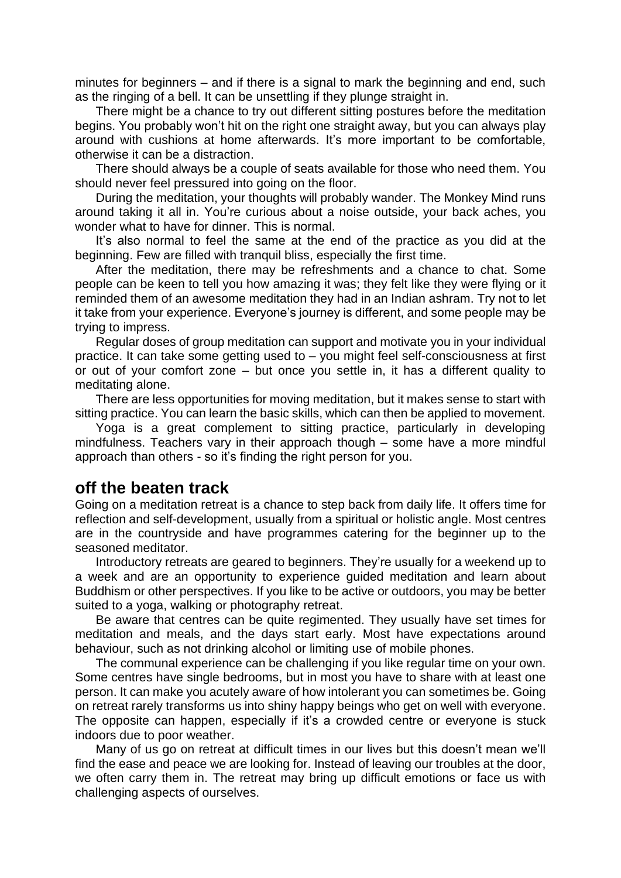minutes for beginners – and if there is a signal to mark the beginning and end, such as the ringing of a bell. It can be unsettling if they plunge straight in.

There might be a chance to try out different sitting postures before the meditation begins. You probably won't hit on the right one straight away, but you can always play around with cushions at home afterwards. It's more important to be comfortable, otherwise it can be a distraction.

There should always be a couple of seats available for those who need them. You should never feel pressured into going on the floor.

During the meditation, your thoughts will probably wander. The Monkey Mind runs around taking it all in. You're curious about a noise outside, your back aches, you wonder what to have for dinner. This is normal.

It's also normal to feel the same at the end of the practice as you did at the beginning. Few are filled with tranquil bliss, especially the first time.

After the meditation, there may be refreshments and a chance to chat. Some people can be keen to tell you how amazing it was; they felt like they were flying or it reminded them of an awesome meditation they had in an Indian ashram. Try not to let it take from your experience. Everyone's journey is different, and some people may be trying to impress.

Regular doses of group meditation can support and motivate you in your individual practice. It can take some getting used to – you might feel self-consciousness at first or out of your comfort zone – but once you settle in, it has a different quality to meditating alone.

There are less opportunities for moving meditation, but it makes sense to start with sitting practice. You can learn the basic skills, which can then be applied to movement.

Yoga is a great complement to sitting practice, particularly in developing mindfulness. Teachers vary in their approach though – some have a more mindful approach than others - so it's finding the right person for you.

## off the beaten track

Going on a meditation retreat is a chance to step back from daily life. It offers time for reflection and self-development, usually from a spiritual or holistic angle. Most centres are in the countryside and have programmes catering for the beginner up to the seasoned meditator.

Introductory retreats are geared to beginners. They're usually for a weekend up to a week and are an opportunity to experience guided meditation and learn about Buddhism or other perspectives. If you like to be active or outdoors, you may be better suited to a yoga, walking or photography retreat.

Be aware that centres can be quite regimented. They usually have set times for meditation and meals, and the days start early. Most have expectations around behaviour, such as not drinking alcohol or limiting use of mobile phones.

The communal experience can be challenging if you like regular time on your own. Some centres have single bedrooms, but in most you have to share with at least one person. It can make you acutely aware of how intolerant you can sometimes be. Going on retreat rarely transforms us into shiny happy beings who get on well with everyone. The opposite can happen, especially if it's a crowded centre or everyone is stuck indoors due to poor weather.

Many of us go on retreat at difficult times in our lives but this doesn't mean we'll find the ease and peace we are looking for. Instead of leaving our troubles at the door, we often carry them in. The retreat may bring up difficult emotions or face us with challenging aspects of ourselves.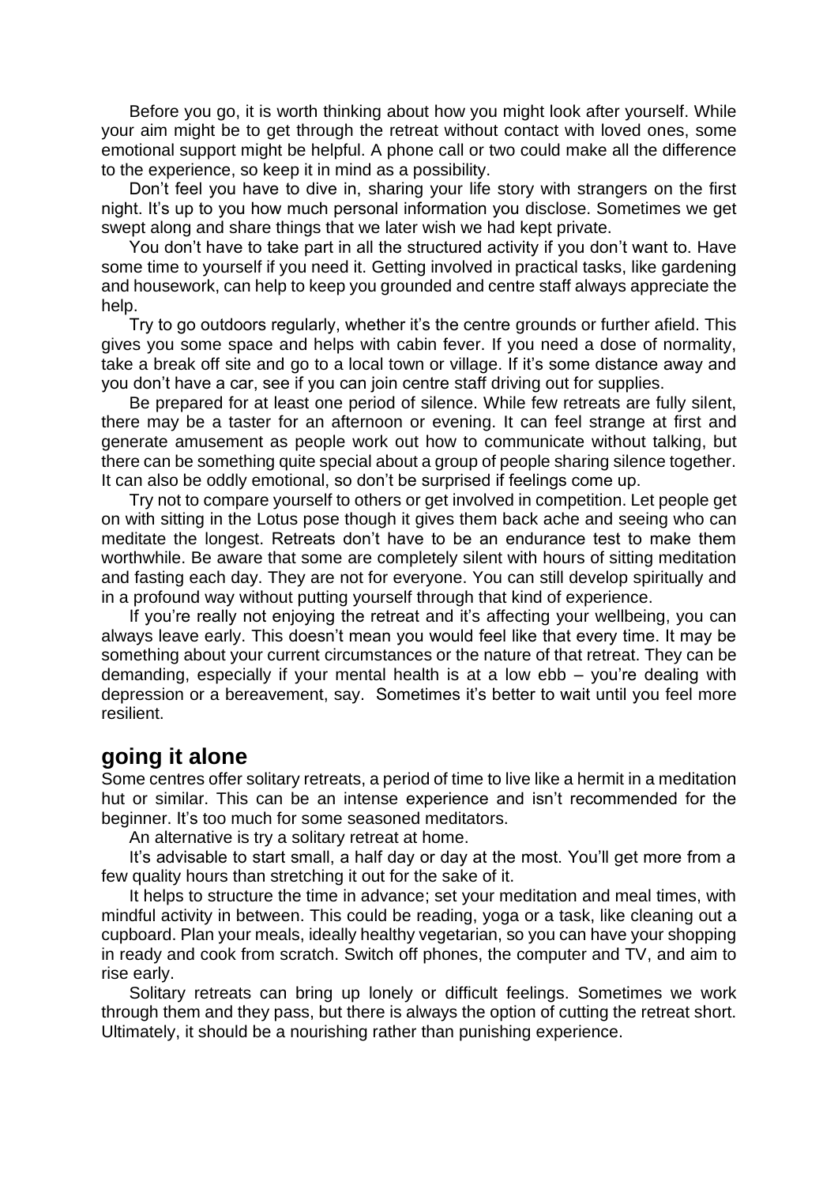Before you go, it is worth thinking about how you might look after yourself. While your aim might be to get through the retreat without contact with loved ones, some emotional support might be helpful. A phone call or two could make all the difference to the experience, so keep it in mind as a possibility.

Don't feel you have to dive in, sharing your life story with strangers on the first night. It's up to you how much personal information you disclose. Sometimes we get swept along and share things that we later wish we had kept private.

You don't have to take part in all the structured activity if you don't want to. Have some time to yourself if you need it. Getting involved in practical tasks, like gardening and housework, can help to keep you grounded and centre staff always appreciate the help.

Try to go outdoors regularly, whether it's the centre grounds or further afield. This gives you some space and helps with cabin fever. If you need a dose of normality, take a break off site and go to a local town or village. If it's some distance away and you don't have a car, see if you can join centre staff driving out for supplies.

Be prepared for at least one period of silence. While few retreats are fully silent, there may be a taster for an afternoon or evening. It can feel strange at first and generate amusement as people work out how to communicate without talking, but there can be something quite special about a group of people sharing silence together. It can also be oddly emotional, so don't be surprised if feelings come up.

Try not to compare yourself to others or get involved in competition. Let people get on with sitting in the Lotus pose though it gives them back ache and seeing who can meditate the longest. Retreats don't have to be an endurance test to make them worthwhile. Be aware that some are completely silent with hours of sitting meditation and fasting each day. They are not for everyone. You can still develop spiritually and in a profound way without putting yourself through that kind of experience.

If you're really not enjoying the retreat and it's affecting your wellbeing, you can always leave early. This doesn't mean you would feel like that every time. It may be something about your current circumstances or the nature of that retreat. They can be demanding, especially if your mental health is at a low ebb – you're dealing with depression or a bereavement, say. Sometimes it's better to wait until you feel more resilient.

## going it alone

Some centres offer solitary retreats, a period of time to live like a hermit in a meditation hut or similar. This can be an intense experience and isn't recommended for the beginner. It's too much for some seasoned meditators.

An alternative is try a solitary retreat at home.

It's advisable to start small, a half day or day at the most. You'll get more from a few quality hours than stretching it out for the sake of it.

It helps to structure the time in advance; set your meditation and meal times, with mindful activity in between. This could be reading, yoga or a task, like cleaning out a cupboard. Plan your meals, ideally healthy vegetarian, so you can have your shopping in ready and cook from scratch. Switch off phones, the computer and TV, and aim to rise early.

Solitary retreats can bring up lonely or difficult feelings. Sometimes we work through them and they pass, but there is always the option of cutting the retreat short. Ultimately, it should be a nourishing rather than punishing experience.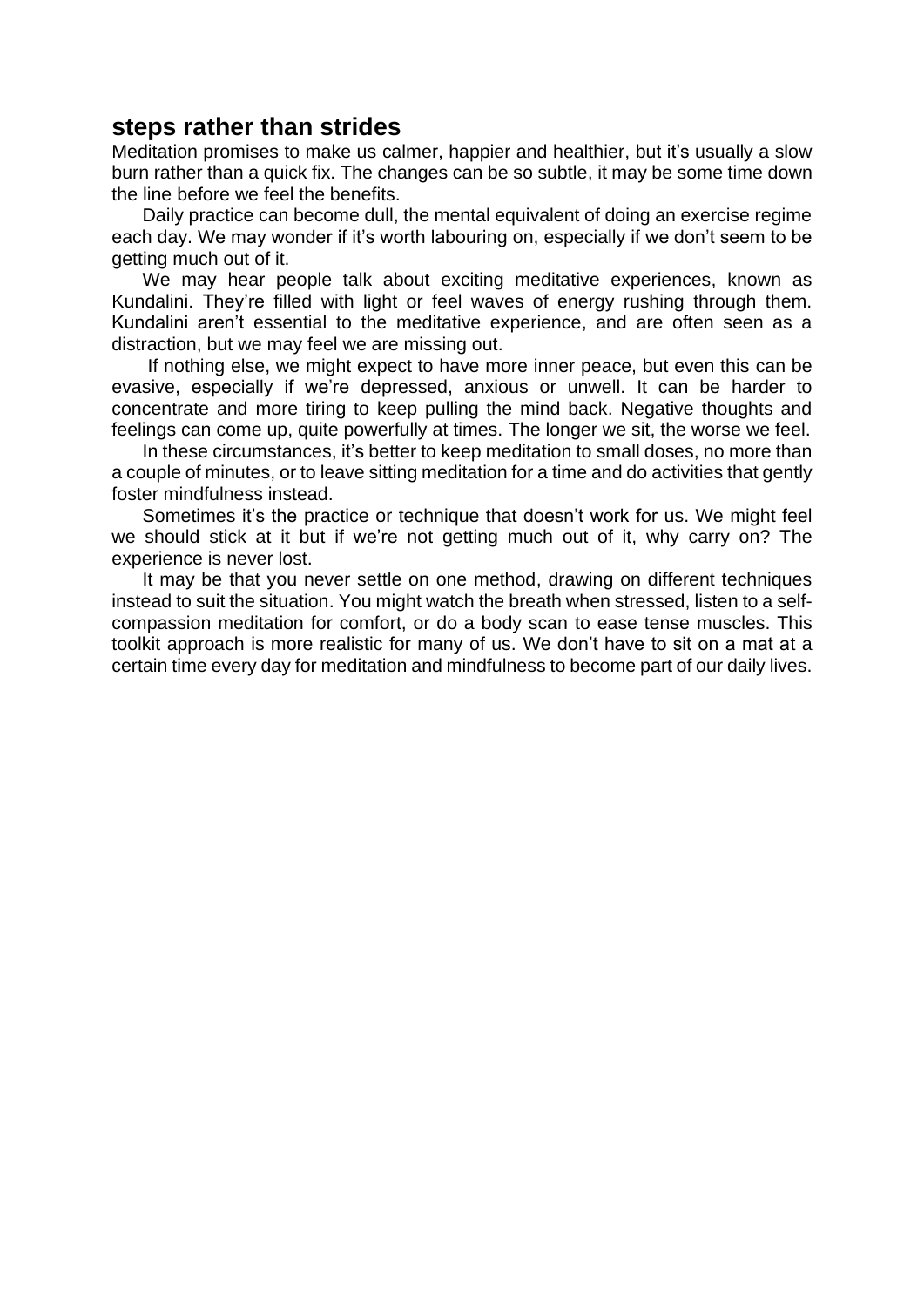## steps rather than strides

Meditation promises to make us calmer, happier and healthier, but it's usually a slow burn rather than a quick fix. The changes can be so subtle, it may be some time down the line before we feel the benefits.

Daily practice can become dull, the mental equivalent of doing an exercise regime each day. We may wonder if it's worth labouring on, especially if we don't seem to be getting much out of it.

We may hear people talk about exciting meditative experiences, known as Kundalini. They're filled with light or feel waves of energy rushing through them. Kundalini aren't essential to the meditative experience, and are often seen as a distraction, but we may feel we are missing out.

If nothing else, we might expect to have more inner peace, but even this can be evasive, especially if we're depressed, anxious or unwell. It can be harder to concentrate and more tiring to keep pulling the mind back. Negative thoughts and feelings can come up, quite powerfully at times. The longer we sit, the worse we feel.

In these circumstances, it's better to keep meditation to small doses, no more than a couple of minutes, or to leave sitting meditation for a time and do activities that gently foster mindfulness instead.

Sometimes it's the practice or technique that doesn't work for us. We might feel we should stick at it but if we're not getting much out of it, why carry on? The experience is never lost.

It may be that you never settle on one method, drawing on different techniques instead to suit the situation. You might watch the breath when stressed, listen to a self-compassion meditation for comfort, or do a body scan to ease tense muscles. This toolkit approach is more realistic for many of us. We don't have to sit on a mat at a certain time every day for meditation and mindfulness to become part of our daily lives.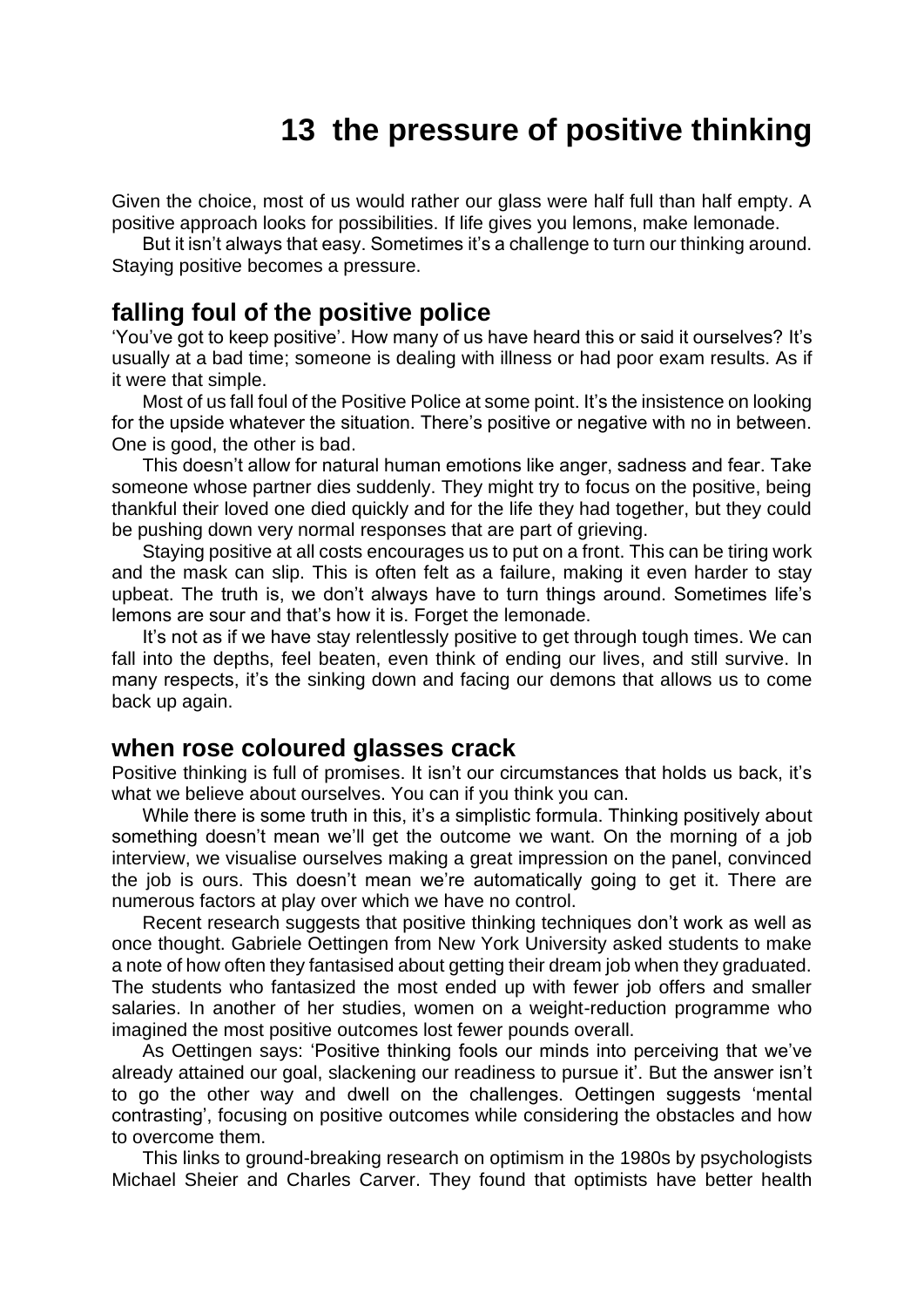# 13 the pressure of positive thinking

Given the choice, most of us would rather our glass were half full than half empty. A positive approach looks for possibilities. If life gives you lemons, make lemonade.

But it isn't always that easy. Sometimes it's a challenge to turn our thinking around. Staying positive becomes a pressure.

## falling foul of the positive police

'You've got to keep positive'. How many of us have heard this or said it ourselves? It's usually at a bad time; someone is dealing with illness or had poor exam results. As if it were that simple.

Most of us fall foul of the Positive Police at some point. It's the insistence on looking for the upside whatever the situation. There's positive or negative with no in between. One is good, the other is bad.

This doesn't allow for natural human emotions like anger, sadness and fear. Take someone whose partner dies suddenly. They might try to focus on the positive, being thankful their loved one died quickly and for the life they had together, but they could be pushing down very normal responses that are part of grieving.

Staying positive at all costs encourages us to put on a front. This can be tiring work and the mask can slip. This is often felt as a failure, making it even harder to stay upbeat. The truth is, we don't always have to turn things around. Sometimes life's lemons are sour and that's how it is. Forget the lemonade.

It's not as if we have stay relentlessly positive to get through tough times. We can fall into the depths, feel beaten, even think of ending our lives, and still survive. In many respects, it's the sinking down and facing our demons that allows us to come back up again.

## when rose coloured glasses crack

Positive thinking is full of promises. It isn't our circumstances that holds us back, it's what we believe about ourselves. You can if you think you can.

While there is some truth in this, it's a simplistic formula. Thinking positively about something doesn't mean we'll get the outcome we want. On the morning of a job interview, we visualise ourselves making a great impression on the panel, convinced the job is ours. This doesn't mean we're automatically going to get it. There are numerous factors at play over which we have no control.

Recent research suggests that positive thinking techniques don't work as well as once thought. Gabriele Oettingen from New York University asked students to make a note of how often they fantasised about getting their dream job when they graduated. The students who fantasized the most ended up with fewer job offers and smaller salaries. In another of her studies, women on a weight-reduction programme who imagined the most positive outcomes lost fewer pounds overall.

As Oettingen says: 'Positive thinking fools our minds into perceiving that we've already attained our goal, slackening our readiness to pursue it'. But the answer isn't to go the other way and dwell on the challenges. Oettingen suggests 'mental contrasting', focusing on positive outcomes while considering the obstacles and how to overcome them.

This links to ground-breaking research on optimism in the 1980s by psychologists Michael Sheier and Charles Carver. They found that optimists have better health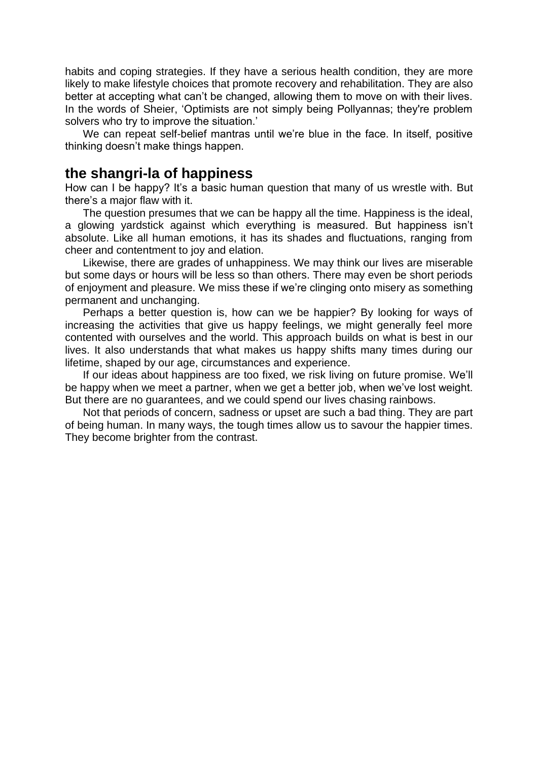habits and coping strategies. If they have a serious health condition, they are more likely to make lifestyle choices that promote recovery and rehabilitation. They are also better at accepting what can't be changed, allowing them to move on with their lives. In the words of Sheier, 'Optimists are not simply being Pollyannas; they're problem solvers who try to improve the situation.'

We can repeat self-belief mantras until we're blue in the face. In itself, positive thinking doesn't make things happen.

## the shangri-la of happiness

How can I be happy? It's a basic human question that many of us wrestle with. But there's a major flaw with it.

The question presumes that we can be happy all the time. Happiness is the ideal, a glowing yardstick against which everything is measured. But happiness isn't absolute. Like all human emotions, it has its shades and fluctuations, ranging from cheer and contentment to joy and elation.

Likewise, there are grades of unhappiness. We may think our lives are miserable but some days or hours will be less so than others. There may even be short periods of enjoyment and pleasure. We miss these if we're clinging onto misery as something permanent and unchanging.

Perhaps a better question is, how can we be happier? By looking for ways of increasing the activities that give us happy feelings, we might generally feel more contented with ourselves and the world. This approach builds on what is best in our lives. It also understands that what makes us happy shifts many times during our lifetime, shaped by our age, circumstances and experience.

If our ideas about happiness are too fixed, we risk living on future promise. We'll be happy when we meet a partner, when we get a better job, when we've lost weight. But there are no guarantees, and we could spend our lives chasing rainbows.

Not that periods of concern, sadness or upset are such a bad thing. They are part of being human. In many ways, the tough times allow us to savour the happier times. They become brighter from the contrast.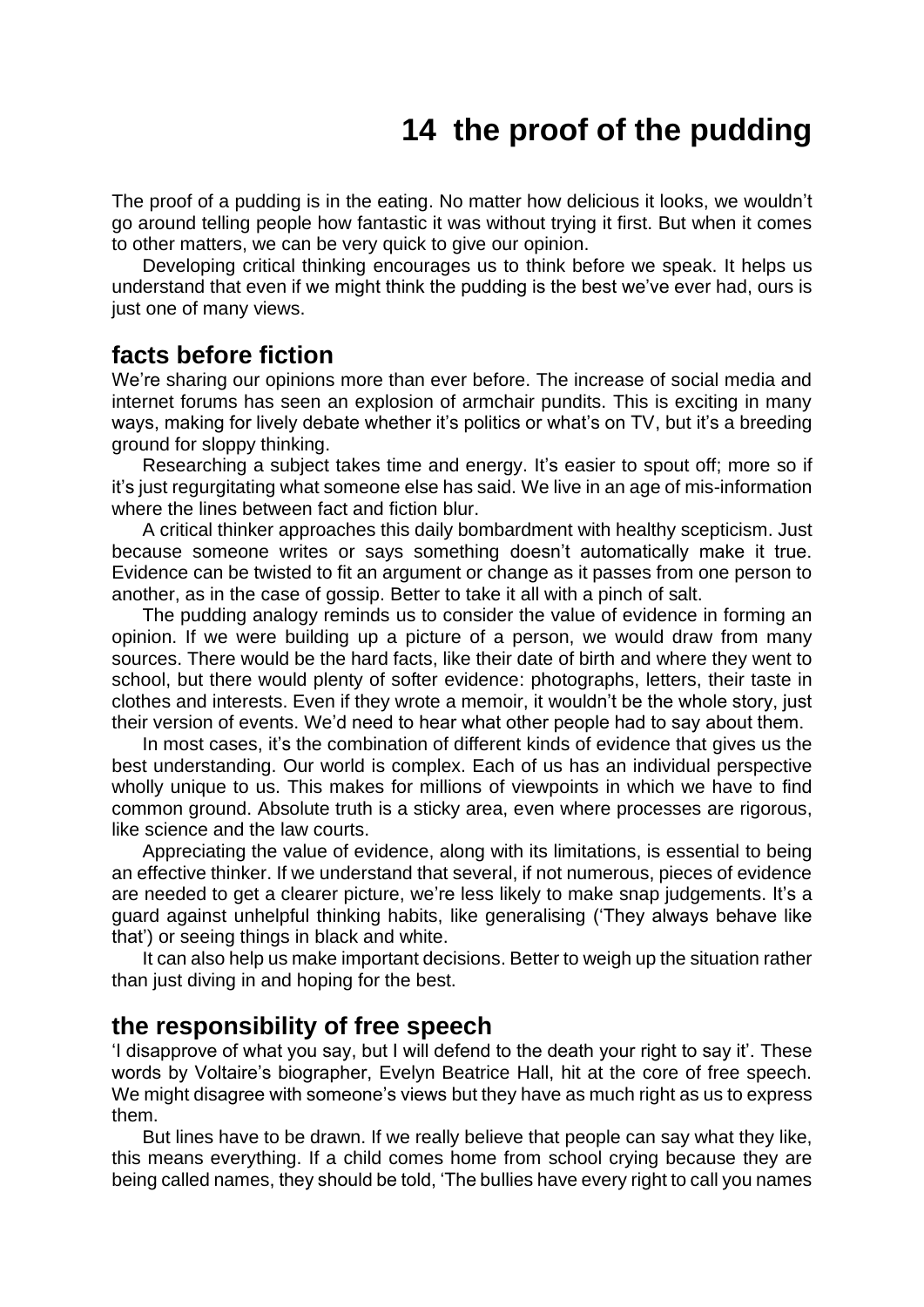# 14 the proof of the pudding

The proof of a pudding is in the eating. No matter how delicious it looks, we wouldn't go around telling people how fantastic it was without trying it first. But when it comes to other matters, we can be very quick to give our opinion.

Developing critical thinking encourages us to think before we speak. It helps us understand that even if we might think the pudding is the best we've ever had, ours is just one of many views.

## facts before fiction

We're sharing our opinions more than ever before. The increase of social media and internet forums has seen an explosion of armchair pundits. This is exciting in many ways, making for lively debate whether it's politics or what's on TV, but it's a breeding ground for sloppy thinking.

Researching a subject takes time and energy. It's easier to spout off; more so if it's just regurgitating what someone else has said. We live in an age of mis-information where the lines between fact and fiction blur.

A critical thinker approaches this daily bombardment with healthy scepticism. Just because someone writes or says something doesn't automatically make it true. Evidence can be twisted to fit an argument or change as it passes from one person to another, as in the case of gossip. Better to take it all with a pinch of salt.

The pudding analogy reminds us to consider the value of evidence in forming an opinion. If we were building up a picture of a person, we would draw from many sources. There would be the hard facts, like their date of birth and where they went to school, but there would plenty of softer evidence: photographs, letters, their taste in clothes and interests. Even if they wrote a memoir, it wouldn't be the whole story, just their version of events. We'd need to hear what other people had to say about them.

In most cases, it's the combination of different kinds of evidence that gives us the best understanding. Our world is complex. Each of us has an individual perspective wholly unique to us. This makes for millions of viewpoints in which we have to find common ground. Absolute truth is a sticky area, even where processes are rigorous, like science and the law courts.

Appreciating the value of evidence, along with its limitations, is essential to being an effective thinker. If we understand that several, if not numerous, pieces of evidence are needed to get a clearer picture, we're less likely to make snap judgements. It's a guard against unhelpful thinking habits, like generalising ('They always behave like that') or seeing things in black and white.

It can also help us make important decisions. Better to weigh up the situation rather than just diving in and hoping for the best.

## the responsibility of free speech

'I disapprove of what you say, but I will defend to the death your right to say it'. These words by Voltaire's biographer, Evelyn Beatrice Hall, hit at the core of free speech. We might disagree with someone's views but they have as much right as us to express them.

But lines have to be drawn. If we really believe that people can say what they like, this means everything. If a child comes home from school crying because they are being called names, they should be told, 'The bullies have every right to call you names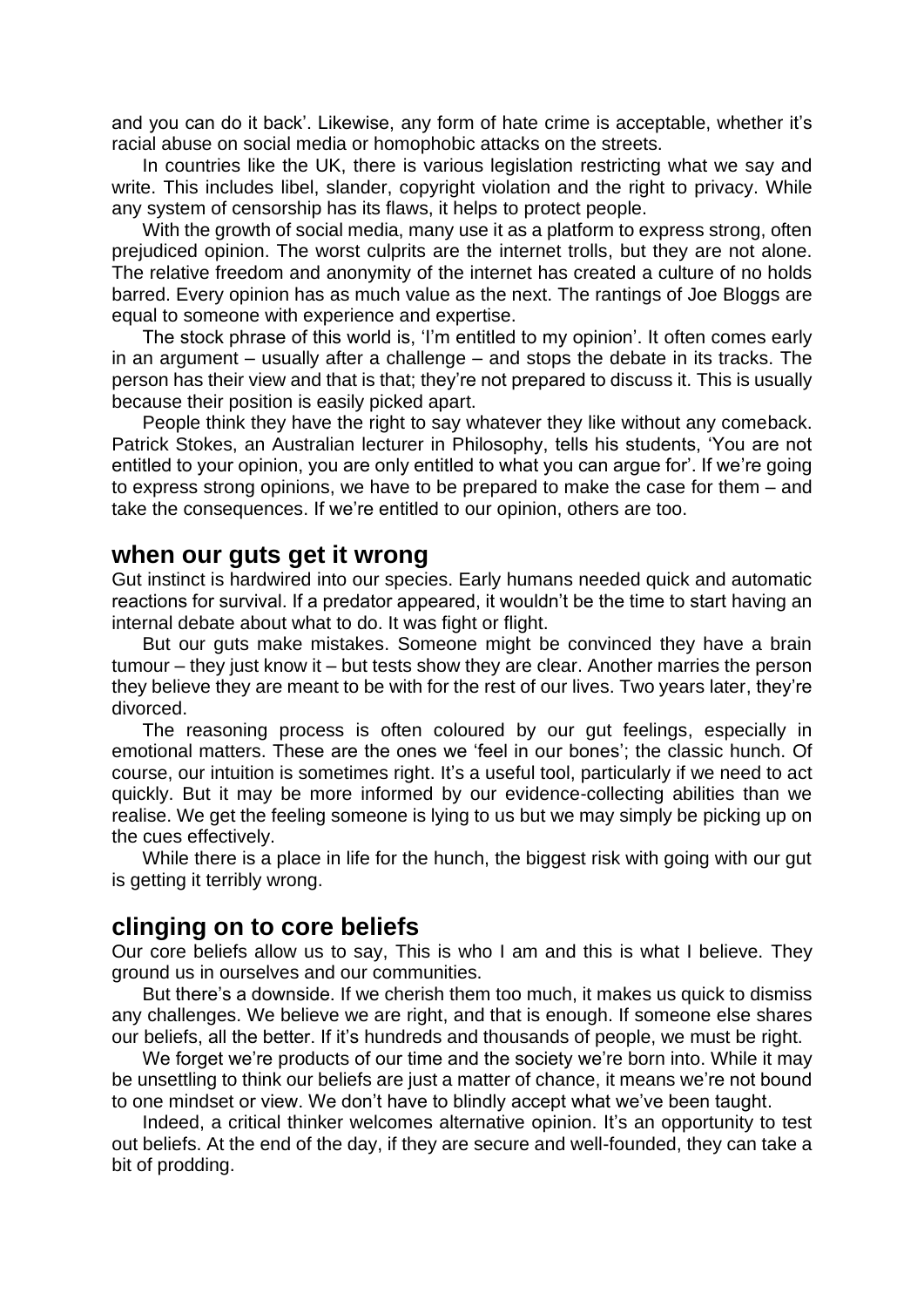and you can do it back'. Likewise, any form of hate crime is acceptable, whether it's racial abuse on social media or homophobic attacks on the streets.

In countries like the UK, there is various legislation restricting what we say and write. This includes libel, slander, copyright violation and the right to privacy. While any system of censorship has its flaws, it helps to protect people.

With the growth of social media, many use it as a platform to express strong, often prejudiced opinion. The worst culprits are the internet trolls, but they are not alone. The relative freedom and anonymity of the internet has created a culture of no holds barred. Every opinion has as much value as the next. The rantings of Joe Bloggs are equal to someone with experience and expertise.

The stock phrase of this world is, 'I'm entitled to my opinion'. It often comes early in an argument – usually after a challenge – and stops the debate in its tracks. The person has their view and that is that; they're not prepared to discuss it. This is usually because their position is easily picked apart.

People think they have the right to say whatever they like without any comeback. Patrick Stokes, an Australian lecturer in Philosophy, tells his students, 'You are not entitled to your opinion, you are only entitled to what you can argue for'. If we're going to express strong opinions, we have to be prepared to make the case for them – and take the consequences. If we're entitled to our opinion, others are too.

## when our guts get it wrong

Gut instinct is hardwired into our species. Early humans needed quick and automatic reactions for survival. If a predator appeared, it wouldn't be the time to start having an internal debate about what to do. It was fight or flight.

But our guts make mistakes. Someone might be convinced they have a brain tumour – they just know it – but tests show they are clear. Another marries the person they believe they are meant to be with for the rest of our lives. Two years later, they're divorced.

The reasoning process is often coloured by our gut feelings, especially in emotional matters. These are the ones we 'feel in our bones'; the classic hunch. Of course, our intuition is sometimes right. It's a useful tool, particularly if we need to act quickly. But it may be more informed by our evidence-collecting abilities than we realise. We get the feeling someone is lying to us but we may simply be picking up on the cues effectively.

While there is a place in life for the hunch, the biggest risk with going with our gut is getting it terribly wrong.

## clinging on to core beliefs

Our core beliefs allow us to say, This is who I am and this is what I believe. They ground us in ourselves and our communities.

But there's a downside. If we cherish them too much, it makes us quick to dismiss any challenges. We believe we are right, and that is enough. If someone else shares our beliefs, all the better. If it's hundreds and thousands of people, we must be right.

We forget we're products of our time and the society we're born into. While it may be unsettling to think our beliefs are just a matter of chance, it means we're not bound to one mindset or view. We don't have to blindly accept what we've been taught.

Indeed, a critical thinker welcomes alternative opinion. It's an opportunity to test out beliefs. At the end of the day, if they are secure and well-founded, they can take a bit of prodding.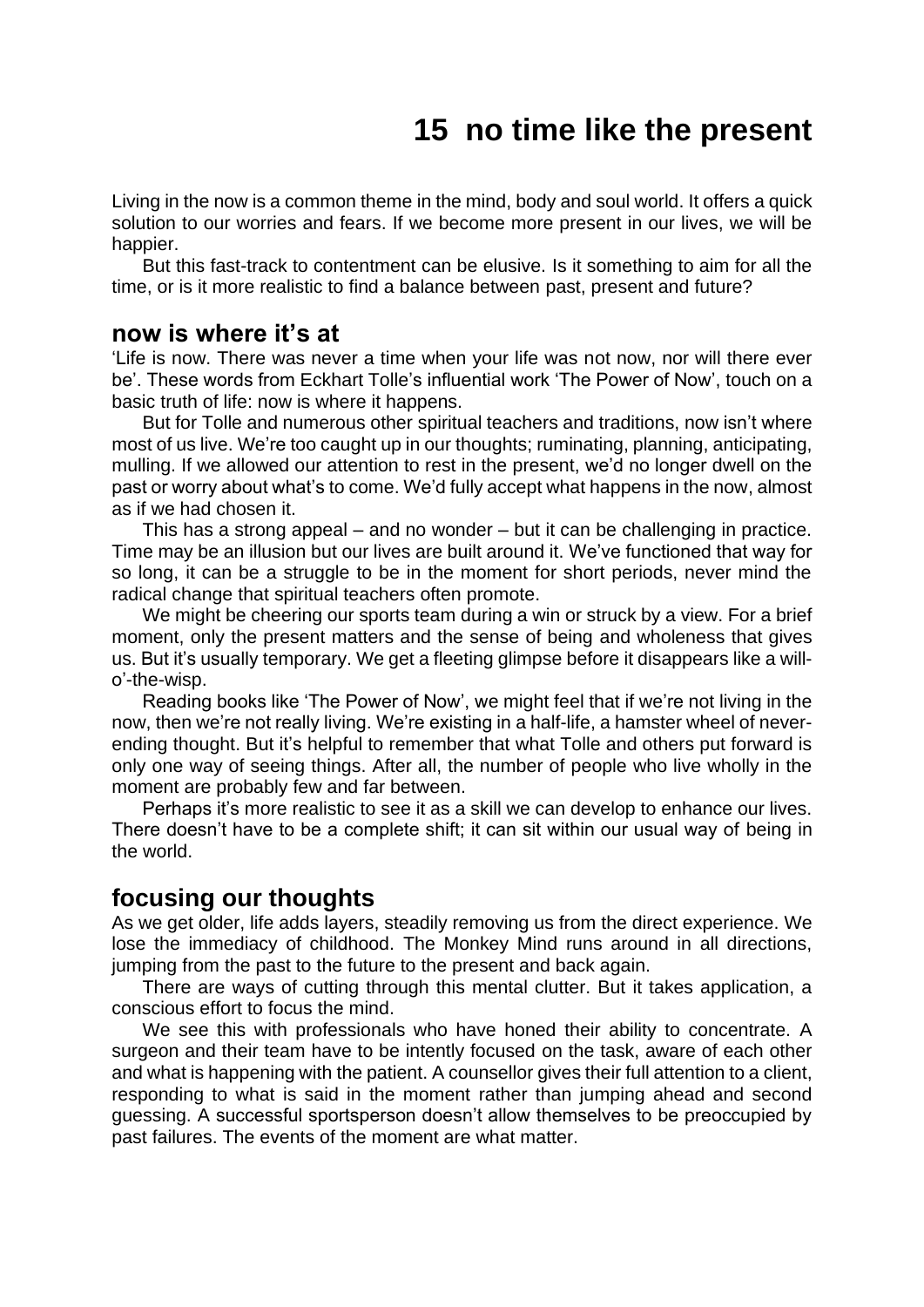# 15 no time like the present

Living in the now is a common theme in the mind, body and soul world. It offers a quick solution to our worries and fears. If we become more present in our lives, we will be happier.

But this fast-track to contentment can be elusive. Is it something to aim for all the time, or is it more realistic to find a balance between past, present and future?

## now is where it's at

'Life is now. There was never a time when your life was not now, nor will there ever be'. These words from Eckhart Tolle's influential work 'The Power of Now', touch on a basic truth of life: now is where it happens.

But for Tolle and numerous other spiritual teachers and traditions, now isn't where most of us live. We're too caught up in our thoughts; ruminating, planning, anticipating, mulling. If we allowed our attention to rest in the present, we'd no longer dwell on the past or worry about what's to come. We'd fully accept what happens in the now, almost as if we had chosen it.

This has a strong appeal – and no wonder – but it can be challenging in practice. Time may be an illusion but our lives are built around it. We've functioned that way for so long, it can be a struggle to be in the moment for short periods, never mind the radical change that spiritual teachers often promote.

We might be cheering our sports team during a win or struck by a view. For a brief moment, only the present matters and the sense of being and wholeness that gives us. But it's usually temporary. We get a fleeting glimpse before it disappears like a will-o'-the-wisp.

Reading books like 'The Power of Now', we might feel that if we're not living in the now, then we're not really living. We're existing in a half-life, a hamster wheel of never-ending thought. But it's helpful to remember that what Tolle and others put forward is only one way of seeing things. After all, the number of people who live wholly in the moment are probably few and far between.

Perhaps it's more realistic to see it as a skill we can develop to enhance our lives. There doesn't have to be a complete shift; it can sit within our usual way of being in the world.

## focusing our thoughts

As we get older, life adds layers, steadily removing us from the direct experience. We lose the immediacy of childhood. The Monkey Mind runs around in all directions, jumping from the past to the future to the present and back again.

There are ways of cutting through this mental clutter. But it takes application, a conscious effort to focus the mind.

We see this with professionals who have honed their ability to concentrate. A surgeon and their team have to be intently focused on the task, aware of each other and what is happening with the patient. A counsellor gives their full attention to a client, responding to what is said in the moment rather than jumping ahead and second guessing. A successful sportsperson doesn't allow themselves to be preoccupied by past failures. The events of the moment are what matter.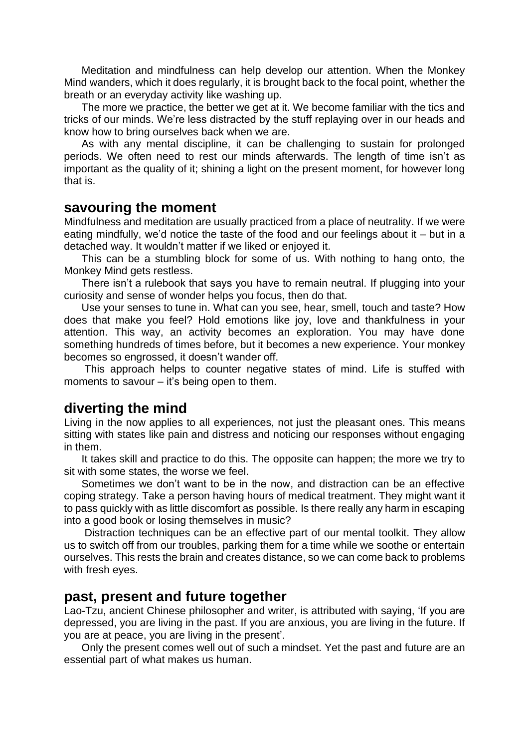Meditation and mindfulness can help develop our attention. When the Monkey Mind wanders, which it does regularly, it is brought back to the focal point, whether the breath or an everyday activity like washing up.

The more we practice, the better we get at it. We become familiar with the tics and tricks of our minds. We're less distracted by the stuff replaying over in our heads and know how to bring ourselves back when we are.

As with any mental discipline, it can be challenging to sustain for prolonged periods. We often need to rest our minds afterwards. The length of time isn't as important as the quality of it; shining a light on the present moment, for however long that is.

## savouring the moment

Mindfulness and meditation are usually practiced from a place of neutrality. If we were eating mindfully, we'd notice the taste of the food and our feelings about it – but in a detached way. It wouldn't matter if we liked or enjoyed it.

This can be a stumbling block for some of us. With nothing to hang onto, the Monkey Mind gets restless.

There isn't a rulebook that says you have to remain neutral. If plugging into your curiosity and sense of wonder helps you focus, then do that.

Use your senses to tune in. What can you see, hear, smell, touch and taste? How does that make you feel? Hold emotions like joy, love and thankfulness in your attention. This way, an activity becomes an exploration. You may have done something hundreds of times before, but it becomes a new experience. Your monkey becomes so engrossed, it doesn't wander off.

This approach helps to counter negative states of mind. Life is stuffed with moments to savour – it's being open to them.

## diverting the mind

Living in the now applies to all experiences, not just the pleasant ones. This means sitting with states like pain and distress and noticing our responses without engaging in them.

It takes skill and practice to do this. The opposite can happen; the more we try to sit with some states, the worse we feel.

Sometimes we don't want to be in the now, and distraction can be an effective coping strategy. Take a person having hours of medical treatment. They might want it to pass quickly with as little discomfort as possible. Is there really any harm in escaping into a good book or losing themselves in music?

Distraction techniques can be an effective part of our mental toolkit. They allow us to switch off from our troubles, parking them for a time while we soothe or entertain ourselves. This rests the brain and creates distance, so we can come back to problems with fresh eyes.

## past, present and future together

Lao-Tzu, ancient Chinese philosopher and writer, is attributed with saying, 'If you are depressed, you are living in the past. If you are anxious, you are living in the future. If you are at peace, you are living in the present'.

Only the present comes well out of such a mindset. Yet the past and future are an essential part of what makes us human.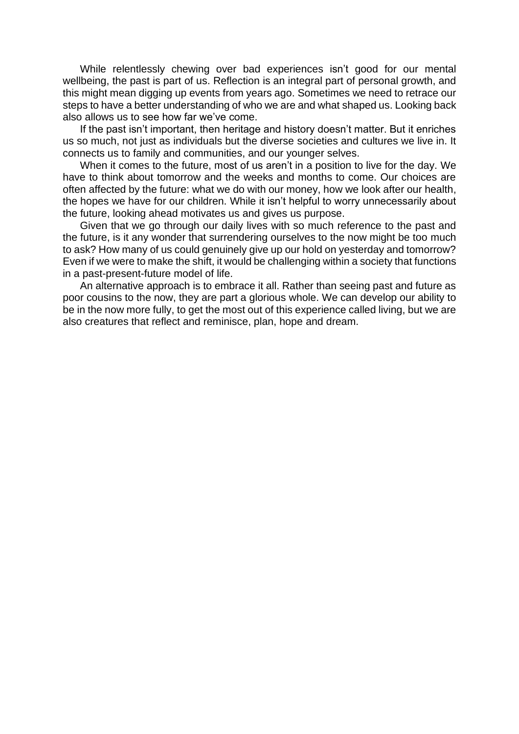While relentlessly chewing over bad experiences isn't good for our mental wellbeing, the past is part of us. Reflection is an integral part of personal growth, and this might mean digging up events from years ago. Sometimes we need to retrace our steps to have a better understanding of who we are and what shaped us. Looking back also allows us to see how far we've come.

If the past isn't important, then heritage and history doesn't matter. But it enriches us so much, not just as individuals but the diverse societies and cultures we live in. It connects us to family and communities, and our younger selves.

When it comes to the future, most of us aren't in a position to live for the day. We have to think about tomorrow and the weeks and months to come. Our choices are often affected by the future: what we do with our money, how we look after our health, the hopes we have for our children. While it isn't helpful to worry unnecessarily about the future, looking ahead motivates us and gives us purpose.

Given that we go through our daily lives with so much reference to the past and the future, is it any wonder that surrendering ourselves to the now might be too much to ask? How many of us could genuinely give up our hold on yesterday and tomorrow? Even if we were to make the shift, it would be challenging within a society that functions in a past-present-future model of life.

An alternative approach is to embrace it all. Rather than seeing past and future as poor cousins to the now, they are part a glorious whole. We can develop our ability to be in the now more fully, to get the most out of this experience called living, but we are also creatures that reflect and reminisce, plan, hope and dream.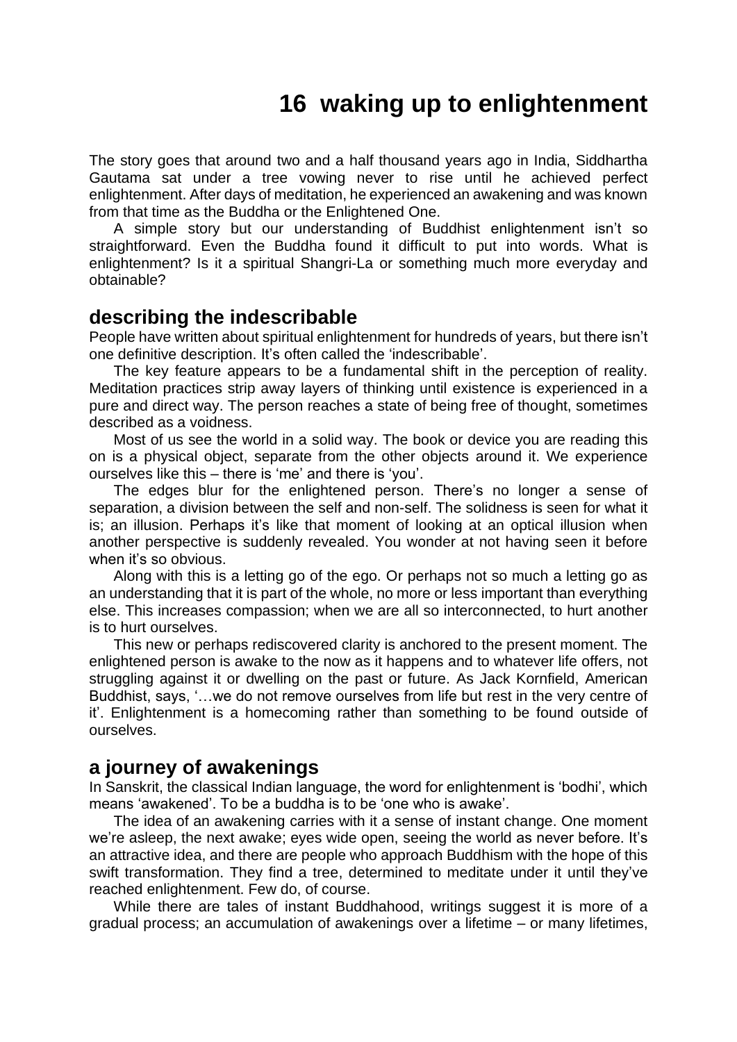# 16 waking up to enlightenment

The story goes that around two and a half thousand years ago in India, Siddhartha Gautama sat under a tree vowing never to rise until he achieved perfect enlightenment. After days of meditation, he experienced an awakening and was known from that time as the Buddha or the Enlightened One.

A simple story but our understanding of Buddhist enlightenment isn't so straightforward. Even the Buddha found it difficult to put into words. What is enlightenment? Is it a spiritual Shangri-La or something much more everyday and obtainable?

## describing the indescribable

People have written about spiritual enlightenment for hundreds of years, but there isn't one definitive description. It's often called the 'indescribable'.

The key feature appears to be a fundamental shift in the perception of reality. Meditation practices strip away layers of thinking until existence is experienced in a pure and direct way. The person reaches a state of being free of thought, sometimes described as a voidness.

Most of us see the world in a solid way. The book or device you are reading this on is a physical object, separate from the other objects around it. We experience ourselves like this – there is 'me' and there is 'you'.

The edges blur for the enlightened person. There's no longer a sense of separation, a division between the self and non-self. The solidness is seen for what it is; an illusion. Perhaps it's like that moment of looking at an optical illusion when another perspective is suddenly revealed. You wonder at not having seen it before when it's so obvious.

Along with this is a letting go of the ego. Or perhaps not so much a letting go as an understanding that it is part of the whole, no more or less important than everything else. This increases compassion; when we are all so interconnected, to hurt another is to hurt ourselves.

This new or perhaps rediscovered clarity is anchored to the present moment. The enlightened person is awake to the now as it happens and to whatever life offers, not struggling against it or dwelling on the past or future. As Jack Kornfield, American Buddhist, says, '…we do not remove ourselves from life but rest in the very centre of it'. Enlightenment is a homecoming rather than something to be found outside of ourselves.

## a journey of awakenings

In Sanskrit, the classical Indian language, the word for enlightenment is 'bodhi', which means 'awakened'. To be a buddha is to be 'one who is awake'.

The idea of an awakening carries with it a sense of instant change. One moment we're asleep, the next awake; eyes wide open, seeing the world as never before. It's an attractive idea, and there are people who approach Buddhism with the hope of this swift transformation. They find a tree, determined to meditate under it until they've reached enlightenment. Few do, of course.

While there are tales of instant Buddhahood, writings suggest it is more of a gradual process; an accumulation of awakenings over a lifetime – or many lifetimes,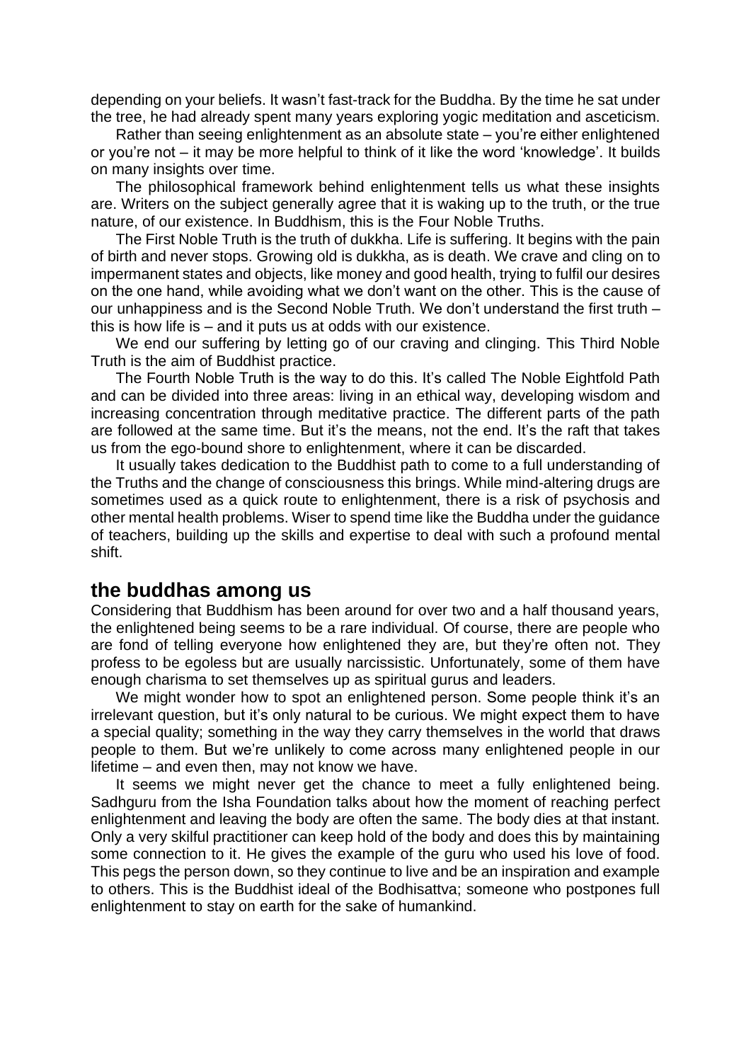depending on your beliefs. It wasn't fast-track for the Buddha. By the time he sat under the tree, he had already spent many years exploring yogic meditation and asceticism.

Rather than seeing enlightenment as an absolute state – you're either enlightened or you're not – it may be more helpful to think of it like the word 'knowledge'. It builds on many insights over time.

The philosophical framework behind enlightenment tells us what these insights are. Writers on the subject generally agree that it is waking up to the truth, or the true nature, of our existence. In Buddhism, this is the Four Noble Truths.

The First Noble Truth is the truth of dukkha. Life is suffering. It begins with the pain of birth and never stops. Growing old is dukkha, as is death. We crave and cling on to impermanent states and objects, like money and good health, trying to fulfil our desires on the one hand, while avoiding what we don't want on the other. This is the cause of our unhappiness and is the Second Noble Truth. We don't understand the first truth – this is how life is – and it puts us at odds with our existence.

We end our suffering by letting go of our craving and clinging. This Third Noble Truth is the aim of Buddhist practice.

The Fourth Noble Truth is the way to do this. It's called The Noble Eightfold Path and can be divided into three areas: living in an ethical way, developing wisdom and increasing concentration through meditative practice. The different parts of the path are followed at the same time. But it's the means, not the end. It's the raft that takes us from the ego-bound shore to enlightenment, where it can be discarded.

It usually takes dedication to the Buddhist path to come to a full understanding of the Truths and the change of consciousness this brings. While mind-altering drugs are sometimes used as a quick route to enlightenment, there is a risk of psychosis and other mental health problems. Wiser to spend time like the Buddha under the guidance of teachers, building up the skills and expertise to deal with such a profound mental shift.

## the buddhas among us

Considering that Buddhism has been around for over two and a half thousand years, the enlightened being seems to be a rare individual. Of course, there are people who are fond of telling everyone how enlightened they are, but they're often not. They profess to be egoless but are usually narcissistic. Unfortunately, some of them have enough charisma to set themselves up as spiritual gurus and leaders.

We might wonder how to spot an enlightened person. Some people think it's an irrelevant question, but it's only natural to be curious. We might expect them to have a special quality; something in the way they carry themselves in the world that draws people to them. But we're unlikely to come across many enlightened people in our lifetime – and even then, may not know we have.

It seems we might never get the chance to meet a fully enlightened being. Sadhguru from the Isha Foundation talks about how the moment of reaching perfect enlightenment and leaving the body are often the same. The body dies at that instant. Only a very skilful practitioner can keep hold of the body and does this by maintaining some connection to it. He gives the example of the guru who used his love of food. This pegs the person down, so they continue to live and be an inspiration and example to others. This is the Buddhist ideal of the Bodhisattva; someone who postpones full enlightenment to stay on earth for the sake of humankind.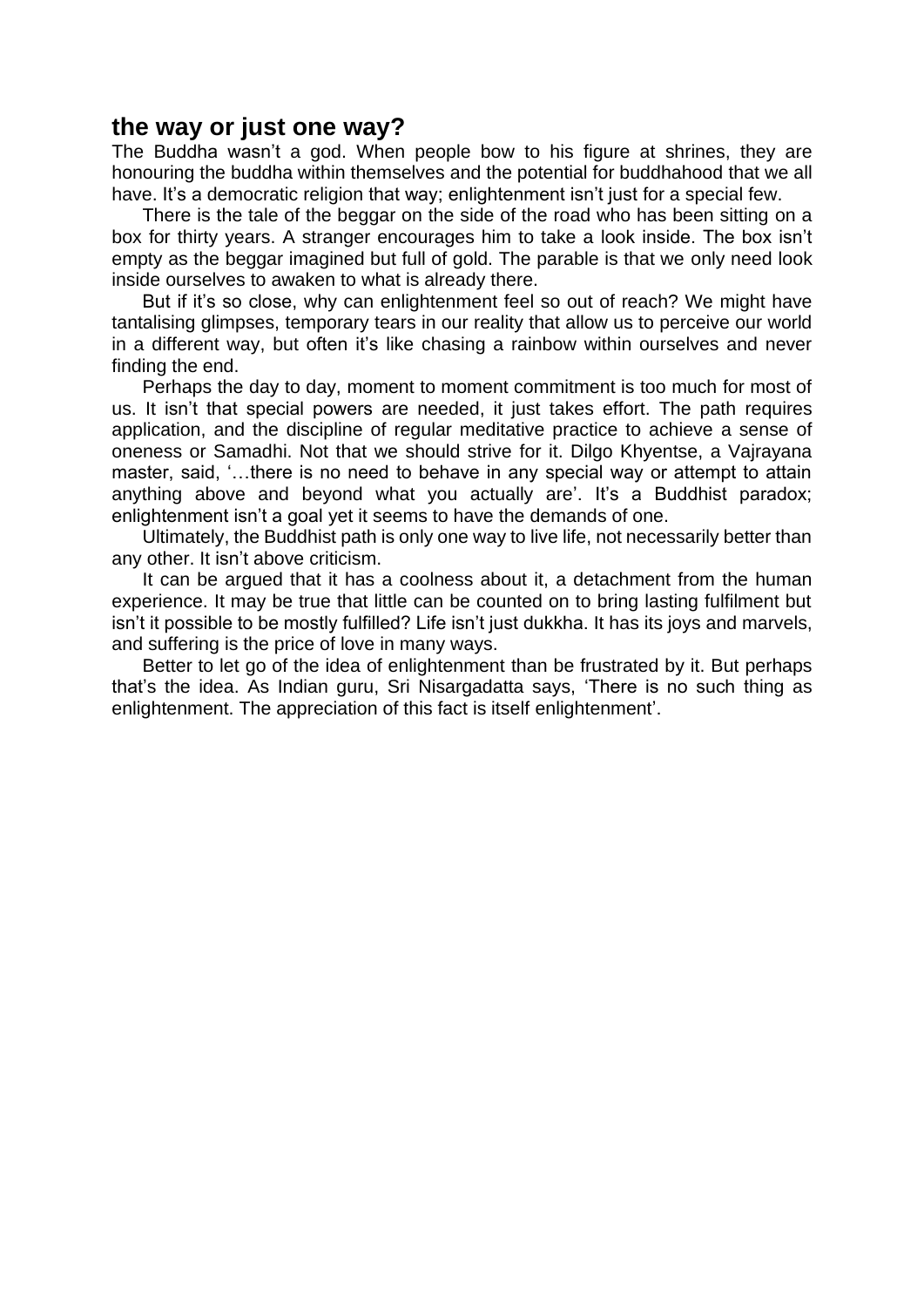## the way or just one way?

The Buddha wasn't a god. When people bow to his figure at shrines, they are honouring the buddha within themselves and the potential for buddhahood that we all have. It's a democratic religion that way; enlightenment isn't just for a special few.

There is the tale of the beggar on the side of the road who has been sitting on a box for thirty years. A stranger encourages him to take a look inside. The box isn't empty as the beggar imagined but full of gold. The parable is that we only need look inside ourselves to awaken to what is already there.

But if it's so close, why can enlightenment feel so out of reach? We might have tantalising glimpses, temporary tears in our reality that allow us to perceive our world in a different way, but often it's like chasing a rainbow within ourselves and never finding the end.

Perhaps the day to day, moment to moment commitment is too much for most of us. It isn't that special powers are needed, it just takes effort. The path requires application, and the discipline of regular meditative practice to achieve a sense of oneness or Samadhi. Not that we should strive for it. Dilgo Khyentse, a Vajrayana master, said, '…there is no need to behave in any special way or attempt to attain anything above and beyond what you actually are'. It's a Buddhist paradox; enlightenment isn't a goal yet it seems to have the demands of one.

Ultimately, the Buddhist path is only one way to live life, not necessarily better than any other. It isn't above criticism.

It can be argued that it has a coolness about it, a detachment from the human experience. It may be true that little can be counted on to bring lasting fulfilment but isn't it possible to be mostly fulfilled? Life isn't just dukkha. It has its joys and marvels, and suffering is the price of love in many ways.

Better to let go of the idea of enlightenment than be frustrated by it. But perhaps that's the idea. As Indian guru, Sri Nisargadatta says, 'There is no such thing as enlightenment. The appreciation of this fact is itself enlightenment'.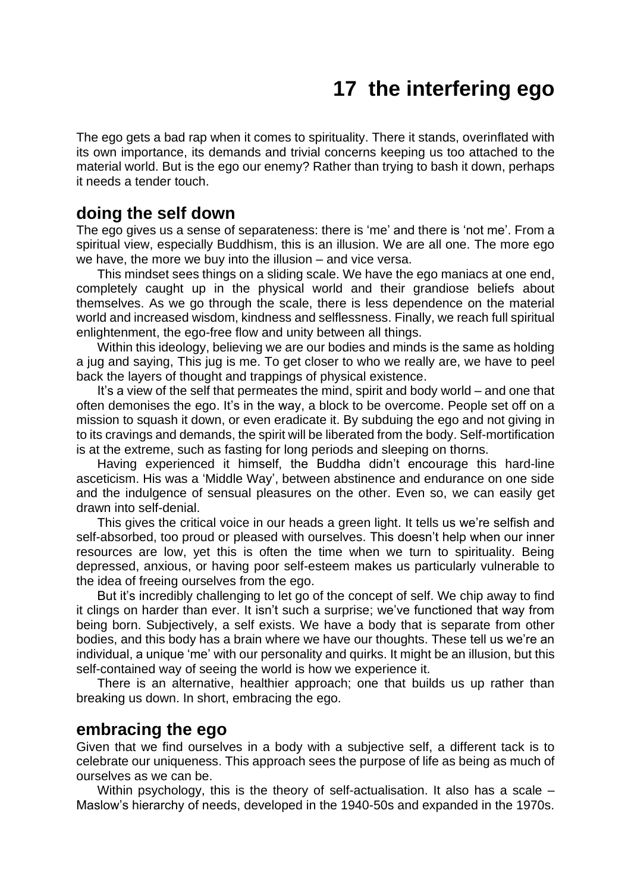# 17 the interfering ego

The ego gets a bad rap when it comes to spirituality. There it stands, overinflated with its own importance, its demands and trivial concerns keeping us too attached to the material world. But is the ego our enemy? Rather than trying to bash it down, perhaps it needs a tender touch.

## doing the self down

The ego gives us a sense of separateness: there is 'me' and there is 'not me'. From a spiritual view, especially Buddhism, this is an illusion. We are all one. The more ego we have, the more we buy into the illusion – and vice versa.

This mindset sees things on a sliding scale. We have the ego maniacs at one end, completely caught up in the physical world and their grandiose beliefs about themselves. As we go through the scale, there is less dependence on the material world and increased wisdom, kindness and selflessness. Finally, we reach full spiritual enlightenment, the ego-free flow and unity between all things.

Within this ideology, believing we are our bodies and minds is the same as holding a jug and saying, This jug is me. To get closer to who we really are, we have to peel back the layers of thought and trappings of physical existence.

It's a view of the self that permeates the mind, spirit and body world – and one that often demonises the ego. It's in the way, a block to be overcome. People set off on a mission to squash it down, or even eradicate it. By subduing the ego and not giving in to its cravings and demands, the spirit will be liberated from the body. Self-mortification is at the extreme, such as fasting for long periods and sleeping on thorns.

Having experienced it himself, the Buddha didn't encourage this hard-line asceticism. His was a 'Middle Way', between abstinence and endurance on one side and the indulgence of sensual pleasures on the other. Even so, we can easily get drawn into self-denial.

This gives the critical voice in our heads a green light. It tells us we're selfish and self-absorbed, too proud or pleased with ourselves. This doesn't help when our inner resources are low, yet this is often the time when we turn to spirituality. Being depressed, anxious, or having poor self-esteem makes us particularly vulnerable to the idea of freeing ourselves from the ego.

But it's incredibly challenging to let go of the concept of self. We chip away to find it clings on harder than ever. It isn't such a surprise; we've functioned that way from being born. Subjectively, a self exists. We have a body that is separate from other bodies, and this body has a brain where we have our thoughts. These tell us we're an individual, a unique 'me' with our personality and quirks. It might be an illusion, but this self-contained way of seeing the world is how we experience it.

There is an alternative, healthier approach; one that builds us up rather than breaking us down. In short, embracing the ego.

## embracing the ego

Given that we find ourselves in a body with a subjective self, a different tack is to celebrate our uniqueness. This approach sees the purpose of life as being as much of ourselves as we can be.

Within psychology, this is the theory of self-actualisation. It also has a scale – Maslow's hierarchy of needs, developed in the 1940-50s and expanded in the 1970s.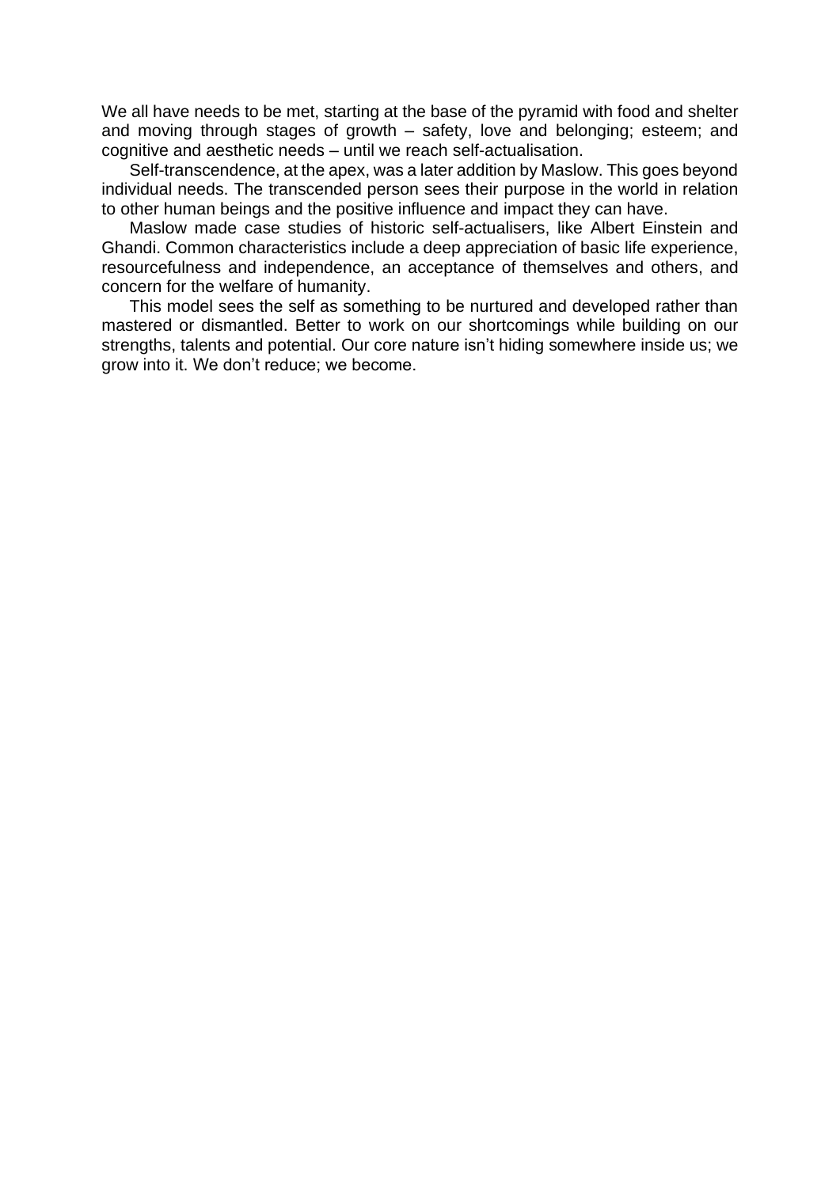We all have needs to be met, starting at the base of the pyramid with food and shelter and moving through stages of growth – safety, love and belonging; esteem; and cognitive and aesthetic needs – until we reach self-actualisation.

Self-transcendence, at the apex, was a later addition by Maslow. This goes beyond individual needs. The transcended person sees their purpose in the world in relation to other human beings and the positive influence and impact they can have.

Maslow made case studies of historic self-actualisers, like Albert Einstein and Ghandi. Common characteristics include a deep appreciation of basic life experience, resourcefulness and independence, an acceptance of themselves and others, and concern for the welfare of humanity.

This model sees the self as something to be nurtured and developed rather than mastered or dismantled. Better to work on our shortcomings while building on our strengths, talents and potential. Our core nature isn't hiding somewhere inside us; we grow into it. We don't reduce; we become.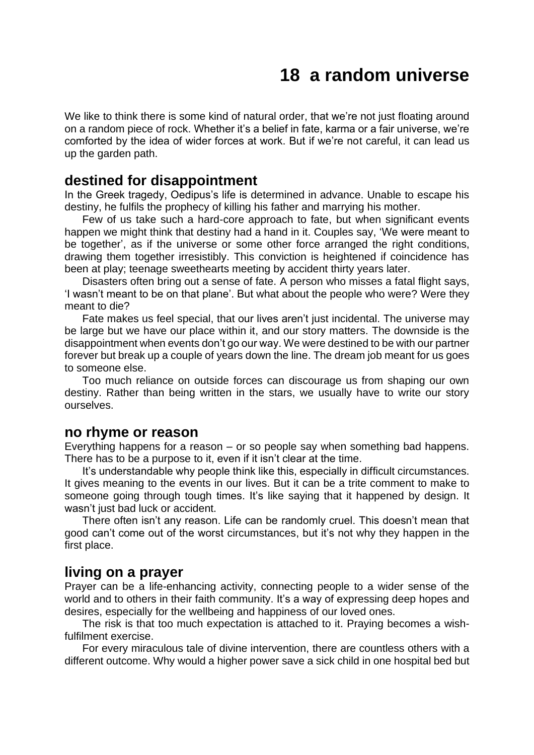# 18 a random universe

We like to think there is some kind of natural order, that we're not just floating around on a random piece of rock. Whether it's a belief in fate, karma or a fair universe, we're comforted by the idea of wider forces at work. But if we're not careful, it can lead us up the garden path.

## destined for disappointment

In the Greek tragedy, Oedipus's life is determined in advance. Unable to escape his destiny, he fulfils the prophecy of killing his father and marrying his mother.

Few of us take such a hard-core approach to fate, but when significant events happen we might think that destiny had a hand in it. Couples say, 'We were meant to be together', as if the universe or some other force arranged the right conditions, drawing them together irresistibly. This conviction is heightened if coincidence has been at play; teenage sweethearts meeting by accident thirty years later.

Disasters often bring out a sense of fate. A person who misses a fatal flight says, 'I wasn't meant to be on that plane'. But what about the people who were? Were they meant to die?

Fate makes us feel special, that our lives aren't just incidental. The universe may be large but we have our place within it, and our story matters. The downside is the disappointment when events don't go our way. We were destined to be with our partner forever but break up a couple of years down the line. The dream job meant for us goes to someone else.

Too much reliance on outside forces can discourage us from shaping our own destiny. Rather than being written in the stars, we usually have to write our story ourselves.

## no rhyme or reason

Everything happens for a reason – or so people say when something bad happens. There has to be a purpose to it, even if it isn't clear at the time.

It's understandable why people think like this, especially in difficult circumstances. It gives meaning to the events in our lives. But it can be a trite comment to make to someone going through tough times. It's like saying that it happened by design. It wasn't just bad luck or accident.

There often isn't any reason. Life can be randomly cruel. This doesn't mean that good can't come out of the worst circumstances, but it's not why they happen in the first place.

## living on a prayer

Prayer can be a life-enhancing activity, connecting people to a wider sense of the world and to others in their faith community. It's a way of expressing deep hopes and desires, especially for the wellbeing and happiness of our loved ones.

The risk is that too much expectation is attached to it. Praying becomes a wish-fulfilment exercise.

For every miraculous tale of divine intervention, there are countless others with a different outcome. Why would a higher power save a sick child in one hospital bed but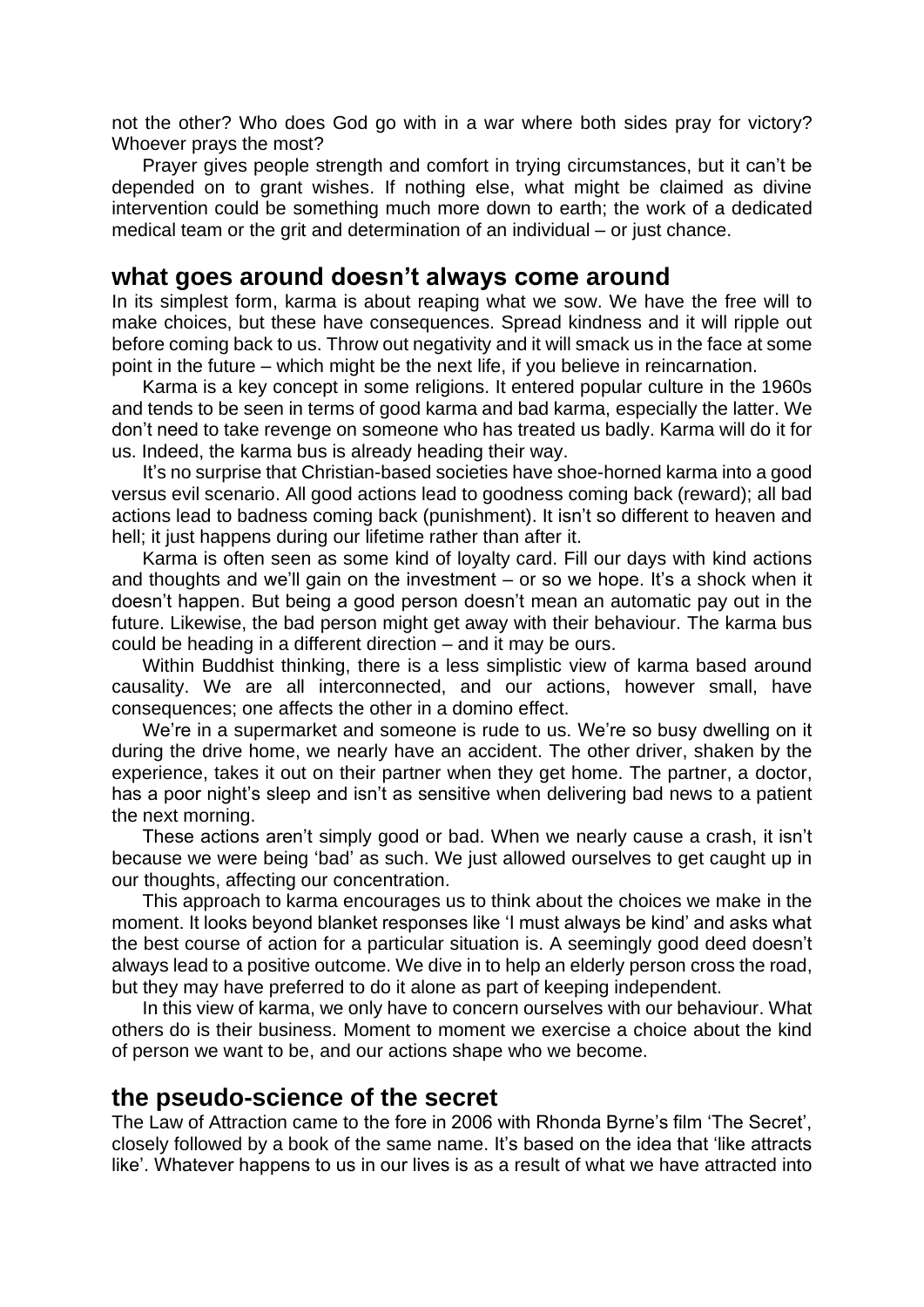not the other? Who does God go with in a war where both sides pray for victory? Whoever prays the most?

Prayer gives people strength and comfort in trying circumstances, but it can't be depended on to grant wishes. If nothing else, what might be claimed as divine intervention could be something much more down to earth; the work of a dedicated medical team or the grit and determination of an individual – or just chance.

## what goes around doesn't always come around

In its simplest form, karma is about reaping what we sow. We have the free will to make choices, but these have consequences. Spread kindness and it will ripple out before coming back to us. Throw out negativity and it will smack us in the face at some point in the future – which might be the next life, if you believe in reincarnation.

Karma is a key concept in some religions. It entered popular culture in the 1960s and tends to be seen in terms of good karma and bad karma, especially the latter. We don't need to take revenge on someone who has treated us badly. Karma will do it for us. Indeed, the karma bus is already heading their way.

It's no surprise that Christian-based societies have shoe-horned karma into a good versus evil scenario. All good actions lead to goodness coming back (reward); all bad actions lead to badness coming back (punishment). It isn't so different to heaven and hell; it just happens during our lifetime rather than after it.

Karma is often seen as some kind of loyalty card. Fill our days with kind actions and thoughts and we'll gain on the investment – or so we hope. It's a shock when it doesn't happen. But being a good person doesn't mean an automatic pay out in the future. Likewise, the bad person might get away with their behaviour. The karma bus could be heading in a different direction – and it may be ours.

Within Buddhist thinking, there is a less simplistic view of karma based around causality. We are all interconnected, and our actions, however small, have consequences; one affects the other in a domino effect.

We're in a supermarket and someone is rude to us. We're so busy dwelling on it during the drive home, we nearly have an accident. The other driver, shaken by the experience, takes it out on their partner when they get home. The partner, a doctor, has a poor night's sleep and isn't as sensitive when delivering bad news to a patient the next morning.

These actions aren't simply good or bad. When we nearly cause a crash, it isn't because we were being 'bad' as such. We just allowed ourselves to get caught up in our thoughts, affecting our concentration.

This approach to karma encourages us to think about the choices we make in the moment. It looks beyond blanket responses like 'I must always be kind' and asks what the best course of action for a particular situation is. A seemingly good deed doesn't always lead to a positive outcome. We dive in to help an elderly person cross the road, but they may have preferred to do it alone as part of keeping independent.

In this view of karma, we only have to concern ourselves with our behaviour. What others do is their business. Moment to moment we exercise a choice about the kind of person we want to be, and our actions shape who we become.

## the pseudo-science of the secret

The Law of Attraction came to the fore in 2006 with Rhonda Byrne's film 'The Secret', closely followed by a book of the same name. It's based on the idea that 'like attracts like'. Whatever happens to us in our lives is as a result of what we have attracted into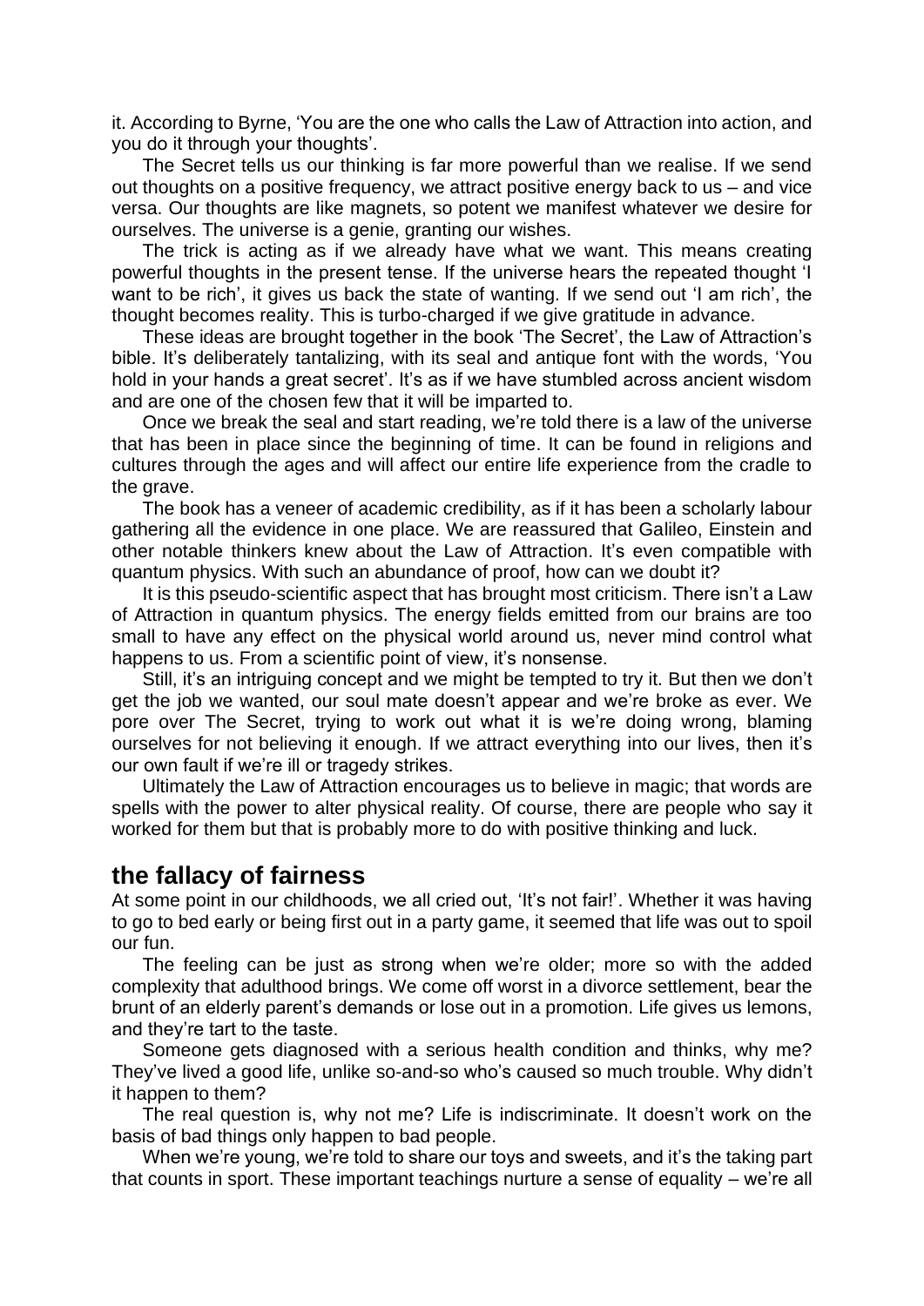it. According to Byrne, 'You are the one who calls the Law of Attraction into action, and you do it through your thoughts'.

The Secret tells us our thinking is far more powerful than we realise. If we send out thoughts on a positive frequency, we attract positive energy back to us – and vice versa. Our thoughts are like magnets, so potent we manifest whatever we desire for ourselves. The universe is a genie, granting our wishes.

The trick is acting as if we already have what we want. This means creating powerful thoughts in the present tense. If the universe hears the repeated thought 'I want to be rich', it gives us back the state of wanting. If we send out 'I am rich', the thought becomes reality. This is turbo-charged if we give gratitude in advance.

These ideas are brought together in the book 'The Secret', the Law of Attraction's bible. It's deliberately tantalizing, with its seal and antique font with the words, 'You hold in your hands a great secret'. It's as if we have stumbled across ancient wisdom and are one of the chosen few that it will be imparted to.

Once we break the seal and start reading, we're told there is a law of the universe that has been in place since the beginning of time. It can be found in religions and cultures through the ages and will affect our entire life experience from the cradle to the grave.

The book has a veneer of academic credibility, as if it has been a scholarly labour gathering all the evidence in one place. We are reassured that Galileo, Einstein and other notable thinkers knew about the Law of Attraction. It's even compatible with quantum physics. With such an abundance of proof, how can we doubt it?

It is this pseudo-scientific aspect that has brought most criticism. There isn't a Law of Attraction in quantum physics. The energy fields emitted from our brains are too small to have any effect on the physical world around us, never mind control what happens to us. From a scientific point of view, it's nonsense.

Still, it's an intriguing concept and we might be tempted to try it. But then we don't get the job we wanted, our soul mate doesn't appear and we're broke as ever. We pore over The Secret, trying to work out what it is we're doing wrong, blaming ourselves for not believing it enough. If we attract everything into our lives, then it's our own fault if we're ill or tragedy strikes.

Ultimately the Law of Attraction encourages us to believe in magic; that words are spells with the power to alter physical reality. Of course, there are people who say it worked for them but that is probably more to do with positive thinking and luck.

## the fallacy of fairness

At some point in our childhoods, we all cried out, 'It's not fair!'. Whether it was having to go to bed early or being first out in a party game, it seemed that life was out to spoil our fun.

The feeling can be just as strong when we're older; more so with the added complexity that adulthood brings. We come off worst in a divorce settlement, bear the brunt of an elderly parent's demands or lose out in a promotion. Life gives us lemons, and they're tart to the taste.

Someone gets diagnosed with a serious health condition and thinks, why me? They've lived a good life, unlike so-and-so who's caused so much trouble. Why didn't it happen to them?

The real question is, why not me? Life is indiscriminate. It doesn't work on the basis of bad things only happen to bad people.

When we're young, we're told to share our toys and sweets, and it's the taking part that counts in sport. These important teachings nurture a sense of equality – we're all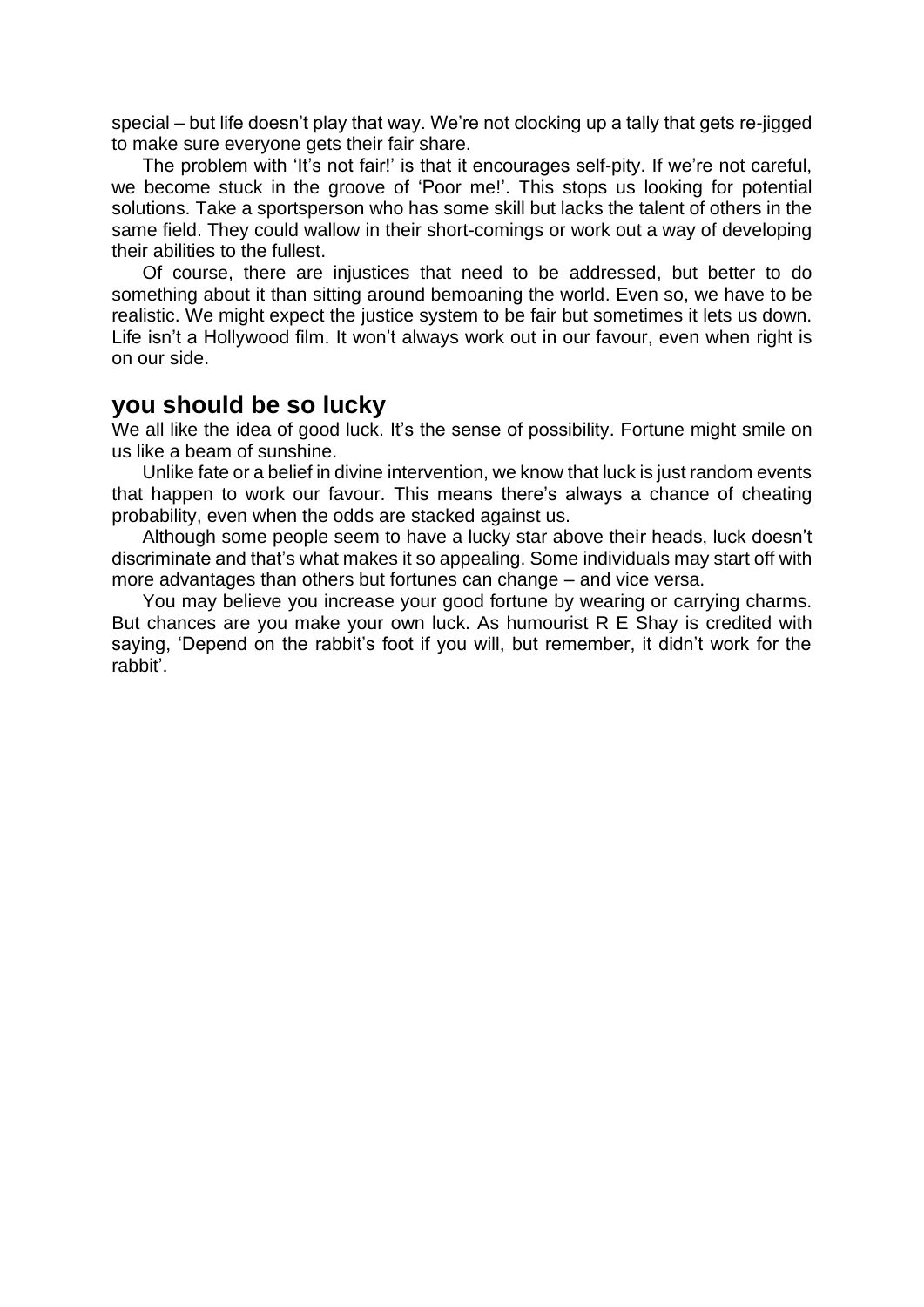special – but life doesn't play that way. We're not clocking up a tally that gets re-jigged to make sure everyone gets their fair share.

The problem with 'It's not fair!' is that it encourages self-pity. If we're not careful, we become stuck in the groove of 'Poor me!'. This stops us looking for potential solutions. Take a sportsperson who has some skill but lacks the talent of others in the same field. They could wallow in their short-comings or work out a way of developing their abilities to the fullest.

Of course, there are injustices that need to be addressed, but better to do something about it than sitting around bemoaning the world. Even so, we have to be realistic. We might expect the justice system to be fair but sometimes it lets us down. Life isn't a Hollywood film. It won't always work out in our favour, even when right is on our side.

## you should be so lucky

We all like the idea of good luck. It's the sense of possibility. Fortune might smile on us like a beam of sunshine.

Unlike fate or a belief in divine intervention, we know that luck is just random events that happen to work our favour. This means there's always a chance of cheating probability, even when the odds are stacked against us.

Although some people seem to have a lucky star above their heads, luck doesn't discriminate and that's what makes it so appealing. Some individuals may start off with more advantages than others but fortunes can change – and vice versa.

You may believe you increase your good fortune by wearing or carrying charms. But chances are you make your own luck. As humourist R E Shay is credited with saying, 'Depend on the rabbit's foot if you will, but remember, it didn't work for the rabbit'.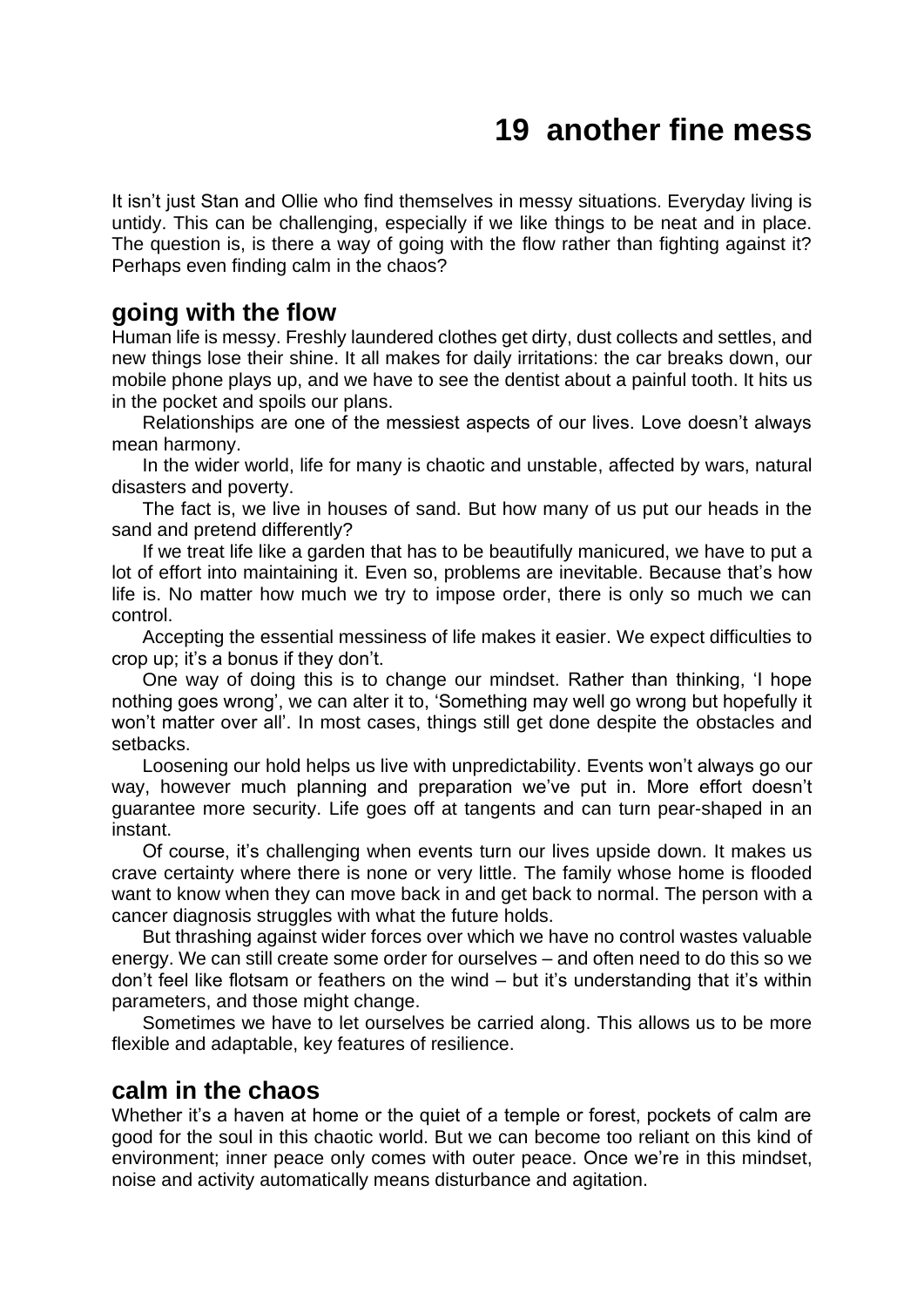# 19 another fine mess

It isn't just Stan and Ollie who find themselves in messy situations. Everyday living is untidy. This can be challenging, especially if we like things to be neat and in place. The question is, is there a way of going with the flow rather than fighting against it? Perhaps even finding calm in the chaos?

## going with the flow

Human life is messy. Freshly laundered clothes get dirty, dust collects and settles, and new things lose their shine. It all makes for daily irritations: the car breaks down, our mobile phone plays up, and we have to see the dentist about a painful tooth. It hits us in the pocket and spoils our plans.

Relationships are one of the messiest aspects of our lives. Love doesn't always mean harmony.

In the wider world, life for many is chaotic and unstable, affected by wars, natural disasters and poverty.

The fact is, we live in houses of sand. But how many of us put our heads in the sand and pretend differently?

If we treat life like a garden that has to be beautifully manicured, we have to put a lot of effort into maintaining it. Even so, problems are inevitable. Because that's how life is. No matter how much we try to impose order, there is only so much we can control.

Accepting the essential messiness of life makes it easier. We expect difficulties to crop up; it's a bonus if they don't.

One way of doing this is to change our mindset. Rather than thinking, 'I hope nothing goes wrong', we can alter it to, 'Something may well go wrong but hopefully it won't matter over all'. In most cases, things still get done despite the obstacles and setbacks.

Loosening our hold helps us live with unpredictability. Events won't always go our way, however much planning and preparation we've put in. More effort doesn't guarantee more security. Life goes off at tangents and can turn pear-shaped in an instant.

Of course, it's challenging when events turn our lives upside down. It makes us crave certainty where there is none or very little. The family whose home is flooded want to know when they can move back in and get back to normal. The person with a cancer diagnosis struggles with what the future holds.

But thrashing against wider forces over which we have no control wastes valuable energy. We can still create some order for ourselves – and often need to do this so we don't feel like flotsam or feathers on the wind – but it's understanding that it's within parameters, and those might change.

Sometimes we have to let ourselves be carried along. This allows us to be more flexible and adaptable, key features of resilience.

## calm in the chaos

Whether it's a haven at home or the quiet of a temple or forest, pockets of calm are good for the soul in this chaotic world. But we can become too reliant on this kind of environment; inner peace only comes with outer peace. Once we're in this mindset, noise and activity automatically means disturbance and agitation.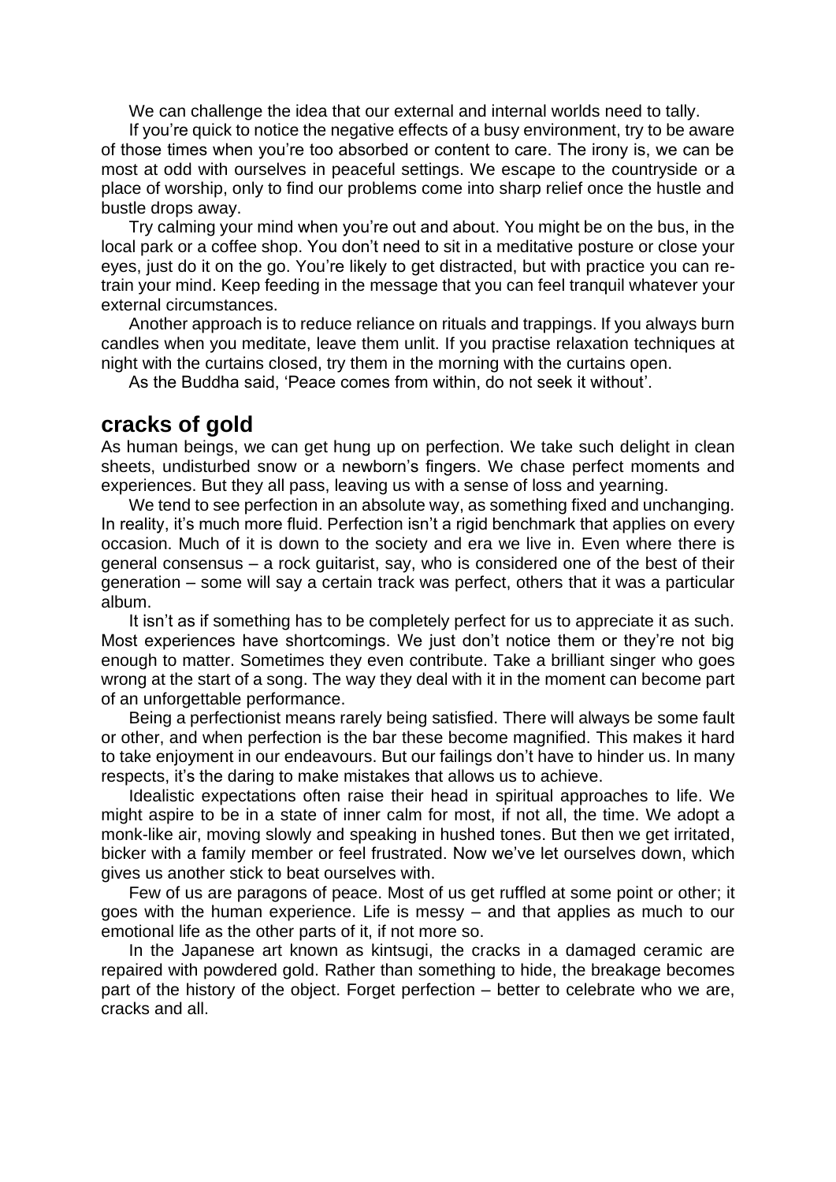We can challenge the idea that our external and internal worlds need to tally.

If you're quick to notice the negative effects of a busy environment, try to be aware of those times when you're too absorbed or content to care. The irony is, we can be most at odd with ourselves in peaceful settings. We escape to the countryside or a place of worship, only to find our problems come into sharp relief once the hustle and bustle drops away.

Try calming your mind when you're out and about. You might be on the bus, in the local park or a coffee shop. You don't need to sit in a meditative posture or close your eyes, just do it on the go. You're likely to get distracted, but with practice you can re-train your mind. Keep feeding in the message that you can feel tranquil whatever your external circumstances.

Another approach is to reduce reliance on rituals and trappings. If you always burn candles when you meditate, leave them unlit. If you practise relaxation techniques at night with the curtains closed, try them in the morning with the curtains open.

As the Buddha said, 'Peace comes from within, do not seek it without'.

## cracks of gold

As human beings, we can get hung up on perfection. We take such delight in clean sheets, undisturbed snow or a newborn's fingers. We chase perfect moments and experiences. But they all pass, leaving us with a sense of loss and yearning.

We tend to see perfection in an absolute way, as something fixed and unchanging. In reality, it's much more fluid. Perfection isn't a rigid benchmark that applies on every occasion. Much of it is down to the society and era we live in. Even where there is general consensus – a rock guitarist, say, who is considered one of the best of their generation – some will say a certain track was perfect, others that it was a particular album.

It isn't as if something has to be completely perfect for us to appreciate it as such. Most experiences have shortcomings. We just don't notice them or they're not big enough to matter. Sometimes they even contribute. Take a brilliant singer who goes wrong at the start of a song. The way they deal with it in the moment can become part of an unforgettable performance.

Being a perfectionist means rarely being satisfied. There will always be some fault or other, and when perfection is the bar these become magnified. This makes it hard to take enjoyment in our endeavours. But our failings don't have to hinder us. In many respects, it's the daring to make mistakes that allows us to achieve.

Idealistic expectations often raise their head in spiritual approaches to life. We might aspire to be in a state of inner calm for most, if not all, the time. We adopt a monk-like air, moving slowly and speaking in hushed tones. But then we get irritated, bicker with a family member or feel frustrated. Now we've let ourselves down, which gives us another stick to beat ourselves with.

Few of us are paragons of peace. Most of us get ruffled at some point or other; it goes with the human experience. Life is messy – and that applies as much to our emotional life as the other parts of it, if not more so.

In the Japanese art known as kintsugi, the cracks in a damaged ceramic are repaired with powdered gold. Rather than something to hide, the breakage becomes part of the history of the object. Forget perfection – better to celebrate who we are, cracks and all.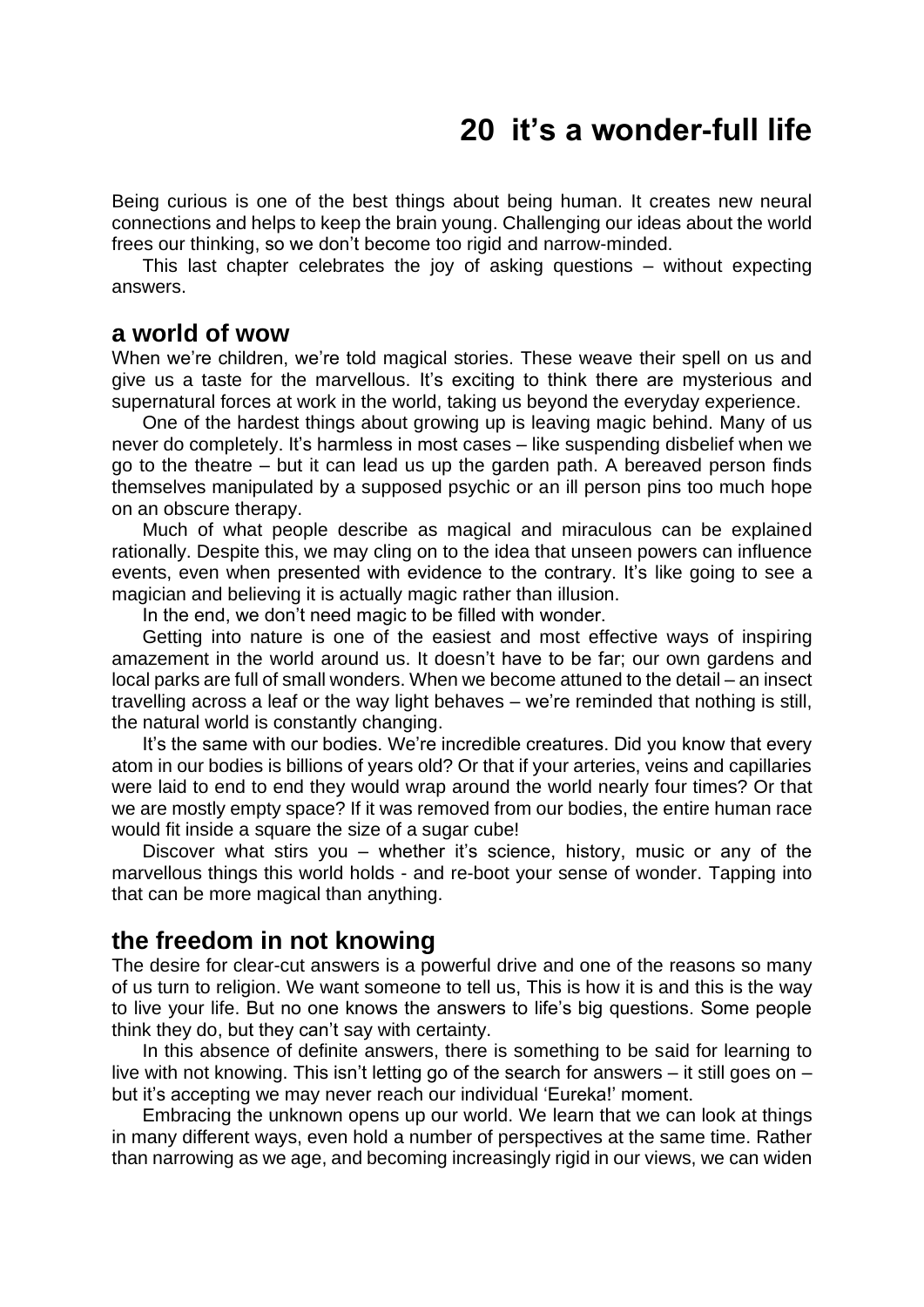# 20 it's a wonder-full life

Being curious is one of the best things about being human. It creates new neural connections and helps to keep the brain young. Challenging our ideas about the world frees our thinking, so we don't become too rigid and narrow-minded.

This last chapter celebrates the joy of asking questions – without expecting answers.

## a world of wow

When we're children, we're told magical stories. These weave their spell on us and give us a taste for the marvellous. It's exciting to think there are mysterious and supernatural forces at work in the world, taking us beyond the everyday experience.

One of the hardest things about growing up is leaving magic behind. Many of us never do completely. It's harmless in most cases – like suspending disbelief when we go to the theatre – but it can lead us up the garden path. A bereaved person finds themselves manipulated by a supposed psychic or an ill person pins too much hope on an obscure therapy.

Much of what people describe as magical and miraculous can be explained rationally. Despite this, we may cling on to the idea that unseen powers can influence events, even when presented with evidence to the contrary. It's like going to see a magician and believing it is actually magic rather than illusion.

In the end, we don't need magic to be filled with wonder.

Getting into nature is one of the easiest and most effective ways of inspiring amazement in the world around us. It doesn't have to be far; our own gardens and local parks are full of small wonders. When we become attuned to the detail – an insect travelling across a leaf or the way light behaves – we're reminded that nothing is still, the natural world is constantly changing.

It's the same with our bodies. We're incredible creatures. Did you know that every atom in our bodies is billions of years old? Or that if your arteries, veins and capillaries were laid to end to end they would wrap around the world nearly four times? Or that we are mostly empty space? If it was removed from our bodies, the entire human race would fit inside a square the size of a sugar cube!

Discover what stirs you – whether it's science, history, music or any of the marvellous things this world holds - and re-boot your sense of wonder. Tapping into that can be more magical than anything.

## the freedom in not knowing

The desire for clear-cut answers is a powerful drive and one of the reasons so many of us turn to religion. We want someone to tell us, This is how it is and this is the way to live your life. But no one knows the answers to life's big questions. Some people think they do, but they can't say with certainty.

In this absence of definite answers, there is something to be said for learning to live with not knowing. This isn't letting go of the search for answers – it still goes on – but it's accepting we may never reach our individual 'Eureka!' moment.

Embracing the unknown opens up our world. We learn that we can look at things in many different ways, even hold a number of perspectives at the same time. Rather than narrowing as we age, and becoming increasingly rigid in our views, we can widen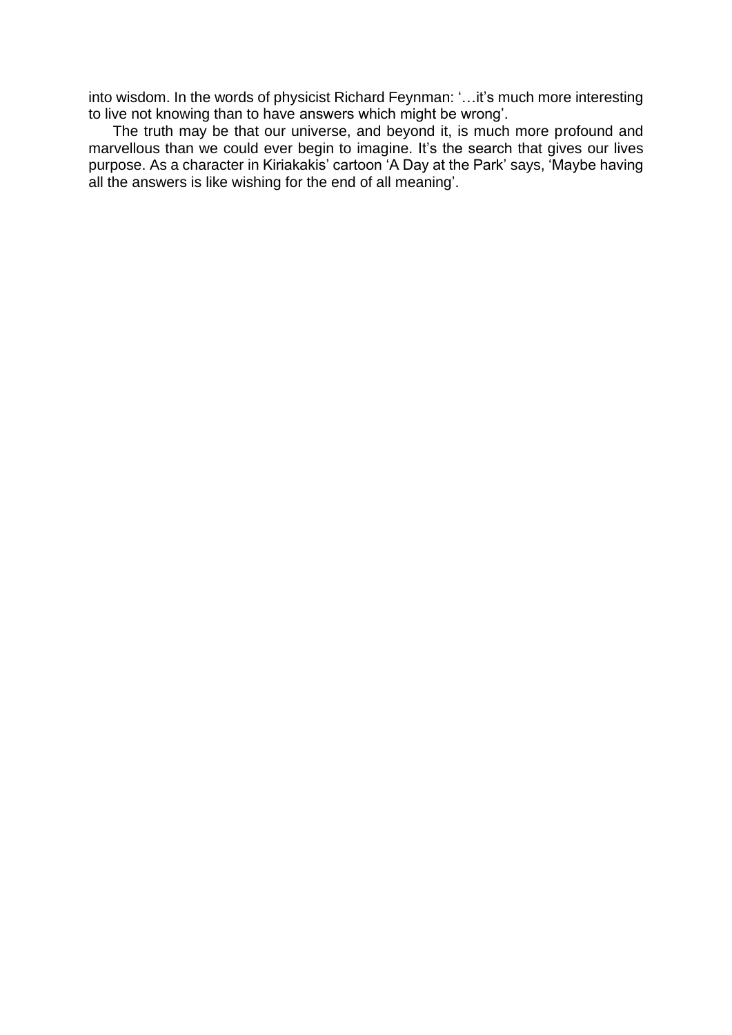into wisdom. In the words of physicist Richard Feynman: '…it's much more interesting to live not knowing than to have answers which might be wrong'.

The truth may be that our universe, and beyond it, is much more profound and marvellous than we could ever begin to imagine. It's the search that gives our lives purpose. As a character in Kiriakakis' cartoon 'A Day at the Park' says, 'Maybe having all the answers is like wishing for the end of all meaning'.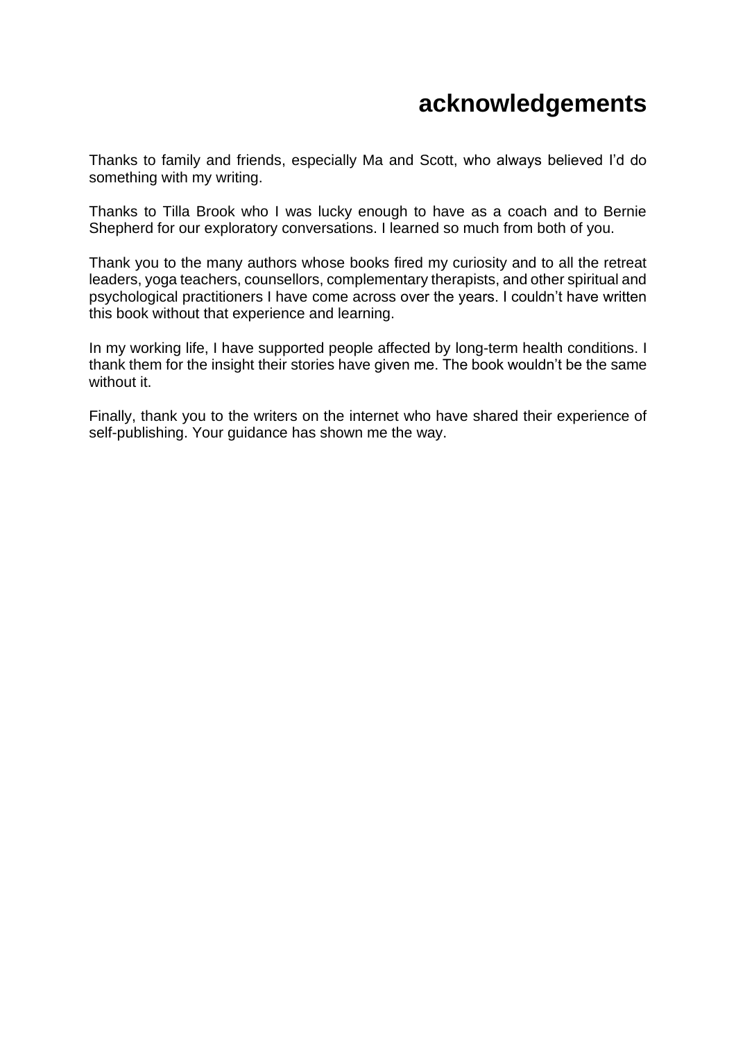# acknowledgements

Thanks to family and friends, especially Ma and Scott, who always believed I'd do something with my writing.

Thanks to Tilla Brook who I was lucky enough to have as a coach and to Bernie Shepherd for our exploratory conversations. I learned so much from both of you.

Thank you to the many authors whose books fired my curiosity and to all the retreat leaders, yoga teachers, counsellors, complementary therapists, and other spiritual and psychological practitioners I have come across over the years. I couldn't have written this book without that experience and learning.

In my working life, I have supported people affected by long-term health conditions. I thank them for the insight their stories have given me. The book wouldn't be the same without it.

Finally, thank you to the writers on the internet who have shared their experience of self-publishing. Your guidance has shown me the way.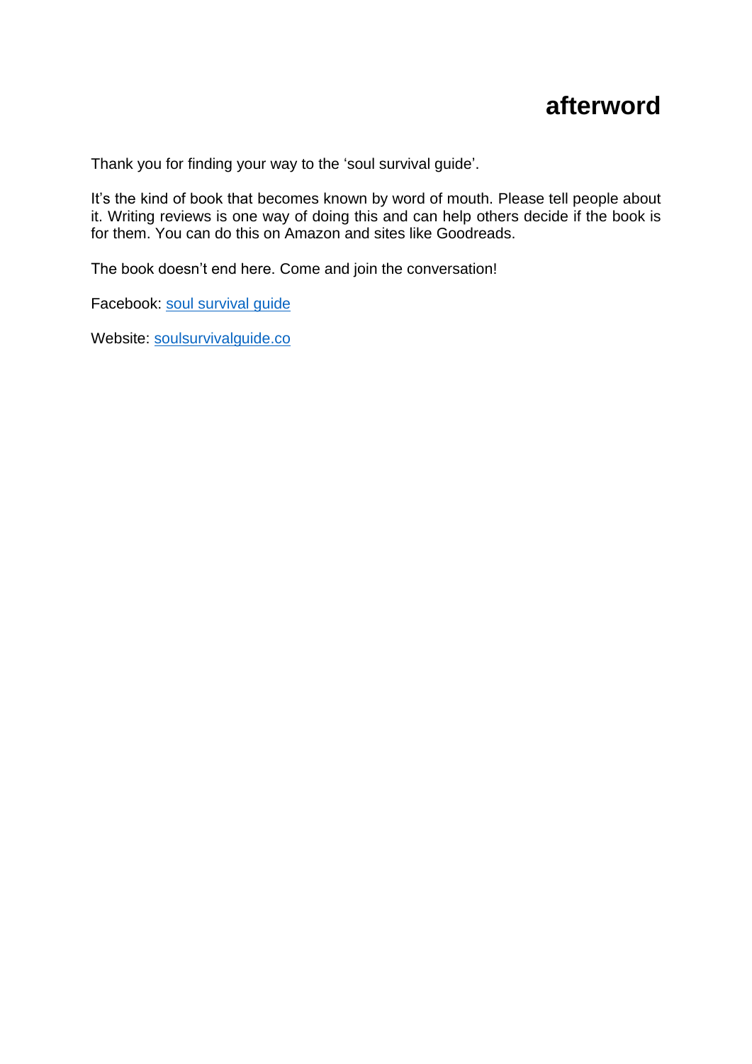# afterword

Thank you for finding your way to the 'soul survival guide'.

It's the kind of book that becomes known by word of mouth. Please tell people about it. Writing reviews is one way of doing this and can help others decide if the book is for them. You can do this on Amazon and sites like Goodreads.

The book doesn't end here. Come and join the conversation!

Facebook: soul survival guide

Website: soulsurvivalguide.co